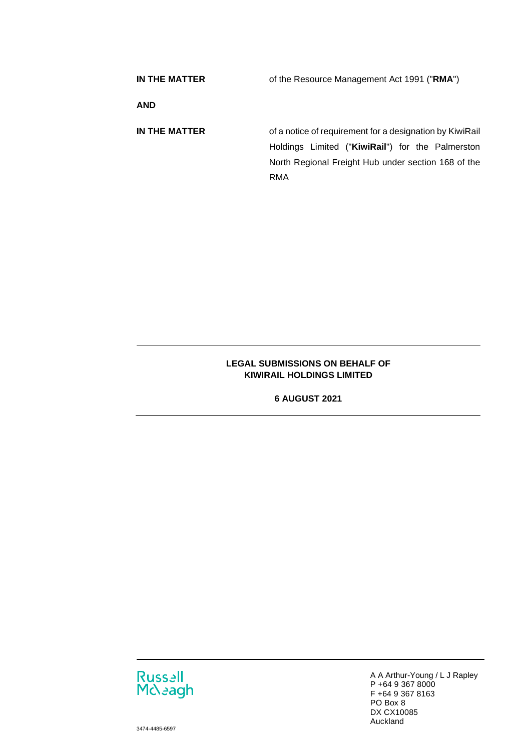| | |
|---|---|
| **IN THE MATTER** | of the Resource Management Act 1991 ("**RMA**") |
| **AND** | |
| **IN THE MATTER** | of a notice of requirement for a designation by KiwiRail Holdings Limited ("**KiwiRail**") for the Palmerston North Regional Freight Hub under section 168 of the RMA |

---

**LEGAL SUBMISSIONS ON BEHALF OF KIWIRAIL HOLDINGS LIMITED**

**6 AUGUST 2021**

---

Russell McVeagh

A A Arthur-Young / L J Rapley
P +64 9 367 8000
F +64 9 367 8163
PO Box 8
DX CX10085
Auckland

3474-4485-6597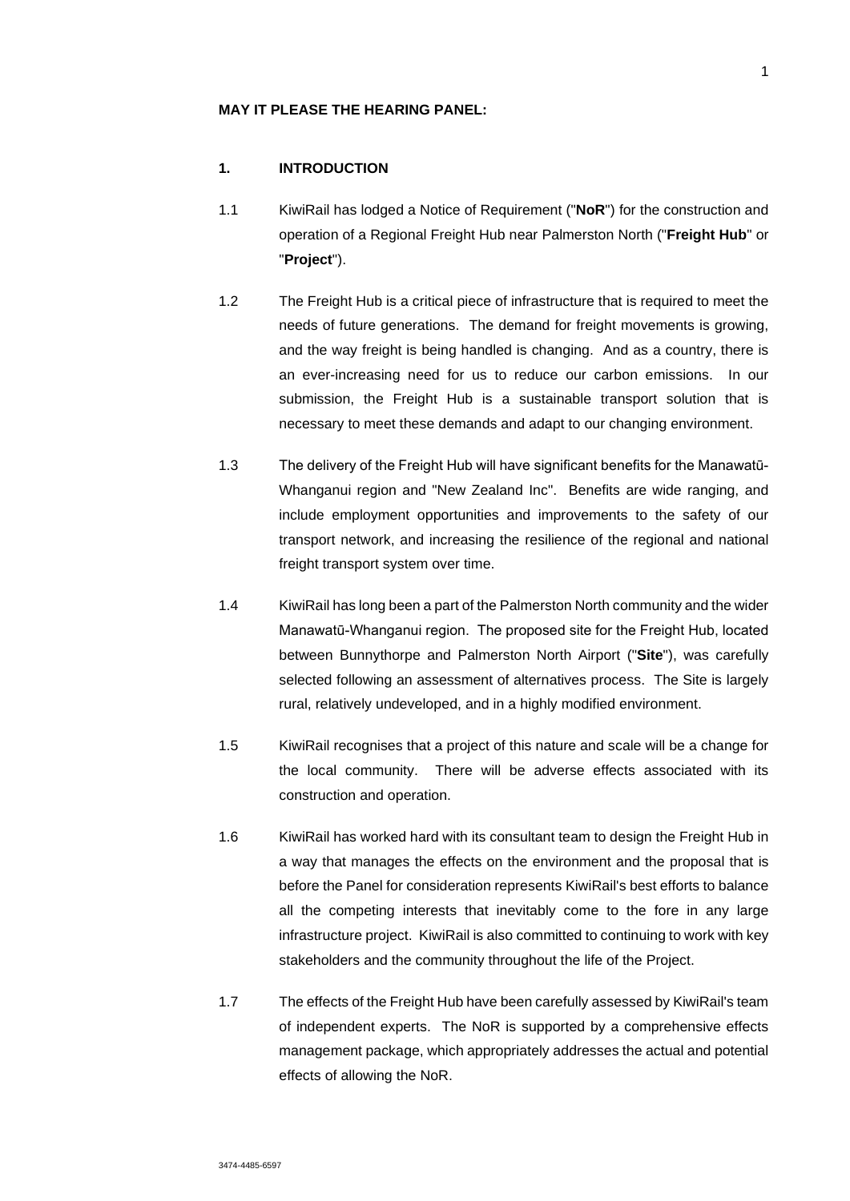**MAY IT PLEASE THE HEARING PANEL:**

## 1. INTRODUCTION

1.1 KiwiRail has lodged a Notice of Requirement ("**NoR**") for the construction and operation of a Regional Freight Hub near Palmerston North ("**Freight Hub**" or "**Project**").

1.2 The Freight Hub is a critical piece of infrastructure that is required to meet the needs of future generations. The demand for freight movements is growing, and the way freight is being handled is changing. And as a country, there is an ever-increasing need for us to reduce our carbon emissions. In our submission, the Freight Hub is a sustainable transport solution that is necessary to meet these demands and adapt to our changing environment.

1.3 The delivery of the Freight Hub will have significant benefits for the Manawatū-Whanganui region and "New Zealand Inc". Benefits are wide ranging, and include employment opportunities and improvements to the safety of our transport network, and increasing the resilience of the regional and national freight transport system over time.

1.4 KiwiRail has long been a part of the Palmerston North community and the wider Manawatū-Whanganui region. The proposed site for the Freight Hub, located between Bunnythorpe and Palmerston North Airport ("**Site**"), was carefully selected following an assessment of alternatives process. The Site is largely rural, relatively undeveloped, and in a highly modified environment.

1.5 KiwiRail recognises that a project of this nature and scale will be a change for the local community. There will be adverse effects associated with its construction and operation.

1.6 KiwiRail has worked hard with its consultant team to design the Freight Hub in a way that manages the effects on the environment and the proposal that is before the Panel for consideration represents KiwiRail's best efforts to balance all the competing interests that inevitably come to the fore in any large infrastructure project. KiwiRail is also committed to continuing to work with key stakeholders and the community throughout the life of the Project.

1.7 The effects of the Freight Hub have been carefully assessed by KiwiRail's team of independent experts. The NoR is supported by a comprehensive effects management package, which appropriately addresses the actual and potential effects of allowing the NoR.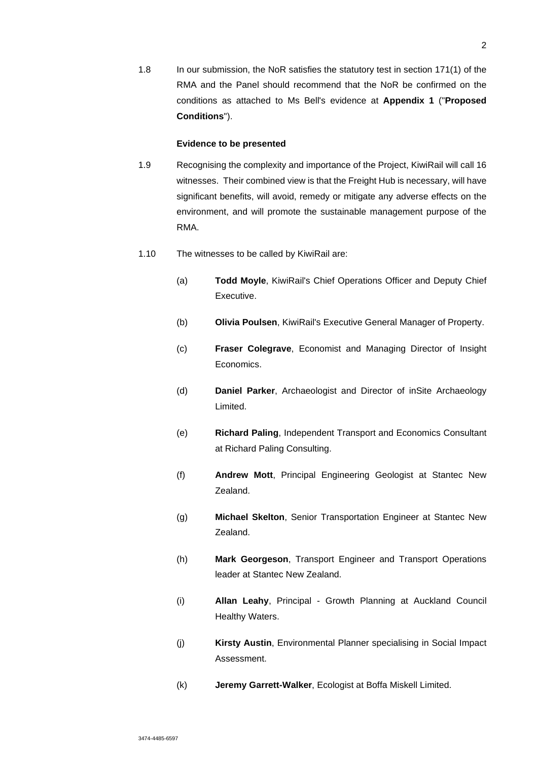1.8 In our submission, the NoR satisfies the statutory test in section 171(1) of the RMA and the Panel should recommend that the NoR be confirmed on the conditions as attached to Ms Bell's evidence at **Appendix 1** ("**Proposed Conditions**").

**Evidence to be presented**

1.9 Recognising the complexity and importance of the Project, KiwiRail will call 16 witnesses. Their combined view is that the Freight Hub is necessary, will have significant benefits, will avoid, remedy or mitigate any adverse effects on the environment, and will promote the sustainable management purpose of the RMA.

1.10 The witnesses to be called by KiwiRail are:

(a) **Todd Moyle**, KiwiRail's Chief Operations Officer and Deputy Chief Executive.

(b) **Olivia Poulsen**, KiwiRail's Executive General Manager of Property.

(c) **Fraser Colegrave**, Economist and Managing Director of Insight Economics.

(d) **Daniel Parker**, Archaeologist and Director of inSite Archaeology Limited.

(e) **Richard Paling**, Independent Transport and Economics Consultant at Richard Paling Consulting.

(f) **Andrew Mott**, Principal Engineering Geologist at Stantec New Zealand.

(g) **Michael Skelton**, Senior Transportation Engineer at Stantec New Zealand.

(h) **Mark Georgeson**, Transport Engineer and Transport Operations leader at Stantec New Zealand.

(i) **Allan Leahy**, Principal - Growth Planning at Auckland Council Healthy Waters.

(j) **Kirsty Austin**, Environmental Planner specialising in Social Impact Assessment.

(k) **Jeremy Garrett-Walker**, Ecologist at Boffa Miskell Limited.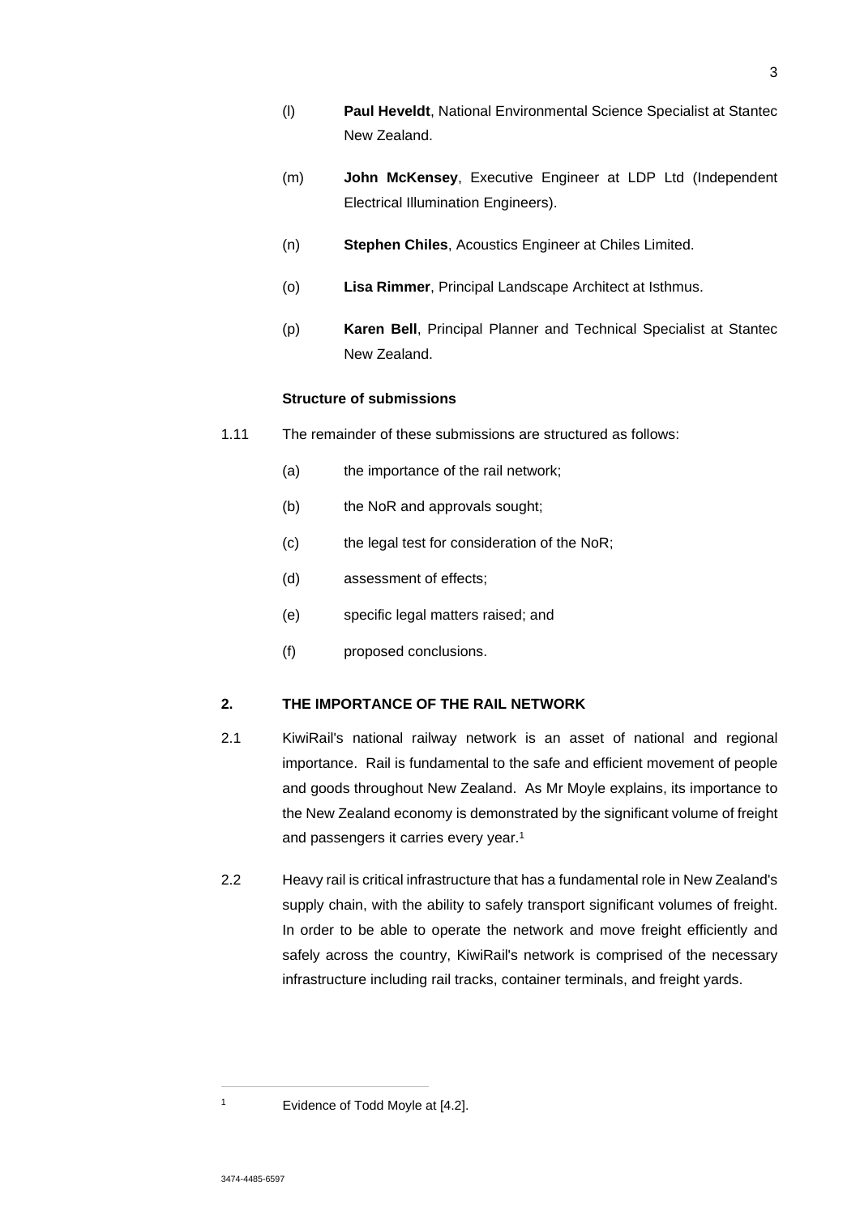(l) **Paul Heveldt**, National Environmental Science Specialist at Stantec New Zealand.

(m) **John McKensey**, Executive Engineer at LDP Ltd (Independent Electrical Illumination Engineers).

(n) **Stephen Chiles**, Acoustics Engineer at Chiles Limited.

(o) **Lisa Rimmer**, Principal Landscape Architect at Isthmus.

(p) **Karen Bell**, Principal Planner and Technical Specialist at Stantec New Zealand.

**Structure of submissions**

1.11 The remainder of these submissions are structured as follows:

(a) the importance of the rail network;

(b) the NoR and approvals sought;

(c) the legal test for consideration of the NoR;

(d) assessment of effects;

(e) specific legal matters raised; and

(f) proposed conclusions.

## 2. THE IMPORTANCE OF THE RAIL NETWORK

2.1 KiwiRail's national railway network is an asset of national and regional importance. Rail is fundamental to the safe and efficient movement of people and goods throughout New Zealand. As Mr Moyle explains, its importance to the New Zealand economy is demonstrated by the significant volume of freight and passengers it carries every year.[1]

2.2 Heavy rail is critical infrastructure that has a fundamental role in New Zealand's supply chain, with the ability to safely transport significant volumes of freight. In order to be able to operate the network and move freight efficiently and safely across the country, KiwiRail's network is comprised of the necessary infrastructure including rail tracks, container terminals, and freight yards.

---

[1] Evidence of Todd Moyle at [4.2].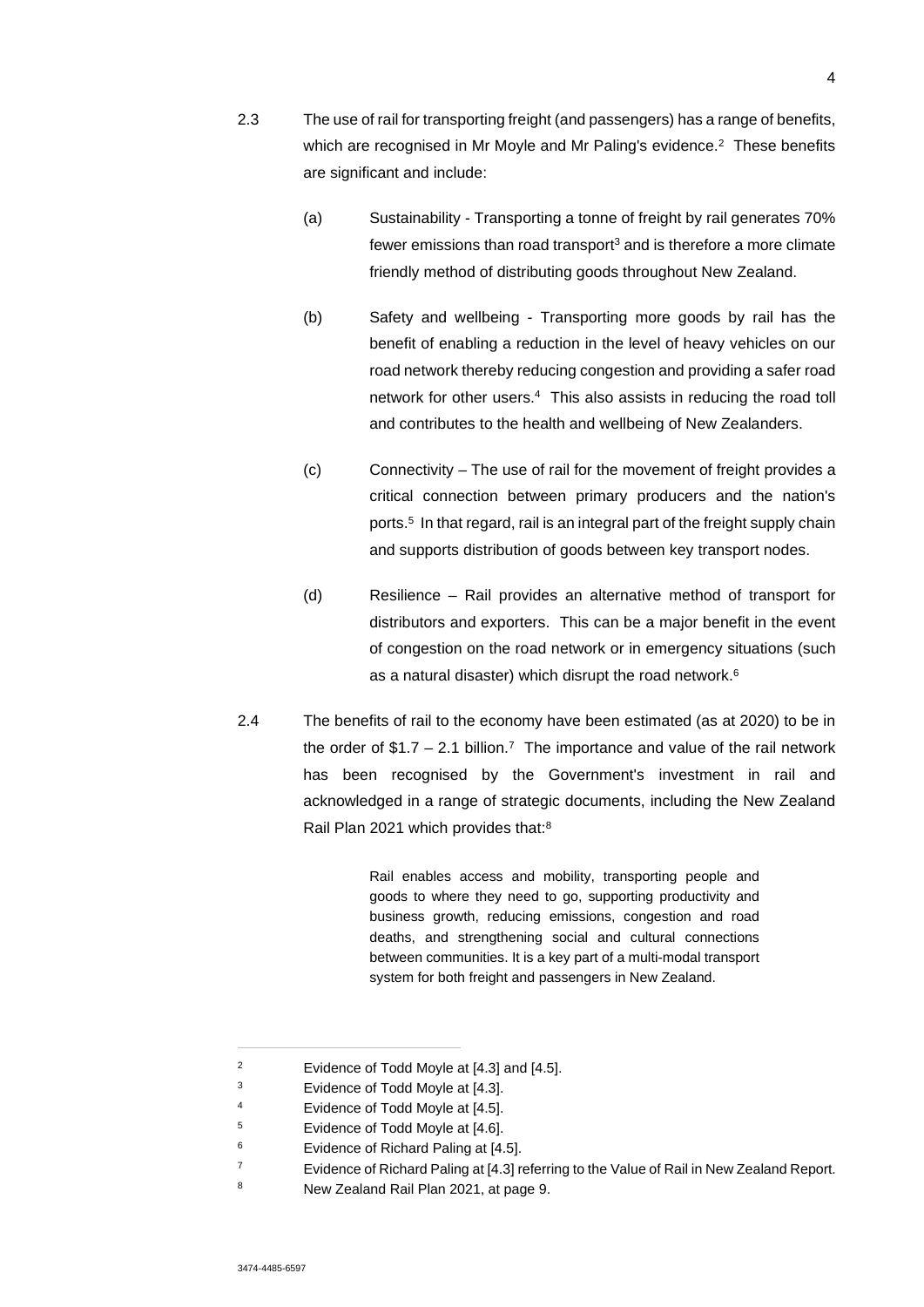2.3 The use of rail for transporting freight (and passengers) has a range of benefits, which are recognised in Mr Moyle and Mr Paling's evidence.[2] These benefits are significant and include:

(a) Sustainability - Transporting a tonne of freight by rail generates 70% fewer emissions than road transport[3] and is therefore a more climate friendly method of distributing goods throughout New Zealand.

(b) Safety and wellbeing - Transporting more goods by rail has the benefit of enabling a reduction in the level of heavy vehicles on our road network thereby reducing congestion and providing a safer road network for other users.[4] This also assists in reducing the road toll and contributes to the health and wellbeing of New Zealanders.

(c) Connectivity – The use of rail for the movement of freight provides a critical connection between primary producers and the nation's ports.[5] In that regard, rail is an integral part of the freight supply chain and supports distribution of goods between key transport nodes.

(d) Resilience – Rail provides an alternative method of transport for distributors and exporters. This can be a major benefit in the event of congestion on the road network or in emergency situations (such as a natural disaster) which disrupt the road network.[6]

2.4 The benefits of rail to the economy have been estimated (as at 2020) to be in the order of $1.7 – 2.1 billion.[7] The importance and value of the rail network has been recognised by the Government's investment in rail and acknowledged in a range of strategic documents, including the New Zealand Rail Plan 2021 which provides that:[8]

> Rail enables access and mobility, transporting people and goods to where they need to go, supporting productivity and business growth, reducing emissions, congestion and road deaths, and strengthening social and cultural connections between communities. It is a key part of a multi-modal transport system for both freight and passengers in New Zealand.

---

[2] Evidence of Todd Moyle at [4.3] and [4.5].

[3] Evidence of Todd Moyle at [4.3].

[4] Evidence of Todd Moyle at [4.5].

[5] Evidence of Todd Moyle at [4.6].

[6] Evidence of Richard Paling at [4.5].

[7] Evidence of Richard Paling at [4.3] referring to the Value of Rail in New Zealand Report.

[8] New Zealand Rail Plan 2021, at page 9.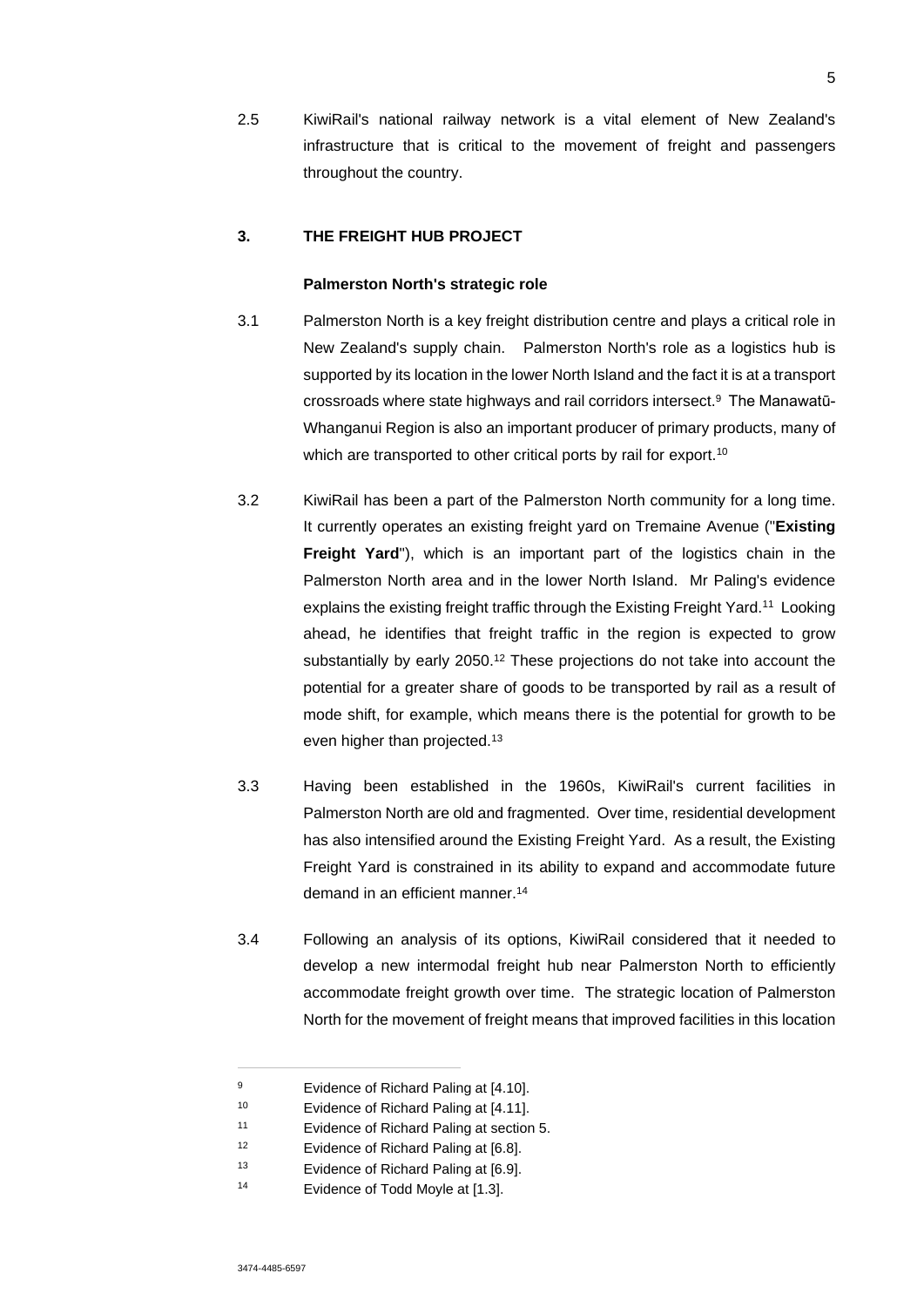2.5 KiwiRail's national railway network is a vital element of New Zealand's infrastructure that is critical to the movement of freight and passengers throughout the country.

## 3. THE FREIGHT HUB PROJECT

### Palmerston North's strategic role

3.1 Palmerston North is a key freight distribution centre and plays a critical role in New Zealand's supply chain. Palmerston North's role as a logistics hub is supported by its location in the lower North Island and the fact it is at a transport crossroads where state highways and rail corridors intersect.[9] The Manawatū-Whanganui Region is also an important producer of primary products, many of which are transported to other critical ports by rail for export.[10]

3.2 KiwiRail has been a part of the Palmerston North community for a long time. It currently operates an existing freight yard on Tremaine Avenue ("**Existing Freight Yard**"), which is an important part of the logistics chain in the Palmerston North area and in the lower North Island. Mr Paling's evidence explains the existing freight traffic through the Existing Freight Yard.[11] Looking ahead, he identifies that freight traffic in the region is expected to grow substantially by early 2050.[12] These projections do not take into account the potential for a greater share of goods to be transported by rail as a result of mode shift, for example, which means there is the potential for growth to be even higher than projected.[13]

3.3 Having been established in the 1960s, KiwiRail's current facilities in Palmerston North are old and fragmented. Over time, residential development has also intensified around the Existing Freight Yard. As a result, the Existing Freight Yard is constrained in its ability to expand and accommodate future demand in an efficient manner.[14]

3.4 Following an analysis of its options, KiwiRail considered that it needed to develop a new intermodal freight hub near Palmerston North to efficiently accommodate freight growth over time. The strategic location of Palmerston North for the movement of freight means that improved facilities in this location

---

[9] Evidence of Richard Paling at [4.10].

[10] Evidence of Richard Paling at [4.11].

[11] Evidence of Richard Paling at section 5.

[12] Evidence of Richard Paling at [6.8].

[13] Evidence of Richard Paling at [6.9].

[14] Evidence of Todd Moyle at [1.3].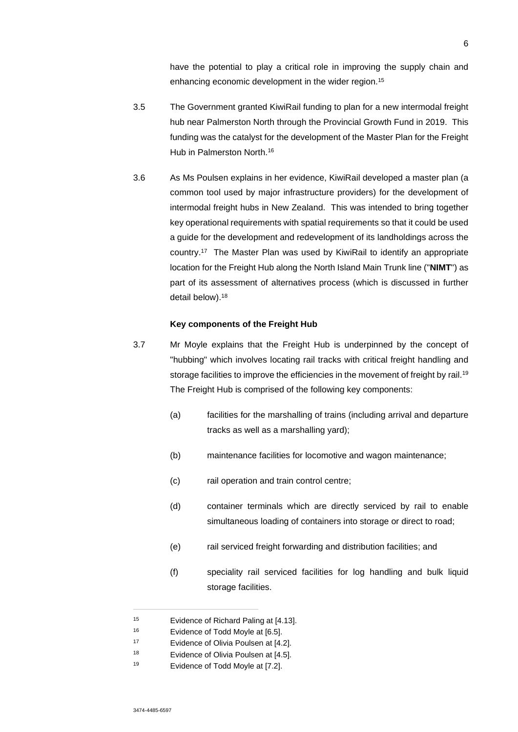have the potential to play a critical role in improving the supply chain and enhancing economic development in the wider region.[15]

3.5 The Government granted KiwiRail funding to plan for a new intermodal freight hub near Palmerston North through the Provincial Growth Fund in 2019. This funding was the catalyst for the development of the Master Plan for the Freight Hub in Palmerston North.[16]

3.6 As Ms Poulsen explains in her evidence, KiwiRail developed a master plan (a common tool used by major infrastructure providers) for the development of intermodal freight hubs in New Zealand. This was intended to bring together key operational requirements with spatial requirements so that it could be used a guide for the development and redevelopment of its landholdings across the country.[17] The Master Plan was used by KiwiRail to identify an appropriate location for the Freight Hub along the North Island Main Trunk line ("**NIMT**") as part of its assessment of alternatives process (which is discussed in further detail below).[18]

**Key components of the Freight Hub**

3.7 Mr Moyle explains that the Freight Hub is underpinned by the concept of "hubbing" which involves locating rail tracks with critical freight handling and storage facilities to improve the efficiencies in the movement of freight by rail.[19] The Freight Hub is comprised of the following key components:

(a) facilities for the marshalling of trains (including arrival and departure tracks as well as a marshalling yard);

(b) maintenance facilities for locomotive and wagon maintenance;

(c) rail operation and train control centre;

(d) container terminals which are directly serviced by rail to enable simultaneous loading of containers into storage or direct to road;

(e) rail serviced freight forwarding and distribution facilities; and

(f) speciality rail serviced facilities for log handling and bulk liquid storage facilities.

---

[15] Evidence of Richard Paling at [4.13].

[16] Evidence of Todd Moyle at [6.5].

[17] Evidence of Olivia Poulsen at [4.2].

[18] Evidence of Olivia Poulsen at [4.5].

[19] Evidence of Todd Moyle at [7.2].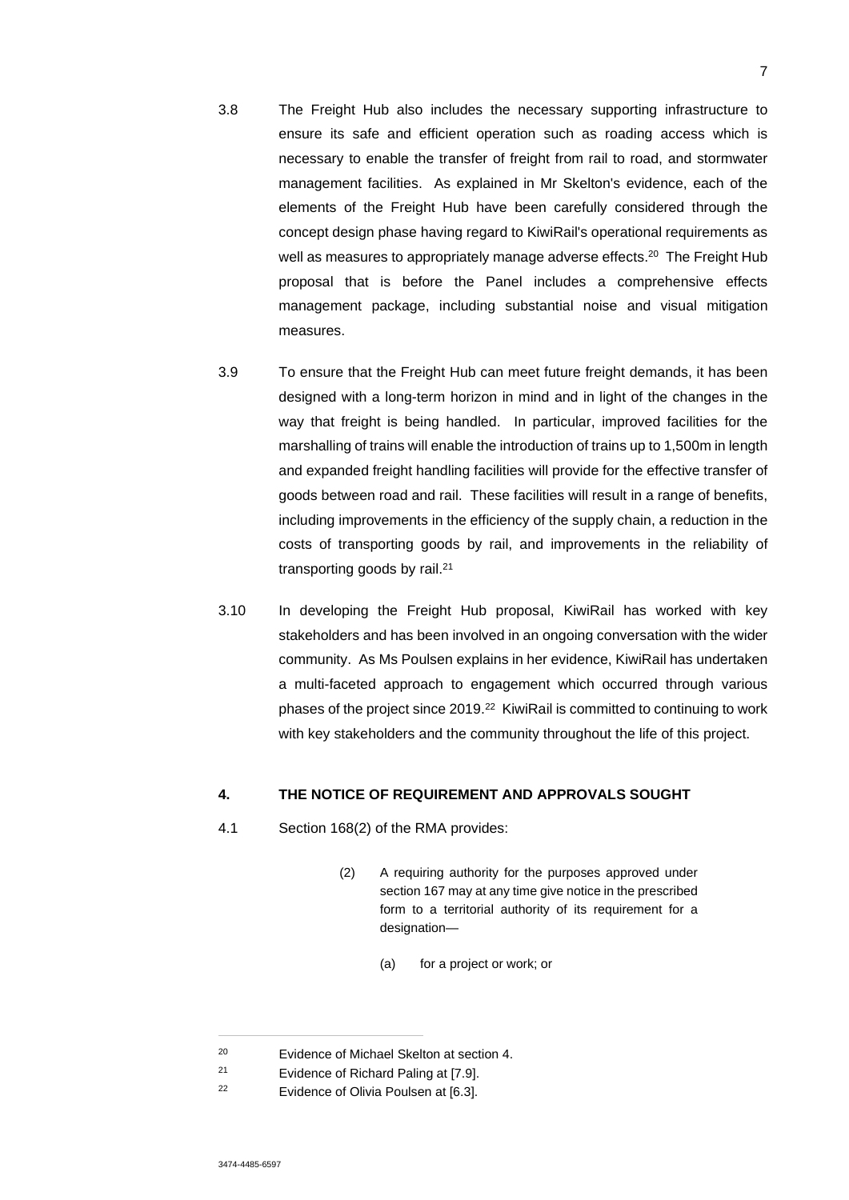3.8 The Freight Hub also includes the necessary supporting infrastructure to ensure its safe and efficient operation such as roading access which is necessary to enable the transfer of freight from rail to road, and stormwater management facilities. As explained in Mr Skelton's evidence, each of the elements of the Freight Hub have been carefully considered through the concept design phase having regard to KiwiRail's operational requirements as well as measures to appropriately manage adverse effects.[20] The Freight Hub proposal that is before the Panel includes a comprehensive effects management package, including substantial noise and visual mitigation measures.

3.9 To ensure that the Freight Hub can meet future freight demands, it has been designed with a long-term horizon in mind and in light of the changes in the way that freight is being handled. In particular, improved facilities for the marshalling of trains will enable the introduction of trains up to 1,500m in length and expanded freight handling facilities will provide for the effective transfer of goods between road and rail. These facilities will result in a range of benefits, including improvements in the efficiency of the supply chain, a reduction in the costs of transporting goods by rail, and improvements in the reliability of transporting goods by rail.[21]

3.10 In developing the Freight Hub proposal, KiwiRail has worked with key stakeholders and has been involved in an ongoing conversation with the wider community. As Ms Poulsen explains in her evidence, KiwiRail has undertaken a multi-faceted approach to engagement which occurred through various phases of the project since 2019.[22] KiwiRail is committed to continuing to work with key stakeholders and the community throughout the life of this project.

## 4. THE NOTICE OF REQUIREMENT AND APPROVALS SOUGHT

4.1 Section 168(2) of the RMA provides:

> (2) A requiring authority for the purposes approved under section 167 may at any time give notice in the prescribed form to a territorial authority of its requirement for a designation—
>
> (a) for a project or work; or

---

20 Evidence of Michael Skelton at section 4.

21 Evidence of Richard Paling at [7.9].

22 Evidence of Olivia Poulsen at [6.3].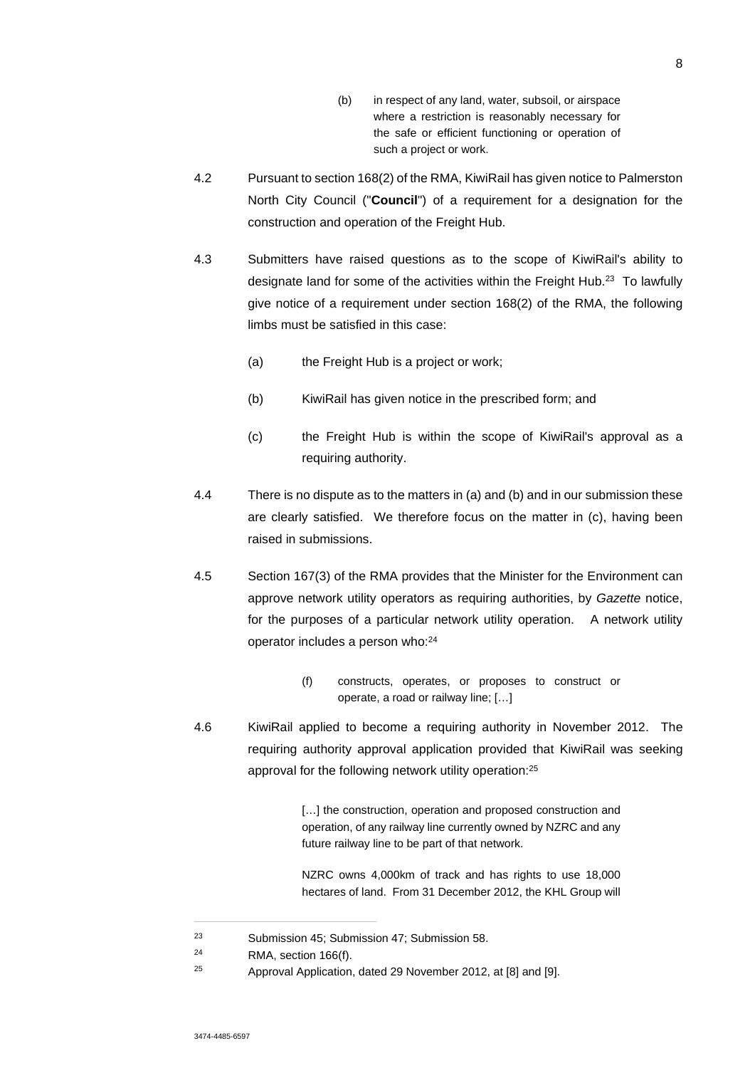> (b) in respect of any land, water, subsoil, or airspace where a restriction is reasonably necessary for the safe or efficient functioning or operation of such a project or work.

4.2 Pursuant to section 168(2) of the RMA, KiwiRail has given notice to Palmerston North City Council ("**Council**") of a requirement for a designation for the construction and operation of the Freight Hub.

4.3 Submitters have raised questions as to the scope of KiwiRail's ability to designate land for some of the activities within the Freight Hub.[23] To lawfully give notice of a requirement under section 168(2) of the RMA, the following limbs must be satisfied in this case:

(a) the Freight Hub is a project or work;

(b) KiwiRail has given notice in the prescribed form; and

(c) the Freight Hub is within the scope of KiwiRail's approval as a requiring authority.

4.4 There is no dispute as to the matters in (a) and (b) and in our submission these are clearly satisfied. We therefore focus on the matter in (c), having been raised in submissions.

4.5 Section 167(3) of the RMA provides that the Minister for the Environment can approve network utility operators as requiring authorities, by *Gazette* notice, for the purposes of a particular network utility operation. A network utility operator includes a person who:[24]

> (f) constructs, operates, or proposes to construct or operate, a road or railway line; […]

4.6 KiwiRail applied to become a requiring authority in November 2012. The requiring authority approval application provided that KiwiRail was seeking approval for the following network utility operation:[25]

> […] the construction, operation and proposed construction and operation, of any railway line currently owned by NZRC and any future railway line to be part of that network.
>
> NZRC owns 4,000km of track and has rights to use 18,000 hectares of land. From 31 December 2012, the KHL Group will

---

[23] Submission 45; Submission 47; Submission 58.

[24] RMA, section 166(f).

[25] Approval Application, dated 29 November 2012, at [8] and [9].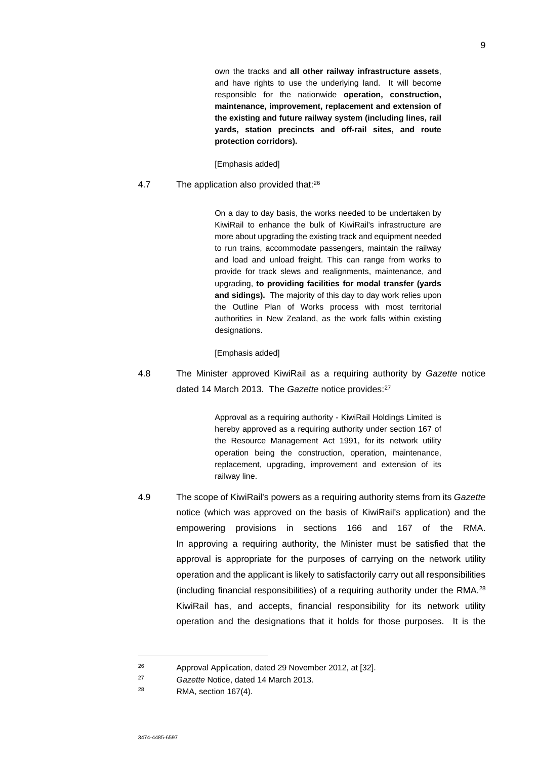> own the tracks and **all other railway infrastructure assets**, and have rights to use the underlying land. It will become responsible for the nationwide **operation, construction, maintenance, improvement, replacement and extension of the existing and future railway system (including lines, rail yards, station precincts and off-rail sites, and route protection corridors).**
>
> [Emphasis added]

4.7 The application also provided that:[26]

> On a day to day basis, the works needed to be undertaken by KiwiRail to enhance the bulk of KiwiRail's infrastructure are more about upgrading the existing track and equipment needed to run trains, accommodate passengers, maintain the railway and load and unload freight. This can range from works to provide for track slews and realignments, maintenance, and upgrading, **to providing facilities for modal transfer (yards and sidings).** The majority of this day to day work relies upon the Outline Plan of Works process with most territorial authorities in New Zealand, as the work falls within existing designations.
>
> [Emphasis added]

4.8 The Minister approved KiwiRail as a requiring authority by *Gazette* notice dated 14 March 2013. The *Gazette* notice provides:[27]

> Approval as a requiring authority - KiwiRail Holdings Limited is hereby approved as a requiring authority under section 167 of the Resource Management Act 1991, for its network utility operation being the construction, operation, maintenance, replacement, upgrading, improvement and extension of its railway line.

4.9 The scope of KiwiRail's powers as a requiring authority stems from its *Gazette* notice (which was approved on the basis of KiwiRail's application) and the empowering provisions in sections 166 and 167 of the RMA. In approving a requiring authority, the Minister must be satisfied that the approval is appropriate for the purposes of carrying on the network utility operation and the applicant is likely to satisfactorily carry out all responsibilities (including financial responsibilities) of a requiring authority under the RMA.[28] KiwiRail has, and accepts, financial responsibility for its network utility operation and the designations that it holds for those purposes. It is the

---

[26] Approval Application, dated 29 November 2012, at [32].

[27] *Gazette* Notice, dated 14 March 2013.

[28] RMA, section 167(4).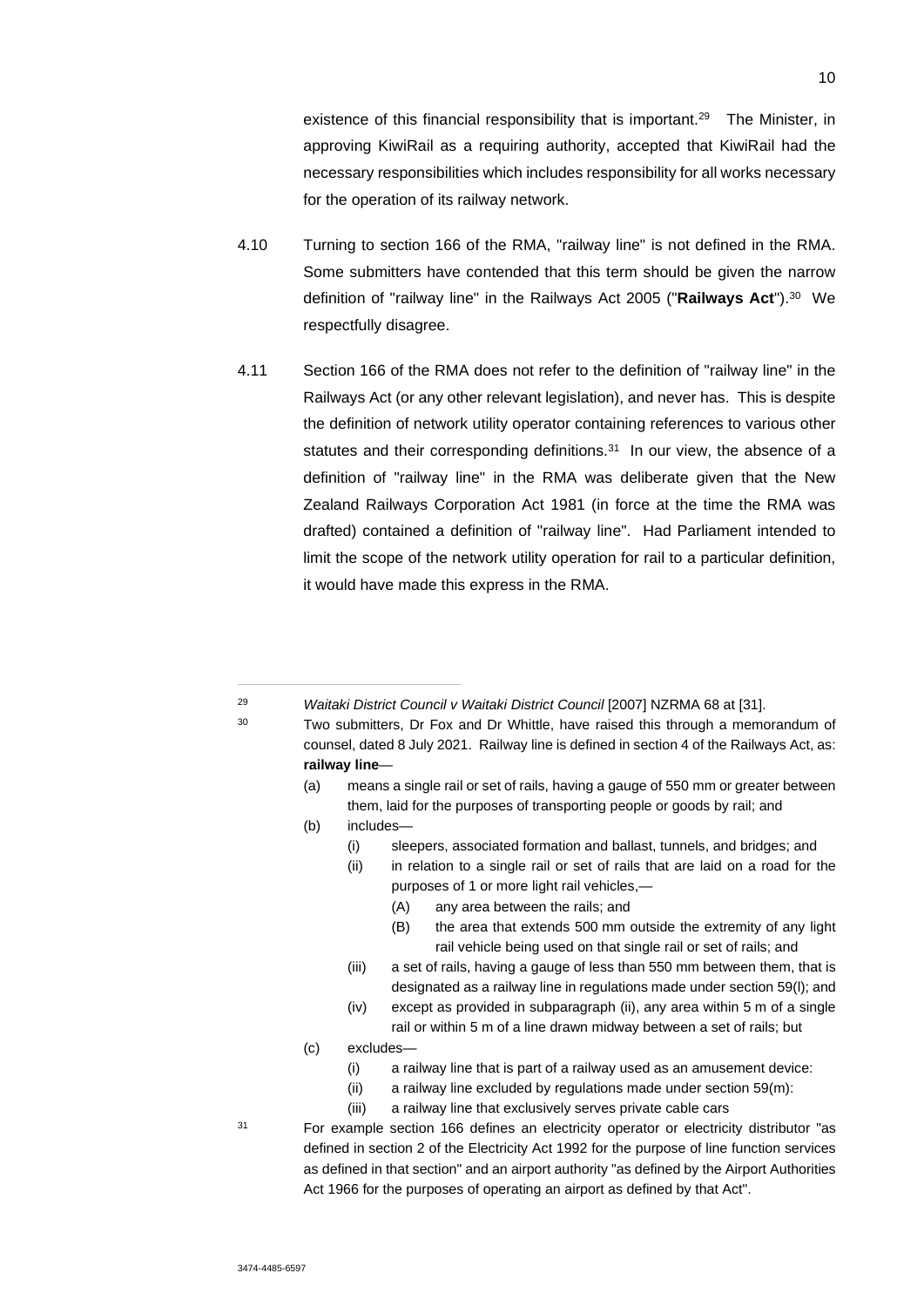existence of this financial responsibility that is important.[29] The Minister, in approving KiwiRail as a requiring authority, accepted that KiwiRail had the necessary responsibilities which includes responsibility for all works necessary for the operation of its railway network.

4.10 Turning to section 166 of the RMA, "railway line" is not defined in the RMA. Some submitters have contended that this term should be given the narrow definition of "railway line" in the Railways Act 2005 ("**Railways Act**").[30] We respectfully disagree.

4.11 Section 166 of the RMA does not refer to the definition of "railway line" in the Railways Act (or any other relevant legislation), and never has. This is despite the definition of network utility operator containing references to various other statutes and their corresponding definitions.[31] In our view, the absence of a definition of "railway line" in the RMA was deliberate given that the New Zealand Railways Corporation Act 1981 (in force at the time the RMA was drafted) contained a definition of "railway line". Had Parliament intended to limit the scope of the network utility operation for rail to a particular definition, it would have made this express in the RMA.

---

[29] *Waitaki District Council v Waitaki District Council* [2007] NZRMA 68 at [31].

[30] Two submitters, Dr Fox and Dr Whittle, have raised this through a memorandum of counsel, dated 8 July 2021. Railway line is defined in section 4 of the Railways Act, as:

**railway line**—

(a) means a single rail or set of rails, having a gauge of 550 mm or greater between them, laid for the purposes of transporting people or goods by rail; and

(b) includes—

  (i) sleepers, associated formation and ballast, tunnels, and bridges; and

  (ii) in relation to a single rail or set of rails that are laid on a road for the purposes of 1 or more light rail vehicles,—

    (A) any area between the rails; and

    (B) the area that extends 500 mm outside the extremity of any light rail vehicle being used on that single rail or set of rails; and

  (iii) a set of rails, having a gauge of less than 550 mm between them, that is designated as a railway line in regulations made under section 59(l); and

  (iv) except as provided in subparagraph (ii), any area within 5 m of a single rail or within 5 m of a line drawn midway between a set of rails; but

(c) excludes—

  (i) a railway line that is part of a railway used as an amusement device:

  (ii) a railway line excluded by regulations made under section 59(m):

  (iii) a railway line that exclusively serves private cable cars

[31] For example section 166 defines an electricity operator or electricity distributor "as defined in section 2 of the Electricity Act 1992 for the purpose of line function services as defined in that section" and an airport authority "as defined by the Airport Authorities Act 1966 for the purposes of operating an airport as defined by that Act".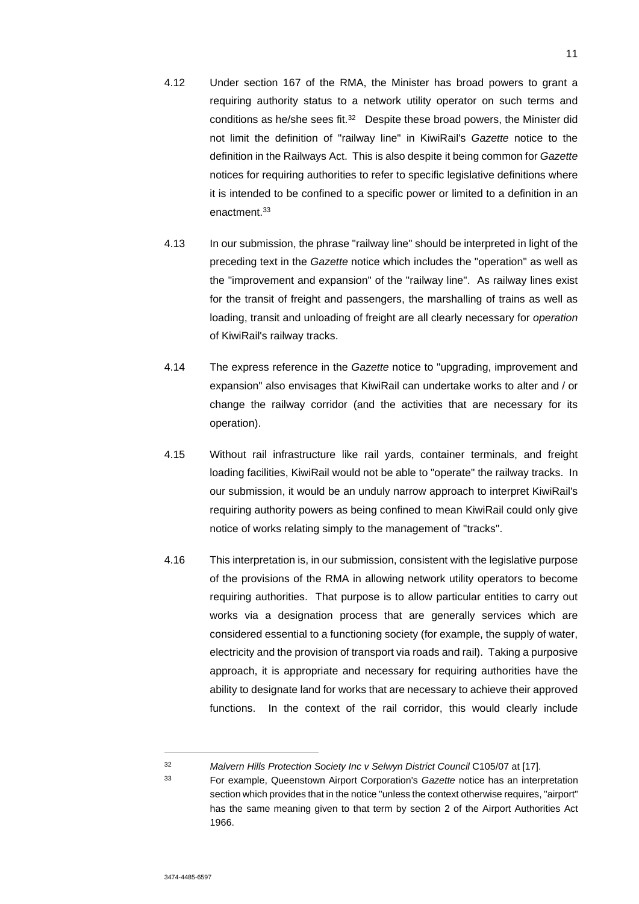4.12 Under section 167 of the RMA, the Minister has broad powers to grant a requiring authority status to a network utility operator on such terms and conditions as he/she sees fit.[32] Despite these broad powers, the Minister did not limit the definition of "railway line" in KiwiRail's *Gazette* notice to the definition in the Railways Act. This is also despite it being common for *Gazette* notices for requiring authorities to refer to specific legislative definitions where it is intended to be confined to a specific power or limited to a definition in an enactment.[33]

4.13 In our submission, the phrase "railway line" should be interpreted in light of the preceding text in the *Gazette* notice which includes the "operation" as well as the "improvement and expansion" of the "railway line". As railway lines exist for the transit of freight and passengers, the marshalling of trains as well as loading, transit and unloading of freight are all clearly necessary for *operation* of KiwiRail's railway tracks.

4.14 The express reference in the *Gazette* notice to "upgrading, improvement and expansion" also envisages that KiwiRail can undertake works to alter and / or change the railway corridor (and the activities that are necessary for its operation).

4.15 Without rail infrastructure like rail yards, container terminals, and freight loading facilities, KiwiRail would not be able to "operate" the railway tracks. In our submission, it would be an unduly narrow approach to interpret KiwiRail's requiring authority powers as being confined to mean KiwiRail could only give notice of works relating simply to the management of "tracks".

4.16 This interpretation is, in our submission, consistent with the legislative purpose of the provisions of the RMA in allowing network utility operators to become requiring authorities. That purpose is to allow particular entities to carry out works via a designation process that are generally services which are considered essential to a functioning society (for example, the supply of water, electricity and the provision of transport via roads and rail). Taking a purposive approach, it is appropriate and necessary for requiring authorities have the ability to designate land for works that are necessary to achieve their approved functions. In the context of the rail corridor, this would clearly include

---

[32] *Malvern Hills Protection Society Inc v Selwyn District Council* C105/07 at [17].

[33] For example, Queenstown Airport Corporation's *Gazette* notice has an interpretation section which provides that in the notice "unless the context otherwise requires, "airport" has the same meaning given to that term by section 2 of the Airport Authorities Act 1966.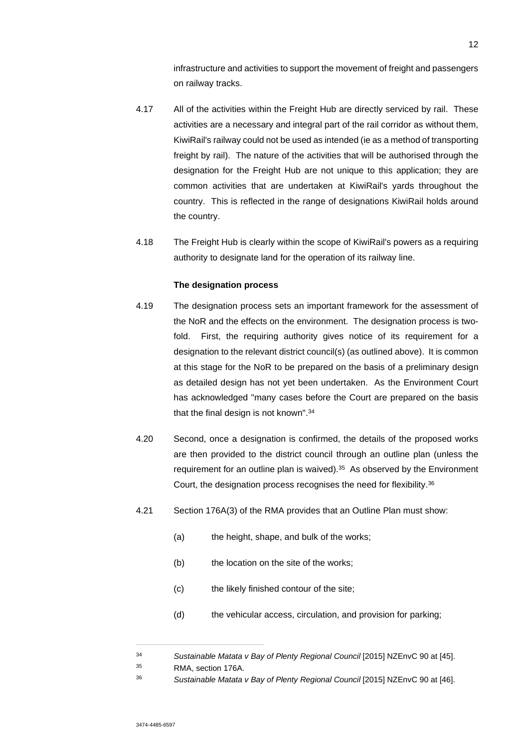infrastructure and activities to support the movement of freight and passengers on railway tracks.

4.17 All of the activities within the Freight Hub are directly serviced by rail. These activities are a necessary and integral part of the rail corridor as without them, KiwiRail's railway could not be used as intended (ie as a method of transporting freight by rail). The nature of the activities that will be authorised through the designation for the Freight Hub are not unique to this application; they are common activities that are undertaken at KiwiRail's yards throughout the country. This is reflected in the range of designations KiwiRail holds around the country.

4.18 The Freight Hub is clearly within the scope of KiwiRail's powers as a requiring authority to designate land for the operation of its railway line.

**The designation process**

4.19 The designation process sets an important framework for the assessment of the NoR and the effects on the environment. The designation process is two-fold. First, the requiring authority gives notice of its requirement for a designation to the relevant district council(s) (as outlined above). It is common at this stage for the NoR to be prepared on the basis of a preliminary design as detailed design has not yet been undertaken. As the Environment Court has acknowledged "many cases before the Court are prepared on the basis that the final design is not known".[34]

4.20 Second, once a designation is confirmed, the details of the proposed works are then provided to the district council through an outline plan (unless the requirement for an outline plan is waived).[35] As observed by the Environment Court, the designation process recognises the need for flexibility.[36]

4.21 Section 176A(3) of the RMA provides that an Outline Plan must show:

(a) the height, shape, and bulk of the works;

(b) the location on the site of the works;

(c) the likely finished contour of the site;

(d) the vehicular access, circulation, and provision for parking;

---

[34] *Sustainable Matata v Bay of Plenty Regional Council* [2015] NZEnvC 90 at [45].

[35] RMA, section 176A.

[36] *Sustainable Matata v Bay of Plenty Regional Council* [2015] NZEnvC 90 at [46].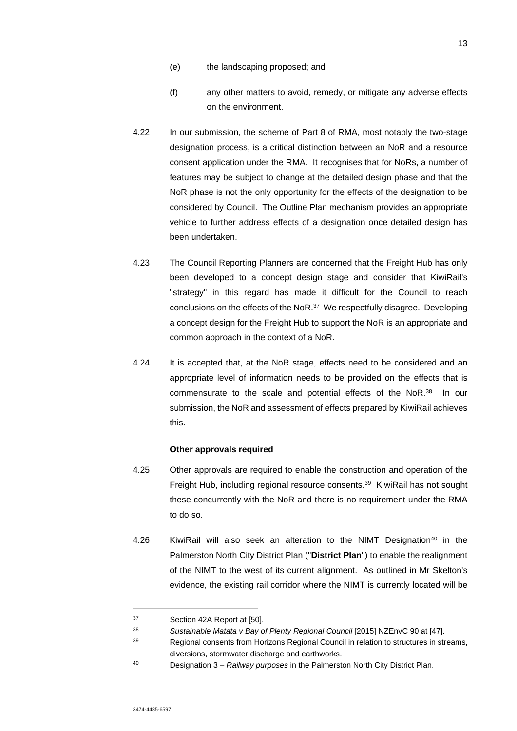(e) the landscaping proposed; and

(f) any other matters to avoid, remedy, or mitigate any adverse effects on the environment.

4.22 In our submission, the scheme of Part 8 of RMA, most notably the two-stage designation process, is a critical distinction between an NoR and a resource consent application under the RMA. It recognises that for NoRs, a number of features may be subject to change at the detailed design phase and that the NoR phase is not the only opportunity for the effects of the designation to be considered by Council. The Outline Plan mechanism provides an appropriate vehicle to further address effects of a designation once detailed design has been undertaken.

4.23 The Council Reporting Planners are concerned that the Freight Hub has only been developed to a concept design stage and consider that KiwiRail's "strategy" in this regard has made it difficult for the Council to reach conclusions on the effects of the NoR.[37] We respectfully disagree. Developing a concept design for the Freight Hub to support the NoR is an appropriate and common approach in the context of a NoR.

4.24 It is accepted that, at the NoR stage, effects need to be considered and an appropriate level of information needs to be provided on the effects that is commensurate to the scale and potential effects of the NoR.[38] In our submission, the NoR and assessment of effects prepared by KiwiRail achieves this.

**Other approvals required**

4.25 Other approvals are required to enable the construction and operation of the Freight Hub, including regional resource consents.[39] KiwiRail has not sought these concurrently with the NoR and there is no requirement under the RMA to do so.

4.26 KiwiRail will also seek an alteration to the NIMT Designation[40] in the Palmerston North City District Plan ("**District Plan**") to enable the realignment of the NIMT to the west of its current alignment. As outlined in Mr Skelton's evidence, the existing rail corridor where the NIMT is currently located will be

---

[37] Section 42A Report at [50].

[38] *Sustainable Matata v Bay of Plenty Regional Council* [2015] NZEnvC 90 at [47].

[39] Regional consents from Horizons Regional Council in relation to structures in streams, diversions, stormwater discharge and earthworks.

[40] Designation 3 – *Railway purposes* in the Palmerston North City District Plan.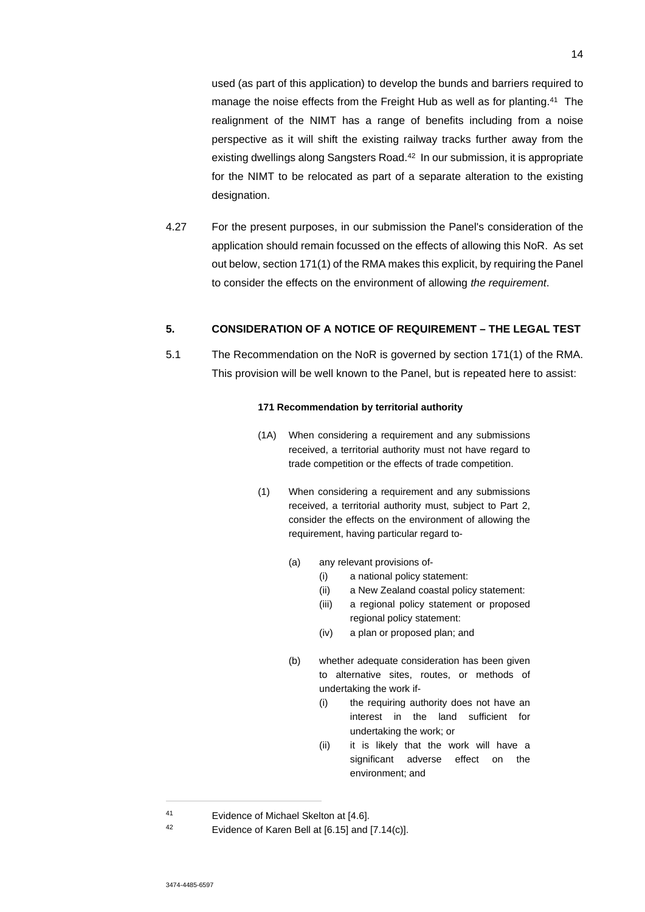used (as part of this application) to develop the bunds and barriers required to manage the noise effects from the Freight Hub as well as for planting.[41] The realignment of the NIMT has a range of benefits including from a noise perspective as it will shift the existing railway tracks further away from the existing dwellings along Sangsters Road.[42] In our submission, it is appropriate for the NIMT to be relocated as part of a separate alteration to the existing designation.

4.27 For the present purposes, in our submission the Panel's consideration of the application should remain focussed on the effects of allowing this NoR. As set out below, section 171(1) of the RMA makes this explicit, by requiring the Panel to consider the effects on the environment of allowing *the requirement*.

## 5. CONSIDERATION OF A NOTICE OF REQUIREMENT – THE LEGAL TEST

5.1 The Recommendation on the NoR is governed by section 171(1) of the RMA. This provision will be well known to the Panel, but is repeated here to assist:

> **171 Recommendation by territorial authority**
>
> (1A) When considering a requirement and any submissions received, a territorial authority must not have regard to trade competition or the effects of trade competition.
>
> (1) When considering a requirement and any submissions received, a territorial authority must, subject to Part 2, consider the effects on the environment of allowing the requirement, having particular regard to-
>
> (a) any relevant provisions of-
> (i) a national policy statement:
> (ii) a New Zealand coastal policy statement:
> (iii) a regional policy statement or proposed regional policy statement:
> (iv) a plan or proposed plan; and
>
> (b) whether adequate consideration has been given to alternative sites, routes, or methods of undertaking the work if-
> (i) the requiring authority does not have an interest in the land sufficient for undertaking the work; or
> (ii) it is likely that the work will have a significant adverse effect on the environment; and

---

[41] Evidence of Michael Skelton at [4.6].

[42] Evidence of Karen Bell at [6.15] and [7.14(c)].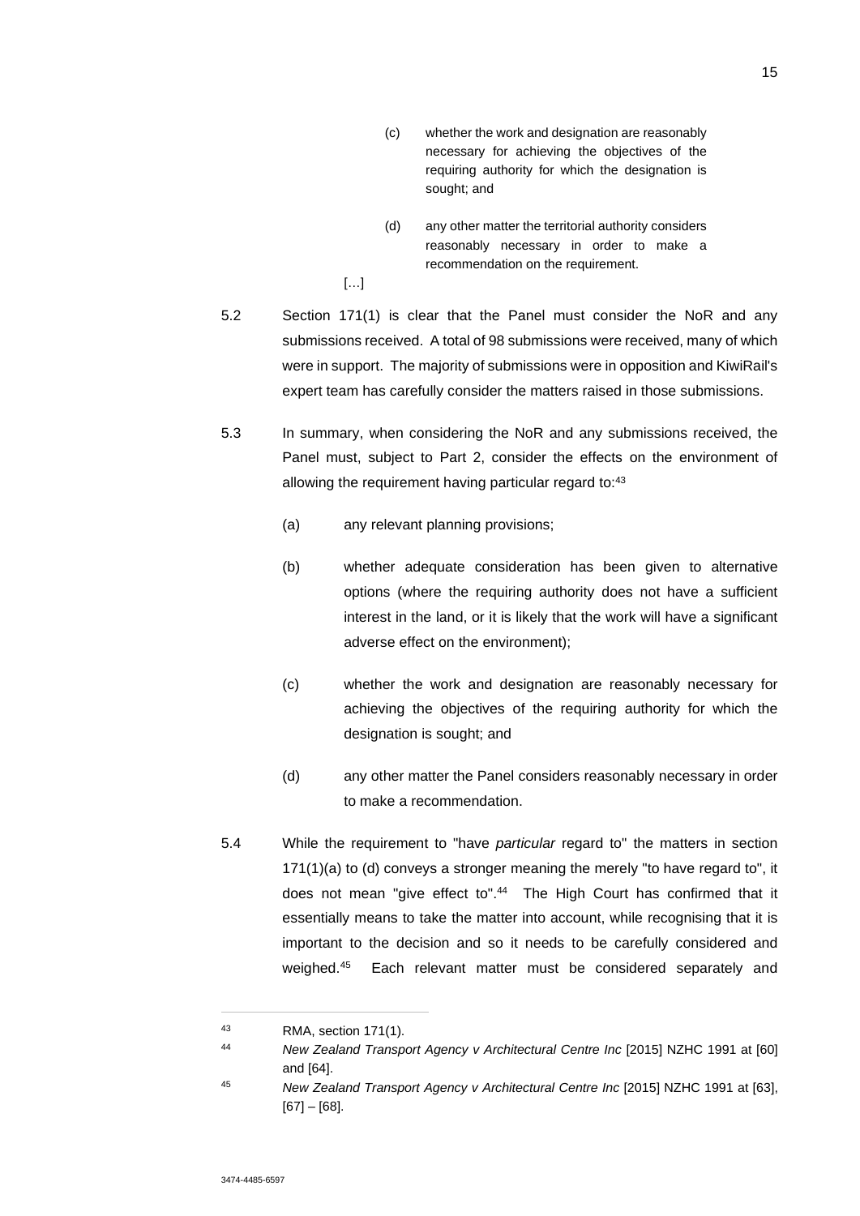> (c) whether the work and designation are reasonably necessary for achieving the objectives of the requiring authority for which the designation is sought; and
>
> (d) any other matter the territorial authority considers reasonably necessary in order to make a recommendation on the requirement.
>
> […]

5.2 Section 171(1) is clear that the Panel must consider the NoR and any submissions received. A total of 98 submissions were received, many of which were in support. The majority of submissions were in opposition and KiwiRail's expert team has carefully consider the matters raised in those submissions.

5.3 In summary, when considering the NoR and any submissions received, the Panel must, subject to Part 2, consider the effects on the environment of allowing the requirement having particular regard to:[43]

(a) any relevant planning provisions;

(b) whether adequate consideration has been given to alternative options (where the requiring authority does not have a sufficient interest in the land, or it is likely that the work will have a significant adverse effect on the environment);

(c) whether the work and designation are reasonably necessary for achieving the objectives of the requiring authority for which the designation is sought; and

(d) any other matter the Panel considers reasonably necessary in order to make a recommendation.

5.4 While the requirement to "have *particular* regard to" the matters in section 171(1)(a) to (d) conveys a stronger meaning the merely "to have regard to", it does not mean "give effect to".[44] The High Court has confirmed that it essentially means to take the matter into account, while recognising that it is important to the decision and so it needs to be carefully considered and weighed.[45] Each relevant matter must be considered separately and

---

[43] RMA, section 171(1).

[44] *New Zealand Transport Agency v Architectural Centre Inc* [2015] NZHC 1991 at [60] and [64].

[45] *New Zealand Transport Agency v Architectural Centre Inc* [2015] NZHC 1991 at [63], [67] – [68].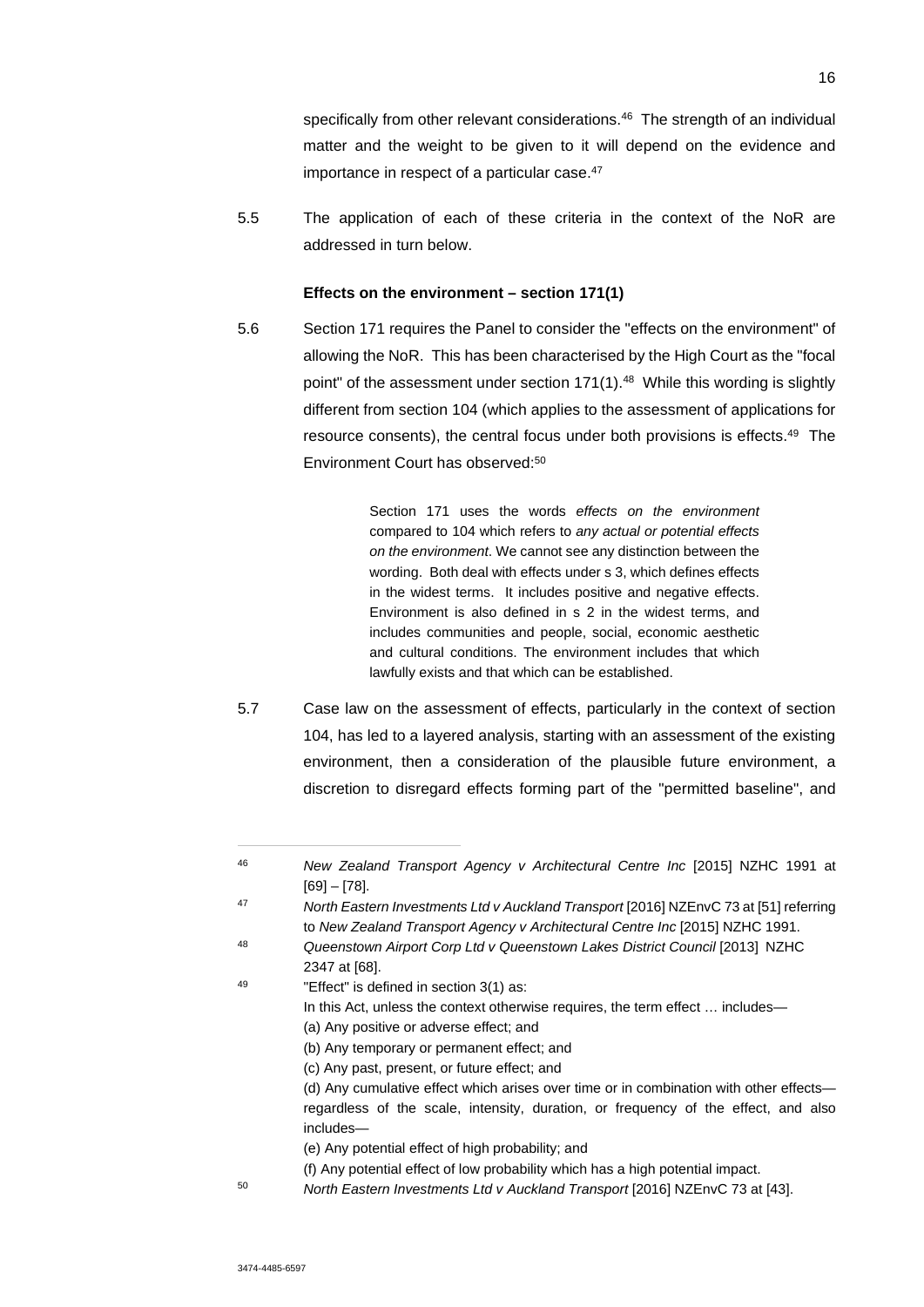specifically from other relevant considerations.[46] The strength of an individual matter and the weight to be given to it will depend on the evidence and importance in respect of a particular case.[47]

5.5 The application of each of these criteria in the context of the NoR are addressed in turn below.

**Effects on the environment – section 171(1)**

5.6 Section 171 requires the Panel to consider the "effects on the environment" of allowing the NoR. This has been characterised by the High Court as the "focal point" of the assessment under section 171(1).[48] While this wording is slightly different from section 104 (which applies to the assessment of applications for resource consents), the central focus under both provisions is effects.[49] The Environment Court has observed:[50]

> Section 171 uses the words *effects on the environment* compared to 104 which refers to *any actual or potential effects on the environment*. We cannot see any distinction between the wording. Both deal with effects under s 3, which defines effects in the widest terms. It includes positive and negative effects. Environment is also defined in s 2 in the widest terms, and includes communities and people, social, economic aesthetic and cultural conditions. The environment includes that which lawfully exists and that which can be established.

5.7 Case law on the assessment of effects, particularly in the context of section 104, has led to a layered analysis, starting with an assessment of the existing environment, then a consideration of the plausible future environment, a discretion to disregard effects forming part of the "permitted baseline", and

---

[46] *New Zealand Transport Agency v Architectural Centre Inc* [2015] NZHC 1991 at [69] – [78].

[47] *North Eastern Investments Ltd v Auckland Transport* [2016] NZEnvC 73 at [51] referring to *New Zealand Transport Agency v Architectural Centre Inc* [2015] NZHC 1991.

[48] *Queenstown Airport Corp Ltd v Queenstown Lakes District Council* [2013] NZHC 2347 at [68].

[49] "Effect" is defined in section 3(1) as:
In this Act, unless the context otherwise requires, the term effect … includes—
(a) Any positive or adverse effect; and
(b) Any temporary or permanent effect; and
(c) Any past, present, or future effect; and
(d) Any cumulative effect which arises over time or in combination with other effects—regardless of the scale, intensity, duration, or frequency of the effect, and also includes—
(e) Any potential effect of high probability; and
(f) Any potential effect of low probability which has a high potential impact.

[50] *North Eastern Investments Ltd v Auckland Transport* [2016] NZEnvC 73 at [43].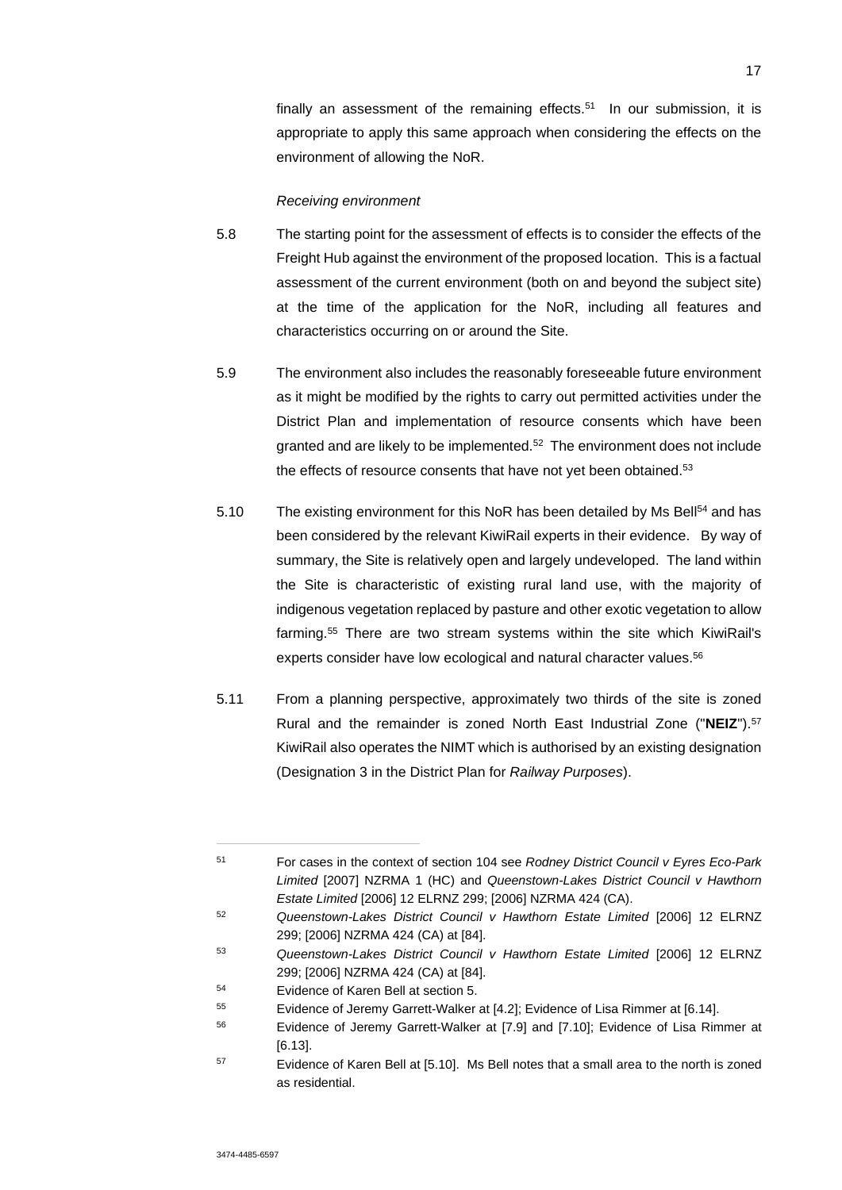finally an assessment of the remaining effects.[51] In our submission, it is appropriate to apply this same approach when considering the effects on the environment of allowing the NoR.

*Receiving environment*

5.8 The starting point for the assessment of effects is to consider the effects of the Freight Hub against the environment of the proposed location. This is a factual assessment of the current environment (both on and beyond the subject site) at the time of the application for the NoR, including all features and characteristics occurring on or around the Site.

5.9 The environment also includes the reasonably foreseeable future environment as it might be modified by the rights to carry out permitted activities under the District Plan and implementation of resource consents which have been granted and are likely to be implemented.[52] The environment does not include the effects of resource consents that have not yet been obtained.[53]

5.10 The existing environment for this NoR has been detailed by Ms Bell[54] and has been considered by the relevant KiwiRail experts in their evidence. By way of summary, the Site is relatively open and largely undeveloped. The land within the Site is characteristic of existing rural land use, with the majority of indigenous vegetation replaced by pasture and other exotic vegetation to allow farming.[55] There are two stream systems within the site which KiwiRail's experts consider have low ecological and natural character values.[56]

5.11 From a planning perspective, approximately two thirds of the site is zoned Rural and the remainder is zoned North East Industrial Zone ("**NEIZ**").[57] KiwiRail also operates the NIMT which is authorised by an existing designation (Designation 3 in the District Plan for *Railway Purposes*).

---

[51] For cases in the context of section 104 see *Rodney District Council v Eyres Eco-Park Limited* [2007] NZRMA 1 (HC) and *Queenstown-Lakes District Council v Hawthorn Estate Limited* [2006] 12 ELRNZ 299; [2006] NZRMA 424 (CA).

[52] *Queenstown-Lakes District Council v Hawthorn Estate Limited* [2006] 12 ELRNZ 299; [2006] NZRMA 424 (CA) at [84].

[53] *Queenstown-Lakes District Council v Hawthorn Estate Limited* [2006] 12 ELRNZ 299; [2006] NZRMA 424 (CA) at [84].

[54] Evidence of Karen Bell at section 5.

[55] Evidence of Jeremy Garrett-Walker at [4.2]; Evidence of Lisa Rimmer at [6.14].

[56] Evidence of Jeremy Garrett-Walker at [7.9] and [7.10]; Evidence of Lisa Rimmer at [6.13].

[57] Evidence of Karen Bell at [5.10]. Ms Bell notes that a small area to the north is zoned as residential.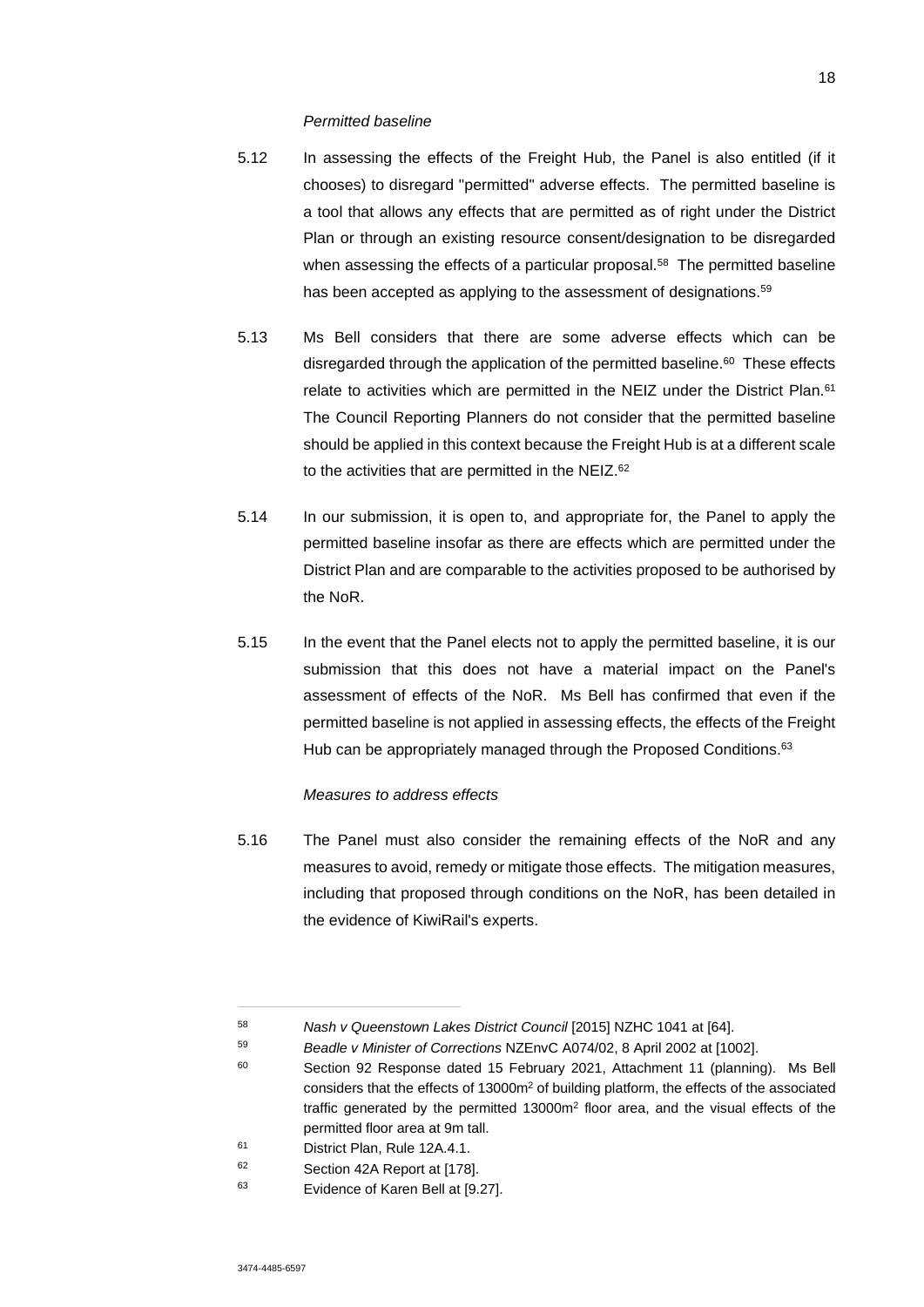*Permitted baseline*

5.12 In assessing the effects of the Freight Hub, the Panel is also entitled (if it chooses) to disregard "permitted" adverse effects. The permitted baseline is a tool that allows any effects that are permitted as of right under the District Plan or through an existing resource consent/designation to be disregarded when assessing the effects of a particular proposal.[58] The permitted baseline has been accepted as applying to the assessment of designations.[59]

5.13 Ms Bell considers that there are some adverse effects which can be disregarded through the application of the permitted baseline.[60] These effects relate to activities which are permitted in the NEIZ under the District Plan.[61] The Council Reporting Planners do not consider that the permitted baseline should be applied in this context because the Freight Hub is at a different scale to the activities that are permitted in the NEIZ.[62]

5.14 In our submission, it is open to, and appropriate for, the Panel to apply the permitted baseline insofar as there are effects which are permitted under the District Plan and are comparable to the activities proposed to be authorised by the NoR.

5.15 In the event that the Panel elects not to apply the permitted baseline, it is our submission that this does not have a material impact on the Panel's assessment of effects of the NoR. Ms Bell has confirmed that even if the permitted baseline is not applied in assessing effects, the effects of the Freight Hub can be appropriately managed through the Proposed Conditions.[63]

*Measures to address effects*

5.16 The Panel must also consider the remaining effects of the NoR and any measures to avoid, remedy or mitigate those effects. The mitigation measures, including that proposed through conditions on the NoR, has been detailed in the evidence of KiwiRail's experts.

---

[58] *Nash v Queenstown Lakes District Council* [2015] NZHC 1041 at [64].

[59] *Beadle v Minister of Corrections* NZEnvC A074/02, 8 April 2002 at [1002].

[60] Section 92 Response dated 15 February 2021, Attachment 11 (planning). Ms Bell considers that the effects of 13000m$^2$ of building platform, the effects of the associated traffic generated by the permitted 13000m$^2$ floor area, and the visual effects of the permitted floor area at 9m tall.

[61] District Plan, Rule 12A.4.1.

[62] Section 42A Report at [178].

[63] Evidence of Karen Bell at [9.27].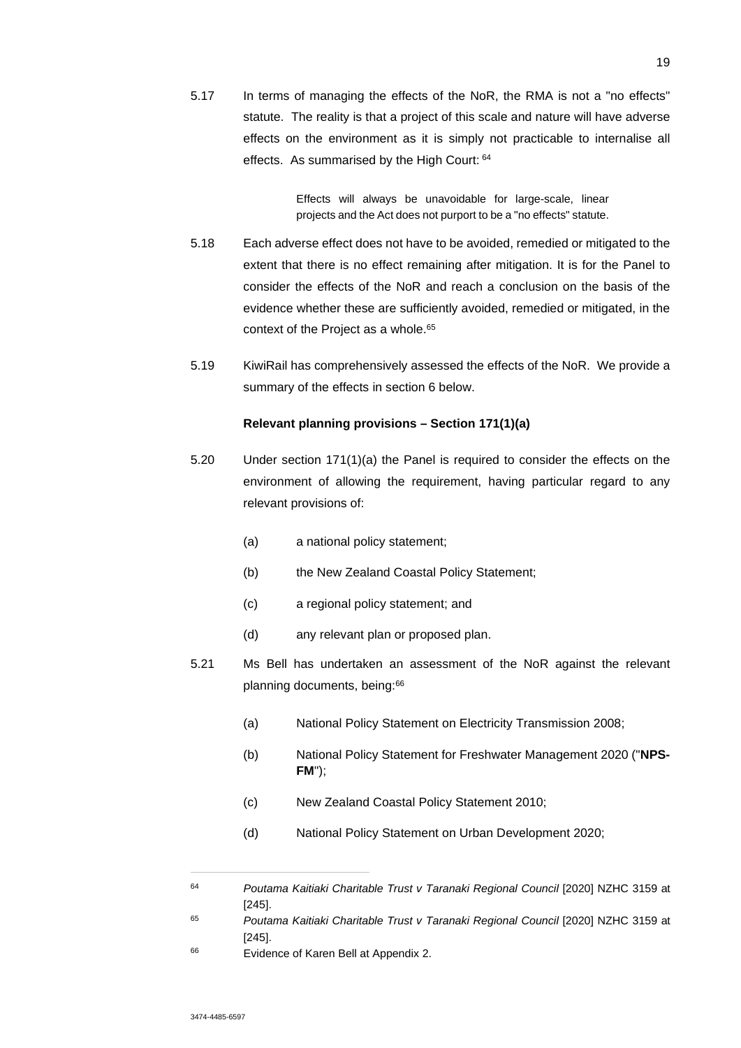5.17 In terms of managing the effects of the NoR, the RMA is not a "no effects" statute. The reality is that a project of this scale and nature will have adverse effects on the environment as it is simply not practicable to internalise all effects. As summarised by the High Court: [64]

> Effects will always be unavoidable for large-scale, linear projects and the Act does not purport to be a "no effects" statute.

5.18 Each adverse effect does not have to be avoided, remedied or mitigated to the extent that there is no effect remaining after mitigation. It is for the Panel to consider the effects of the NoR and reach a conclusion on the basis of the evidence whether these are sufficiently avoided, remedied or mitigated, in the context of the Project as a whole.[65]

5.19 KiwiRail has comprehensively assessed the effects of the NoR. We provide a summary of the effects in section 6 below.

**Relevant planning provisions – Section 171(1)(a)**

5.20 Under section 171(1)(a) the Panel is required to consider the effects on the environment of allowing the requirement, having particular regard to any relevant provisions of:

(a) a national policy statement;

(b) the New Zealand Coastal Policy Statement;

(c) a regional policy statement; and

(d) any relevant plan or proposed plan.

5.21 Ms Bell has undertaken an assessment of the NoR against the relevant planning documents, being:[66]

(a) National Policy Statement on Electricity Transmission 2008;

(b) National Policy Statement for Freshwater Management 2020 ("**NPS-FM**");

(c) New Zealand Coastal Policy Statement 2010;

(d) National Policy Statement on Urban Development 2020;

---

[64] *Poutama Kaitiaki Charitable Trust v Taranaki Regional Council* [2020] NZHC 3159 at [245].

[65] *Poutama Kaitiaki Charitable Trust v Taranaki Regional Council* [2020] NZHC 3159 at [245].

[66] Evidence of Karen Bell at Appendix 2.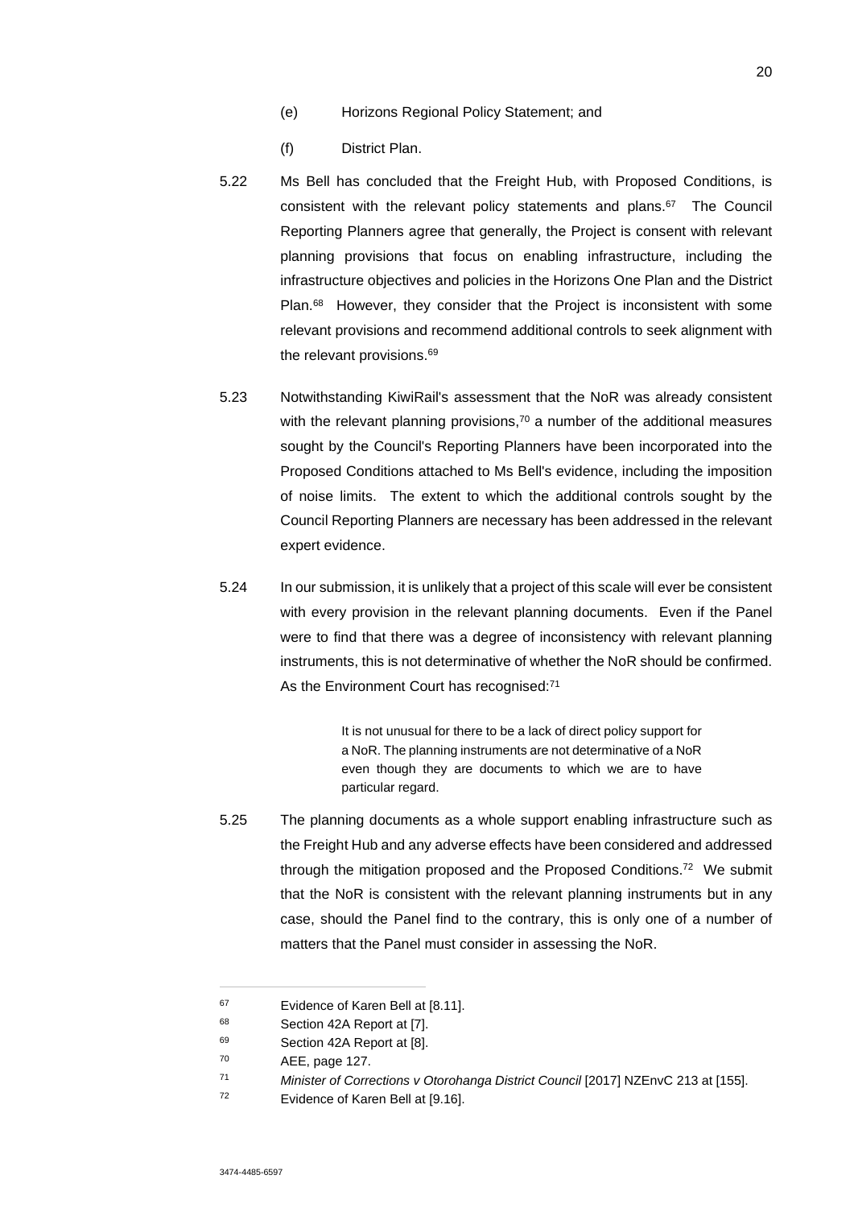(e) Horizons Regional Policy Statement; and

(f) District Plan.

5.22 Ms Bell has concluded that the Freight Hub, with Proposed Conditions, is consistent with the relevant policy statements and plans.[67] The Council Reporting Planners agree that generally, the Project is consent with relevant planning provisions that focus on enabling infrastructure, including the infrastructure objectives and policies in the Horizons One Plan and the District Plan.[68] However, they consider that the Project is inconsistent with some relevant provisions and recommend additional controls to seek alignment with the relevant provisions.[69]

5.23 Notwithstanding KiwiRail's assessment that the NoR was already consistent with the relevant planning provisions,[70] a number of the additional measures sought by the Council's Reporting Planners have been incorporated into the Proposed Conditions attached to Ms Bell's evidence, including the imposition of noise limits. The extent to which the additional controls sought by the Council Reporting Planners are necessary has been addressed in the relevant expert evidence.

5.24 In our submission, it is unlikely that a project of this scale will ever be consistent with every provision in the relevant planning documents. Even if the Panel were to find that there was a degree of inconsistency with relevant planning instruments, this is not determinative of whether the NoR should be confirmed. As the Environment Court has recognised:[71]

> It is not unusual for there to be a lack of direct policy support for a NoR. The planning instruments are not determinative of a NoR even though they are documents to which we are to have particular regard.

5.25 The planning documents as a whole support enabling infrastructure such as the Freight Hub and any adverse effects have been considered and addressed through the mitigation proposed and the Proposed Conditions.[72] We submit that the NoR is consistent with the relevant planning instruments but in any case, should the Panel find to the contrary, this is only one of a number of matters that the Panel must consider in assessing the NoR.

---

[67] Evidence of Karen Bell at [8.11].

[68] Section 42A Report at [7].

[69] Section 42A Report at [8].

[70] AEE, page 127.

[71] *Minister of Corrections v Otorohanga District Council* [2017] NZEnvC 213 at [155].

[72] Evidence of Karen Bell at [9.16].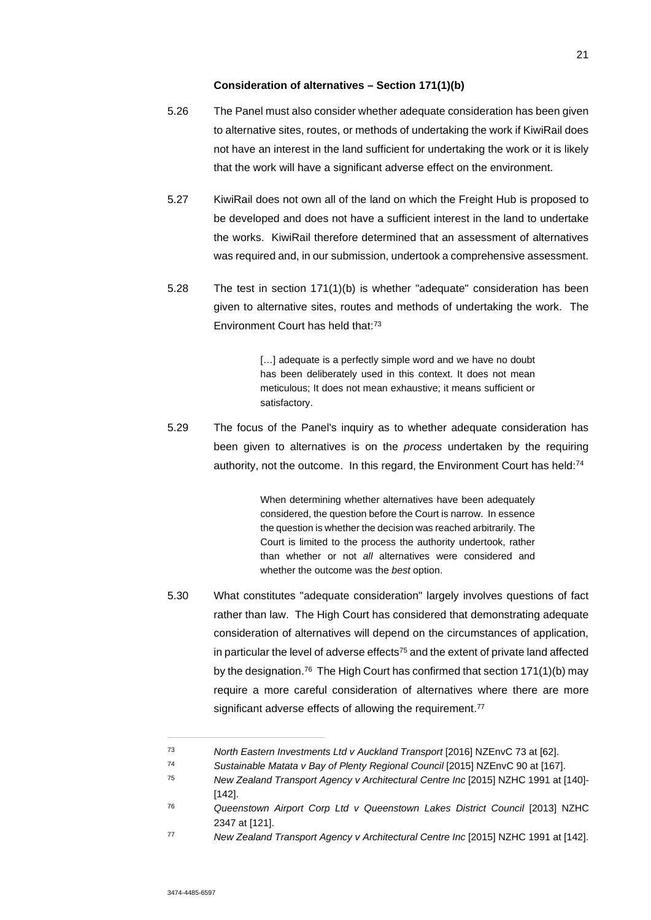**Consideration of alternatives – Section 171(1)(b)**

5.26 The Panel must also consider whether adequate consideration has been given to alternative sites, routes, or methods of undertaking the work if KiwiRail does not have an interest in the land sufficient for undertaking the work or it is likely that the work will have a significant adverse effect on the environment.

5.27 KiwiRail does not own all of the land on which the Freight Hub is proposed to be developed and does not have a sufficient interest in the land to undertake the works. KiwiRail therefore determined that an assessment of alternatives was required and, in our submission, undertook a comprehensive assessment.

5.28 The test in section 171(1)(b) is whether "adequate" consideration has been given to alternative sites, routes and methods of undertaking the work. The Environment Court has held that:[73]

> […] adequate is a perfectly simple word and we have no doubt has been deliberately used in this context. It does not mean meticulous; It does not mean exhaustive; it means sufficient or satisfactory.

5.29 The focus of the Panel's inquiry as to whether adequate consideration has been given to alternatives is on the *process* undertaken by the requiring authority, not the outcome. In this regard, the Environment Court has held:[74]

> When determining whether alternatives have been adequately considered, the question before the Court is narrow. In essence the question is whether the decision was reached arbitrarily. The Court is limited to the process the authority undertook, rather than whether or not *all* alternatives were considered and whether the outcome was the *best* option.

5.30 What constitutes "adequate consideration" largely involves questions of fact rather than law. The High Court has considered that demonstrating adequate consideration of alternatives will depend on the circumstances of application, in particular the level of adverse effects[75] and the extent of private land affected by the designation.[76] The High Court has confirmed that section 171(1)(b) may require a more careful consideration of alternatives where there are more significant adverse effects of allowing the requirement.[77]

---

[73] *North Eastern Investments Ltd v Auckland Transport* [2016] NZEnvC 73 at [62].

[74] *Sustainable Matata v Bay of Plenty Regional Council* [2015] NZEnvC 90 at [167].

[75] *New Zealand Transport Agency v Architectural Centre Inc* [2015] NZHC 1991 at [140]-[142].

[76] *Queenstown Airport Corp Ltd v Queenstown Lakes District Council* [2013] NZHC 2347 at [121].

[77] *New Zealand Transport Agency v Architectural Centre Inc* [2015] NZHC 1991 at [142].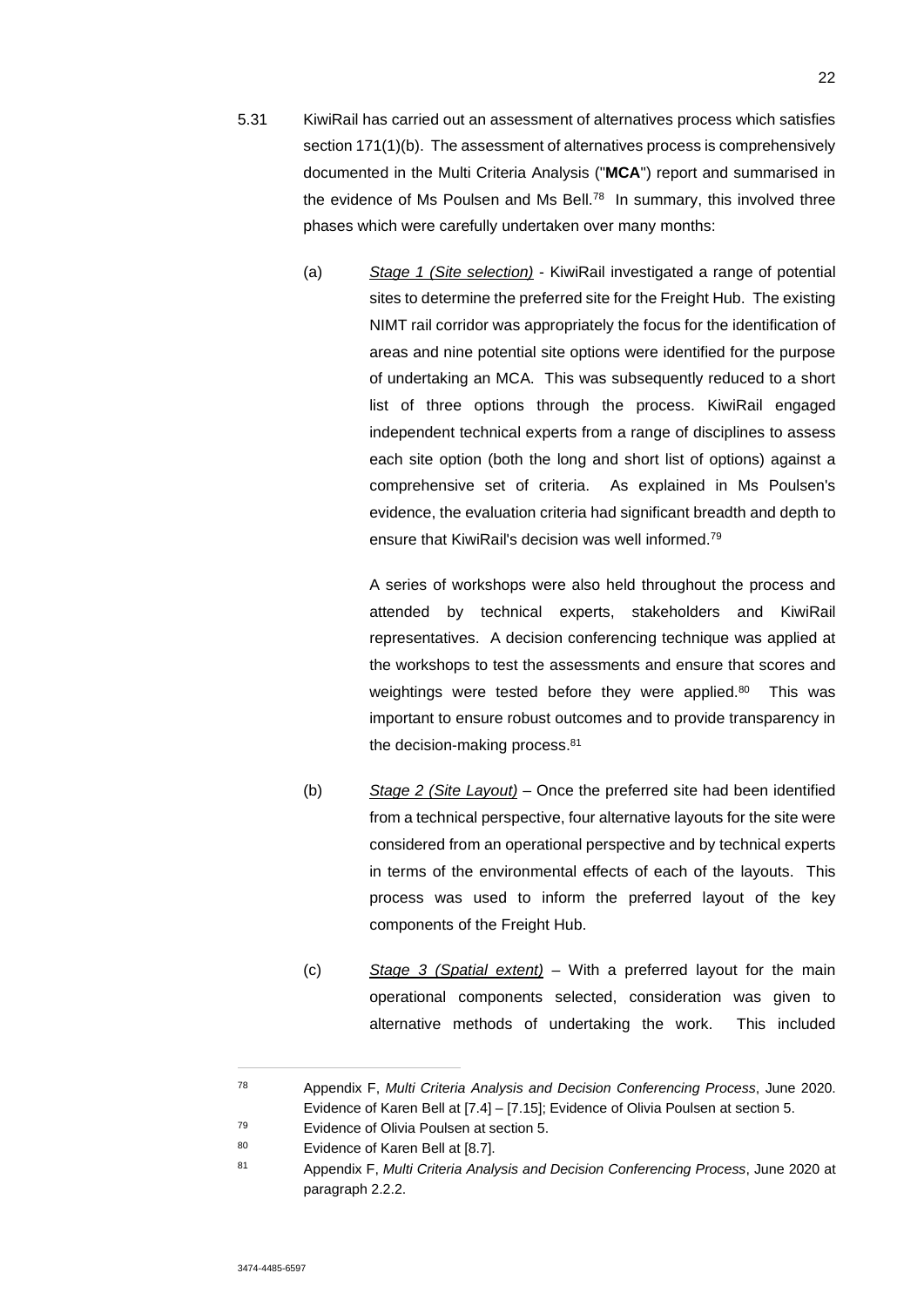5.31 KiwiRail has carried out an assessment of alternatives process which satisfies section 171(1)(b). The assessment of alternatives process is comprehensively documented in the Multi Criteria Analysis ("**MCA**") report and summarised in the evidence of Ms Poulsen and Ms Bell.[78] In summary, this involved three phases which were carefully undertaken over many months:

(a) *Stage 1 (Site selection)* - KiwiRail investigated a range of potential sites to determine the preferred site for the Freight Hub. The existing NIMT rail corridor was appropriately the focus for the identification of areas and nine potential site options were identified for the purpose of undertaking an MCA. This was subsequently reduced to a short list of three options through the process. KiwiRail engaged independent technical experts from a range of disciplines to assess each site option (both the long and short list of options) against a comprehensive set of criteria. As explained in Ms Poulsen's evidence, the evaluation criteria had significant breadth and depth to ensure that KiwiRail's decision was well informed.[79]

A series of workshops were also held throughout the process and attended by technical experts, stakeholders and KiwiRail representatives. A decision conferencing technique was applied at the workshops to test the assessments and ensure that scores and weightings were tested before they were applied.[80] This was important to ensure robust outcomes and to provide transparency in the decision-making process.[81]

(b) *Stage 2 (Site Layout)* – Once the preferred site had been identified from a technical perspective, four alternative layouts for the site were considered from an operational perspective and by technical experts in terms of the environmental effects of each of the layouts. This process was used to inform the preferred layout of the key components of the Freight Hub.

(c) *Stage 3 (Spatial extent)* – With a preferred layout for the main operational components selected, consideration was given to alternative methods of undertaking the work. This included

---

[78] Appendix F, *Multi Criteria Analysis and Decision Conferencing Process*, June 2020. Evidence of Karen Bell at [7.4] – [7.15]; Evidence of Olivia Poulsen at section 5.

[79] Evidence of Olivia Poulsen at section 5.

[80] Evidence of Karen Bell at [8.7].

[81] Appendix F, *Multi Criteria Analysis and Decision Conferencing Process*, June 2020 at paragraph 2.2.2.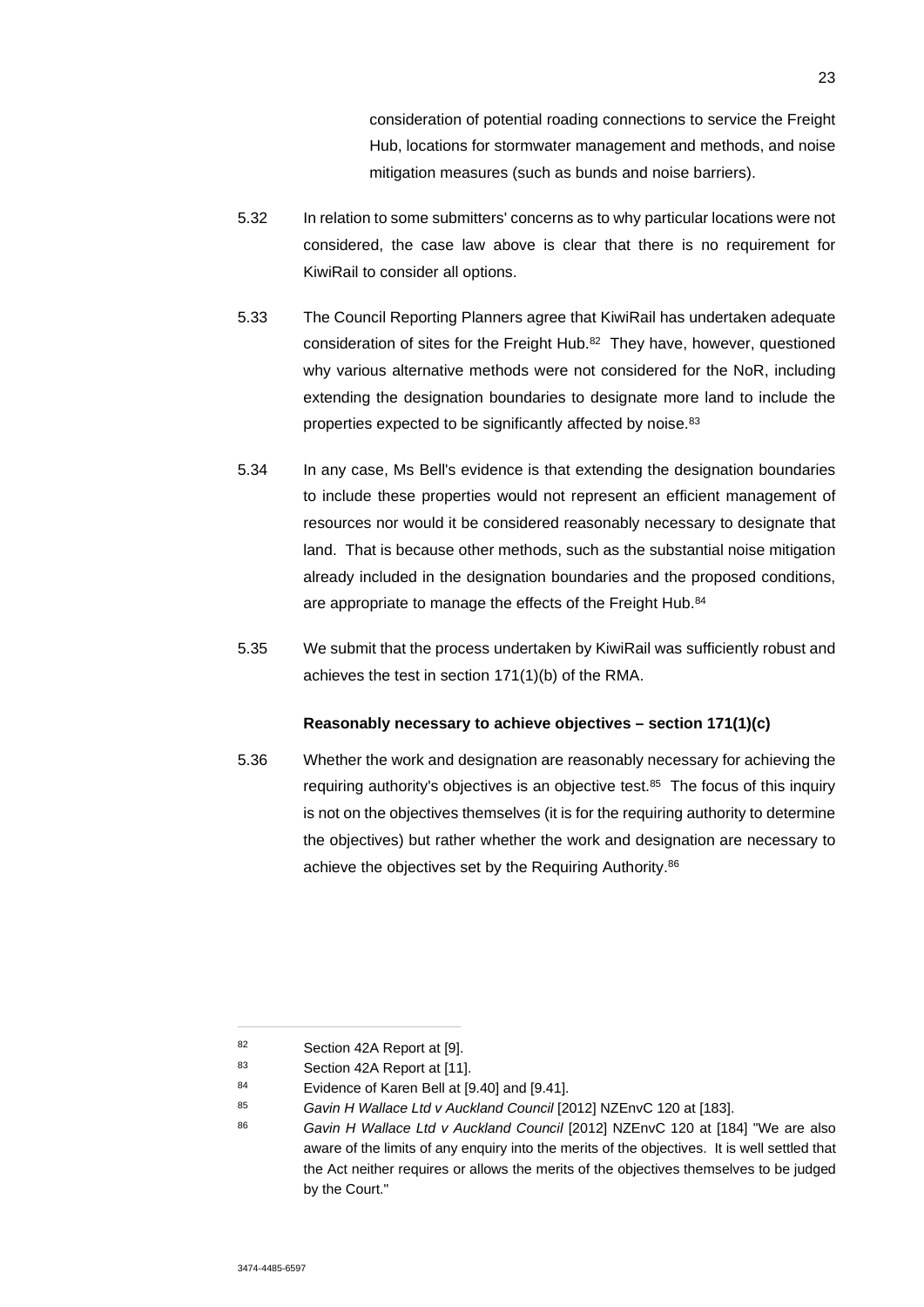consideration of potential roading connections to service the Freight Hub, locations for stormwater management and methods, and noise mitigation measures (such as bunds and noise barriers).

5.32 In relation to some submitters' concerns as to why particular locations were not considered, the case law above is clear that there is no requirement for KiwiRail to consider all options.

5.33 The Council Reporting Planners agree that KiwiRail has undertaken adequate consideration of sites for the Freight Hub.[82] They have, however, questioned why various alternative methods were not considered for the NoR, including extending the designation boundaries to designate more land to include the properties expected to be significantly affected by noise.[83]

5.34 In any case, Ms Bell's evidence is that extending the designation boundaries to include these properties would not represent an efficient management of resources nor would it be considered reasonably necessary to designate that land. That is because other methods, such as the substantial noise mitigation already included in the designation boundaries and the proposed conditions, are appropriate to manage the effects of the Freight Hub.[84]

5.35 We submit that the process undertaken by KiwiRail was sufficiently robust and achieves the test in section 171(1)(b) of the RMA.

**Reasonably necessary to achieve objectives – section 171(1)(c)**

5.36 Whether the work and designation are reasonably necessary for achieving the requiring authority's objectives is an objective test.[85] The focus of this inquiry is not on the objectives themselves (it is for the requiring authority to determine the objectives) but rather whether the work and designation are necessary to achieve the objectives set by the Requiring Authority.[86]

---

[82] Section 42A Report at [9].

[83] Section 42A Report at [11].

[84] Evidence of Karen Bell at [9.40] and [9.41].

[85] *Gavin H Wallace Ltd v Auckland Council* [2012] NZEnvC 120 at [183].

[86] *Gavin H Wallace Ltd v Auckland Council* [2012] NZEnvC 120 at [184] "We are also aware of the limits of any enquiry into the merits of the objectives. It is well settled that the Act neither requires or allows the merits of the objectives themselves to be judged by the Court."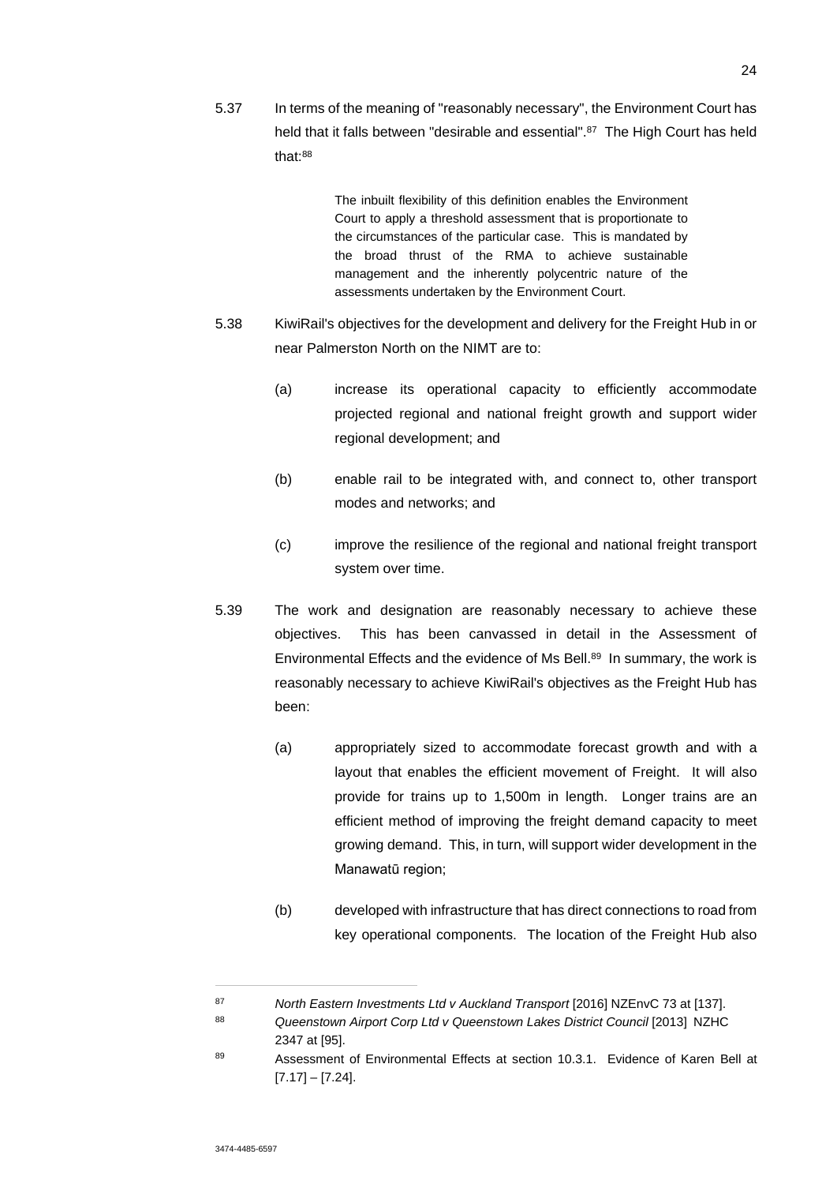5.37 In terms of the meaning of "reasonably necessary", the Environment Court has held that it falls between "desirable and essential".[87] The High Court has held that:[88]

> The inbuilt flexibility of this definition enables the Environment Court to apply a threshold assessment that is proportionate to the circumstances of the particular case. This is mandated by the broad thrust of the RMA to achieve sustainable management and the inherently polycentric nature of the assessments undertaken by the Environment Court.

5.38 KiwiRail's objectives for the development and delivery for the Freight Hub in or near Palmerston North on the NIMT are to:

(a) increase its operational capacity to efficiently accommodate projected regional and national freight growth and support wider regional development; and

(b) enable rail to be integrated with, and connect to, other transport modes and networks; and

(c) improve the resilience of the regional and national freight transport system over time.

5.39 The work and designation are reasonably necessary to achieve these objectives. This has been canvassed in detail in the Assessment of Environmental Effects and the evidence of Ms Bell.[89] In summary, the work is reasonably necessary to achieve KiwiRail's objectives as the Freight Hub has been:

(a) appropriately sized to accommodate forecast growth and with a layout that enables the efficient movement of Freight. It will also provide for trains up to 1,500m in length. Longer trains are an efficient method of improving the freight demand capacity to meet growing demand. This, in turn, will support wider development in the Manawatū region;

(b) developed with infrastructure that has direct connections to road from key operational components. The location of the Freight Hub also

---

[87] *North Eastern Investments Ltd v Auckland Transport* [2016] NZEnvC 73 at [137].

[88] *Queenstown Airport Corp Ltd v Queenstown Lakes District Council* [2013] NZHC 2347 at [95].

[89] Assessment of Environmental Effects at section 10.3.1. Evidence of Karen Bell at [7.17] – [7.24].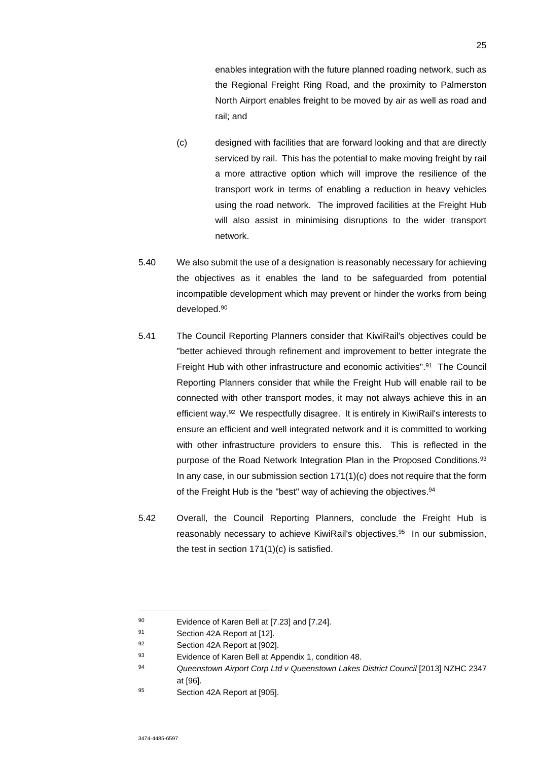enables integration with the future planned roading network, such as the Regional Freight Ring Road, and the proximity to Palmerston North Airport enables freight to be moved by air as well as road and rail; and

(c) designed with facilities that are forward looking and that are directly serviced by rail. This has the potential to make moving freight by rail a more attractive option which will improve the resilience of the transport work in terms of enabling a reduction in heavy vehicles using the road network. The improved facilities at the Freight Hub will also assist in minimising disruptions to the wider transport network.

5.40 We also submit the use of a designation is reasonably necessary for achieving the objectives as it enables the land to be safeguarded from potential incompatible development which may prevent or hinder the works from being developed.[90]

5.41 The Council Reporting Planners consider that KiwiRail's objectives could be "better achieved through refinement and improvement to better integrate the Freight Hub with other infrastructure and economic activities".[91] The Council Reporting Planners consider that while the Freight Hub will enable rail to be connected with other transport modes, it may not always achieve this in an efficient way.[92] We respectfully disagree. It is entirely in KiwiRail's interests to ensure an efficient and well integrated network and it is committed to working with other infrastructure providers to ensure this. This is reflected in the purpose of the Road Network Integration Plan in the Proposed Conditions.[93] In any case, in our submission section 171(1)(c) does not require that the form of the Freight Hub is the "best" way of achieving the objectives.[94]

5.42 Overall, the Council Reporting Planners, conclude the Freight Hub is reasonably necessary to achieve KiwiRail's objectives.[95] In our submission, the test in section 171(1)(c) is satisfied.

---

[90] Evidence of Karen Bell at [7.23] and [7.24].

[91] Section 42A Report at [12].

[92] Section 42A Report at [902].

[93] Evidence of Karen Bell at Appendix 1, condition 48.

[94] *Queenstown Airport Corp Ltd v Queenstown Lakes District Council* [2013] NZHC 2347 at [96].

[95] Section 42A Report at [905].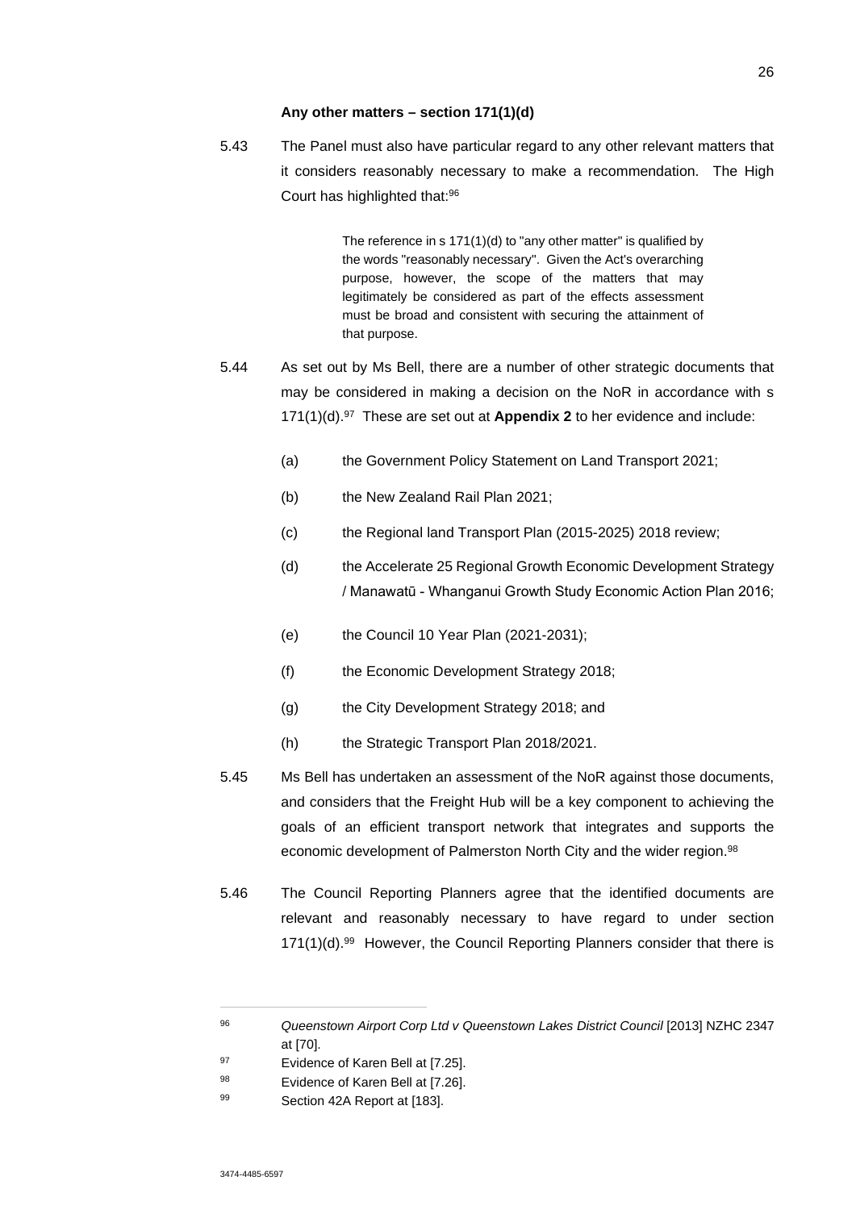**Any other matters – section 171(1)(d)**

5.43 The Panel must also have particular regard to any other relevant matters that it considers reasonably necessary to make a recommendation. The High Court has highlighted that:[96]

> The reference in s 171(1)(d) to "any other matter" is qualified by the words "reasonably necessary". Given the Act's overarching purpose, however, the scope of the matters that may legitimately be considered as part of the effects assessment must be broad and consistent with securing the attainment of that purpose.

5.44 As set out by Ms Bell, there are a number of other strategic documents that may be considered in making a decision on the NoR in accordance with s 171(1)(d).[97] These are set out at **Appendix 2** to her evidence and include:

(a) the Government Policy Statement on Land Transport 2021;

(b) the New Zealand Rail Plan 2021;

(c) the Regional land Transport Plan (2015-2025) 2018 review;

(d) the Accelerate 25 Regional Growth Economic Development Strategy / Manawatū - Whanganui Growth Study Economic Action Plan 2016;

(e) the Council 10 Year Plan (2021-2031);

(f) the Economic Development Strategy 2018;

(g) the City Development Strategy 2018; and

(h) the Strategic Transport Plan 2018/2021.

5.45 Ms Bell has undertaken an assessment of the NoR against those documents, and considers that the Freight Hub will be a key component to achieving the goals of an efficient transport network that integrates and supports the economic development of Palmerston North City and the wider region.[98]

5.46 The Council Reporting Planners agree that the identified documents are relevant and reasonably necessary to have regard to under section 171(1)(d).[99] However, the Council Reporting Planners consider that there is

---

[96] *Queenstown Airport Corp Ltd v Queenstown Lakes District Council* [2013] NZHC 2347 at [70].

[97] Evidence of Karen Bell at [7.25].

[98] Evidence of Karen Bell at [7.26].

[99] Section 42A Report at [183].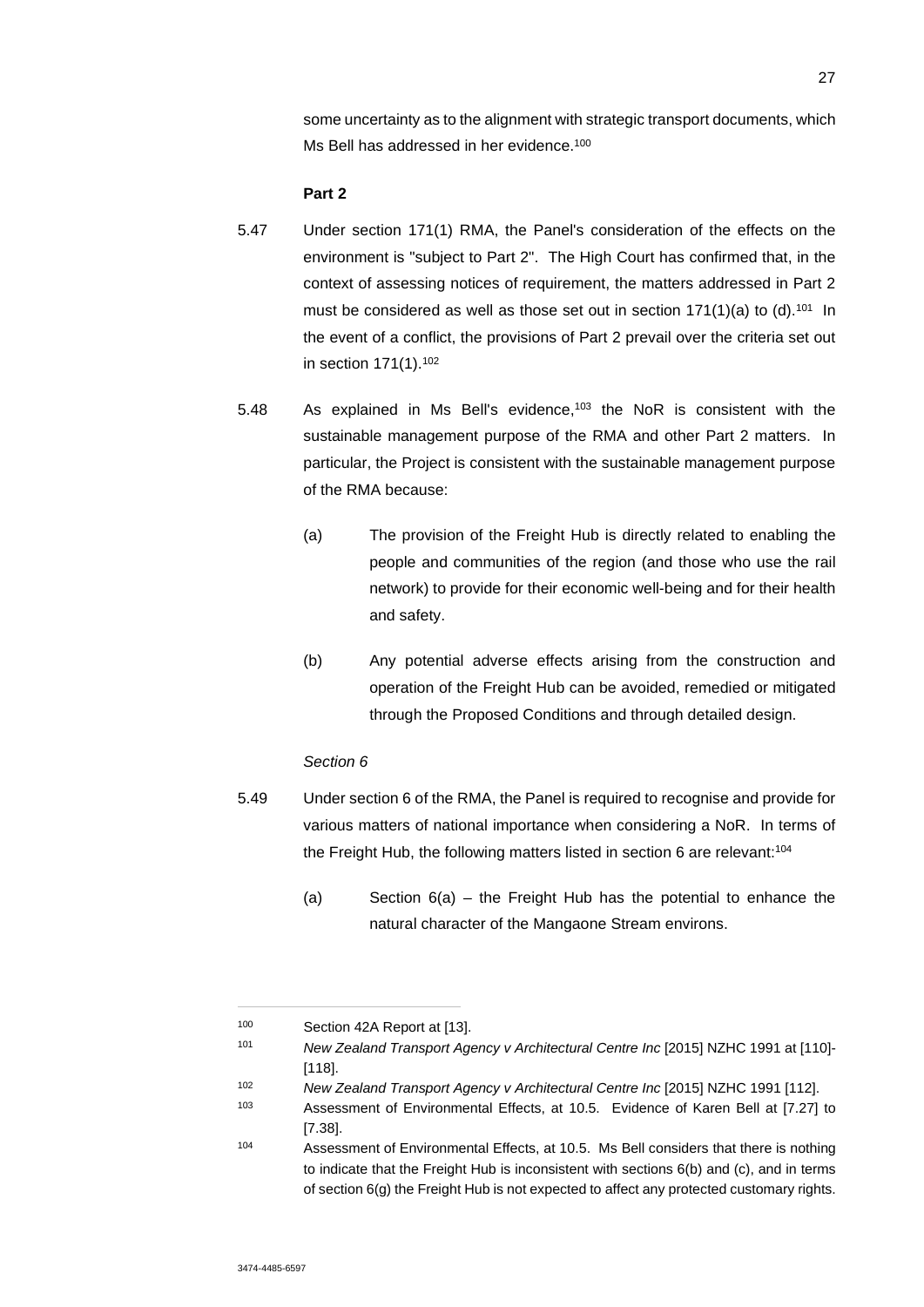some uncertainty as to the alignment with strategic transport documents, which Ms Bell has addressed in her evidence.[100]

**Part 2**

5.47 Under section 171(1) RMA, the Panel's consideration of the effects on the environment is "subject to Part 2". The High Court has confirmed that, in the context of assessing notices of requirement, the matters addressed in Part 2 must be considered as well as those set out in section 171(1)(a) to (d).[101] In the event of a conflict, the provisions of Part 2 prevail over the criteria set out in section 171(1).[102]

5.48 As explained in Ms Bell's evidence,[103] the NoR is consistent with the sustainable management purpose of the RMA and other Part 2 matters. In particular, the Project is consistent with the sustainable management purpose of the RMA because:

(a) The provision of the Freight Hub is directly related to enabling the people and communities of the region (and those who use the rail network) to provide for their economic well-being and for their health and safety.

(b) Any potential adverse effects arising from the construction and operation of the Freight Hub can be avoided, remedied or mitigated through the Proposed Conditions and through detailed design.

*Section 6*

5.49 Under section 6 of the RMA, the Panel is required to recognise and provide for various matters of national importance when considering a NoR. In terms of the Freight Hub, the following matters listed in section 6 are relevant:[104]

(a) Section 6(a) – the Freight Hub has the potential to enhance the natural character of the Mangaone Stream environs.

---

[100] Section 42A Report at [13].

[101] *New Zealand Transport Agency v Architectural Centre Inc* [2015] NZHC 1991 at [110]-[118].

[102] *New Zealand Transport Agency v Architectural Centre Inc* [2015] NZHC 1991 [112].

[103] Assessment of Environmental Effects, at 10.5. Evidence of Karen Bell at [7.27] to [7.38].

[104] Assessment of Environmental Effects, at 10.5. Ms Bell considers that there is nothing to indicate that the Freight Hub is inconsistent with sections 6(b) and (c), and in terms of section 6(g) the Freight Hub is not expected to affect any protected customary rights.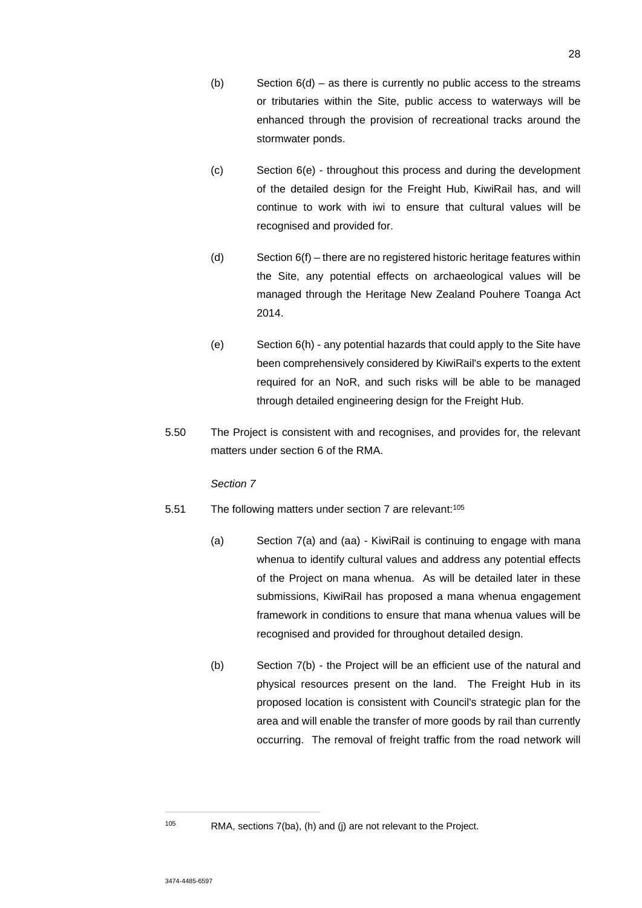(b) Section 6(d) – as there is currently no public access to the streams or tributaries within the Site, public access to waterways will be enhanced through the provision of recreational tracks around the stormwater ponds.

(c) Section 6(e) - throughout this process and during the development of the detailed design for the Freight Hub, KiwiRail has, and will continue to work with iwi to ensure that cultural values will be recognised and provided for.

(d) Section 6(f) – there are no registered historic heritage features within the Site, any potential effects on archaeological values will be managed through the Heritage New Zealand Pouhere Toanga Act 2014.

(e) Section 6(h) - any potential hazards that could apply to the Site have been comprehensively considered by KiwiRail's experts to the extent required for an NoR, and such risks will be able to be managed through detailed engineering design for the Freight Hub.

5.50 The Project is consistent with and recognises, and provides for, the relevant matters under section 6 of the RMA.

*Section 7*

5.51 The following matters under section 7 are relevant:[105]

(a) Section 7(a) and (aa) - KiwiRail is continuing to engage with mana whenua to identify cultural values and address any potential effects of the Project on mana whenua. As will be detailed later in these submissions, KiwiRail has proposed a mana whenua engagement framework in conditions to ensure that mana whenua values will be recognised and provided for throughout detailed design.

(b) Section 7(b) - the Project will be an efficient use of the natural and physical resources present on the land. The Freight Hub in its proposed location is consistent with Council's strategic plan for the area and will enable the transfer of more goods by rail than currently occurring. The removal of freight traffic from the road network will

---

[105] RMA, sections 7(ba), (h) and (j) are not relevant to the Project.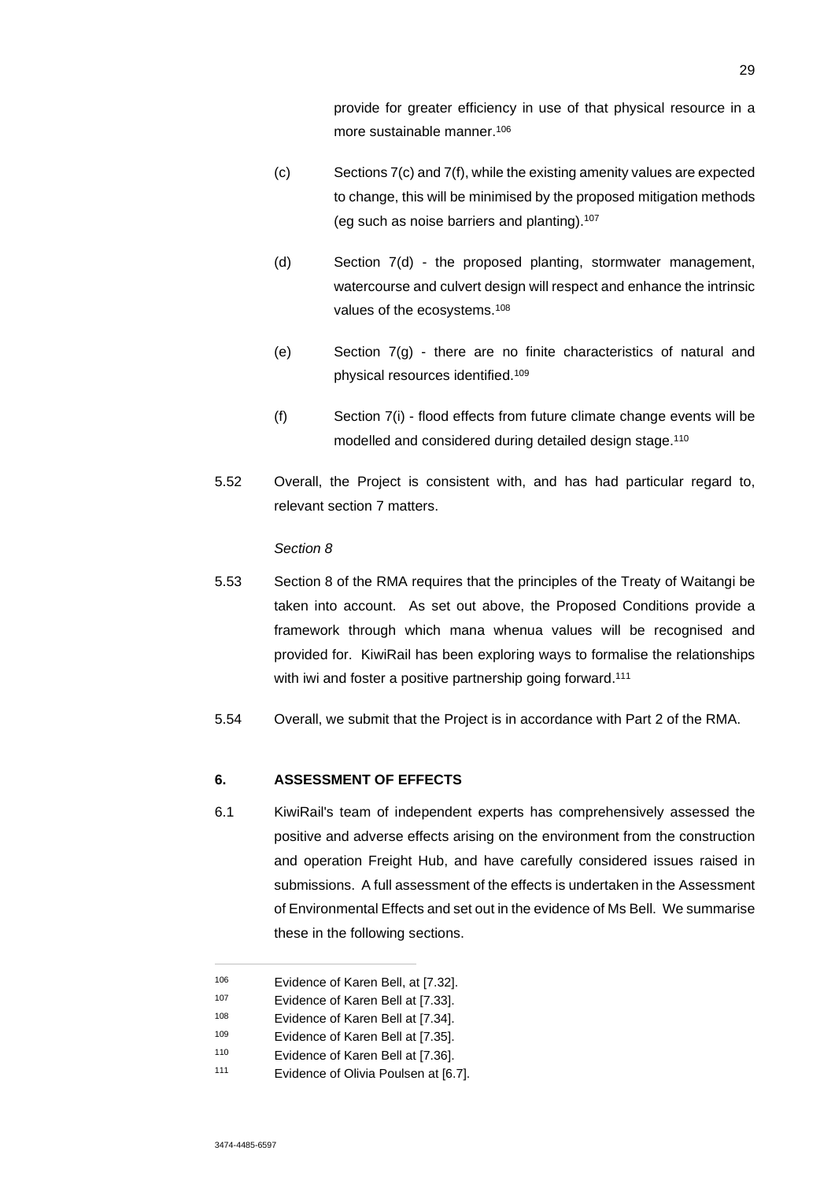provide for greater efficiency in use of that physical resource in a more sustainable manner.[106]

(c) Sections 7(c) and 7(f), while the existing amenity values are expected to change, this will be minimised by the proposed mitigation methods (eg such as noise barriers and planting).[107]

(d) Section 7(d) - the proposed planting, stormwater management, watercourse and culvert design will respect and enhance the intrinsic values of the ecosystems.[108]

(e) Section 7(g) - there are no finite characteristics of natural and physical resources identified.[109]

(f) Section 7(i) - flood effects from future climate change events will be modelled and considered during detailed design stage.[110]

5.52 Overall, the Project is consistent with, and has had particular regard to, relevant section 7 matters.

*Section 8*

5.53 Section 8 of the RMA requires that the principles of the Treaty of Waitangi be taken into account. As set out above, the Proposed Conditions provide a framework through which mana whenua values will be recognised and provided for. KiwiRail has been exploring ways to formalise the relationships with iwi and foster a positive partnership going forward.[111]

5.54 Overall, we submit that the Project is in accordance with Part 2 of the RMA.

**6. ASSESSMENT OF EFFECTS**

6.1 KiwiRail's team of independent experts has comprehensively assessed the positive and adverse effects arising on the environment from the construction and operation Freight Hub, and have carefully considered issues raised in submissions. A full assessment of the effects is undertaken in the Assessment of Environmental Effects and set out in the evidence of Ms Bell. We summarise these in the following sections.

---

[106] Evidence of Karen Bell, at [7.32].

[107] Evidence of Karen Bell at [7.33].

[108] Evidence of Karen Bell at [7.34].

[109] Evidence of Karen Bell at [7.35].

[110] Evidence of Karen Bell at [7.36].

[111] Evidence of Olivia Poulsen at [6.7].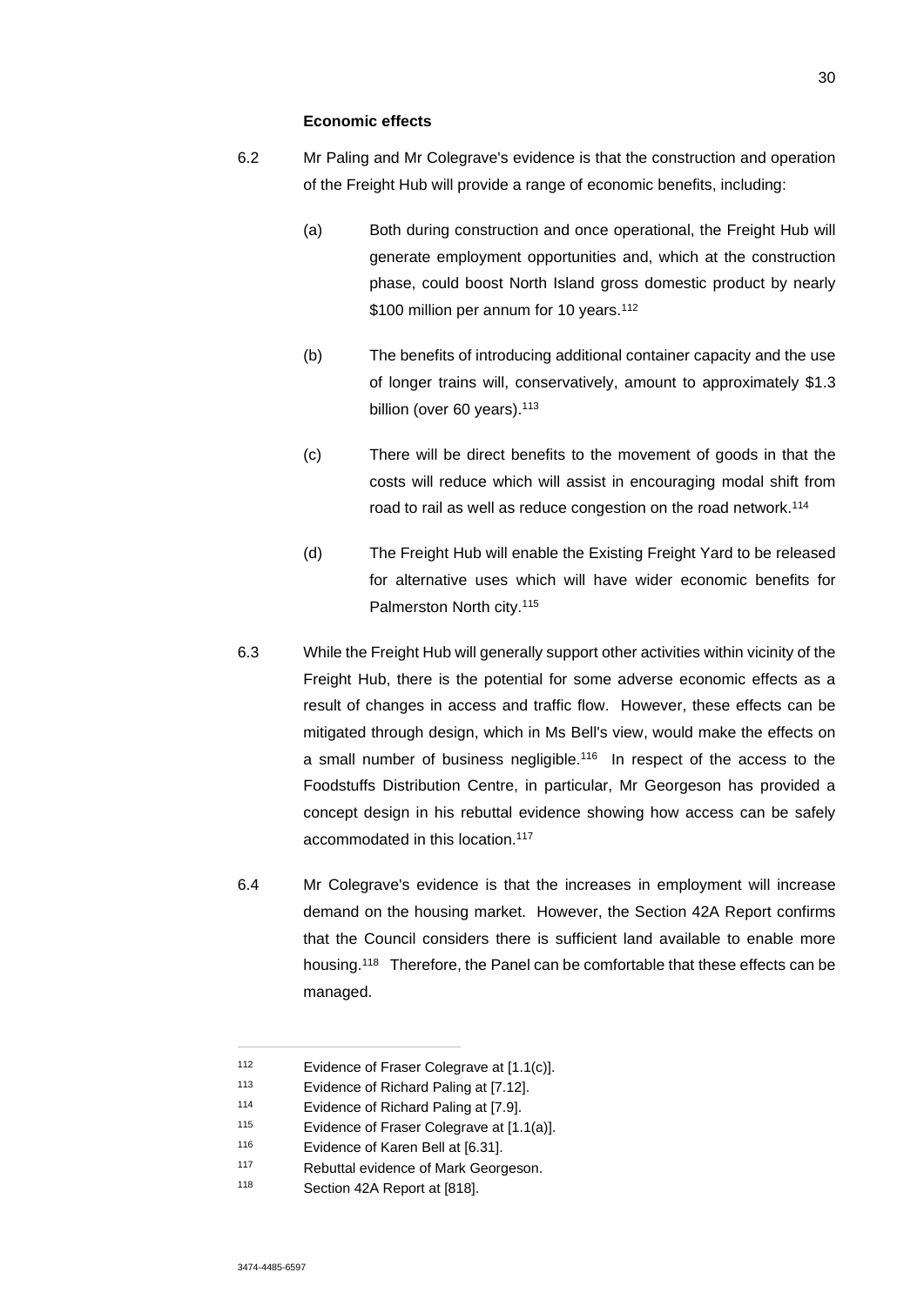**Economic effects**

6.2 Mr Paling and Mr Colegrave's evidence is that the construction and operation of the Freight Hub will provide a range of economic benefits, including:

(a) Both during construction and once operational, the Freight Hub will generate employment opportunities and, which at the construction phase, could boost North Island gross domestic product by nearly $100 million per annum for 10 years.[112]

(b) The benefits of introducing additional container capacity and the use of longer trains will, conservatively, amount to approximately $1.3 billion (over 60 years).[113]

(c) There will be direct benefits to the movement of goods in that the costs will reduce which will assist in encouraging modal shift from road to rail as well as reduce congestion on the road network.[114]

(d) The Freight Hub will enable the Existing Freight Yard to be released for alternative uses which will have wider economic benefits for Palmerston North city.[115]

6.3 While the Freight Hub will generally support other activities within vicinity of the Freight Hub, there is the potential for some adverse economic effects as a result of changes in access and traffic flow. However, these effects can be mitigated through design, which in Ms Bell's view, would make the effects on a small number of business negligible.[116] In respect of the access to the Foodstuffs Distribution Centre, in particular, Mr Georgeson has provided a concept design in his rebuttal evidence showing how access can be safely accommodated in this location.[117]

6.4 Mr Colegrave's evidence is that the increases in employment will increase demand on the housing market. However, the Section 42A Report confirms that the Council considers there is sufficient land available to enable more housing.[118] Therefore, the Panel can be comfortable that these effects can be managed.

---

[112] Evidence of Fraser Colegrave at [1.1(c)].

[113] Evidence of Richard Paling at [7.12].

[114] Evidence of Richard Paling at [7.9].

[115] Evidence of Fraser Colegrave at [1.1(a)].

[116] Evidence of Karen Bell at [6.31].

[117] Rebuttal evidence of Mark Georgeson.

[118] Section 42A Report at [818].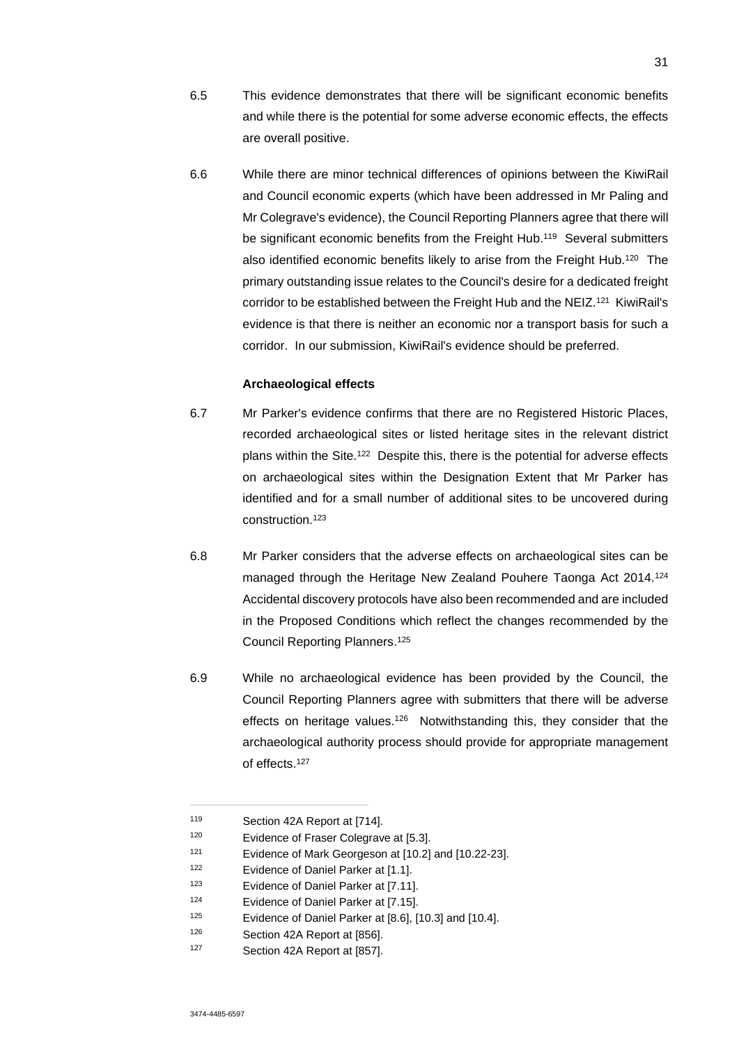6.5 This evidence demonstrates that there will be significant economic benefits and while there is the potential for some adverse economic effects, the effects are overall positive.

6.6 While there are minor technical differences of opinions between the KiwiRail and Council economic experts (which have been addressed in Mr Paling and Mr Colegrave's evidence), the Council Reporting Planners agree that there will be significant economic benefits from the Freight Hub.[119] Several submitters also identified economic benefits likely to arise from the Freight Hub.[120] The primary outstanding issue relates to the Council's desire for a dedicated freight corridor to be established between the Freight Hub and the NEIZ.[121] KiwiRail's evidence is that there is neither an economic nor a transport basis for such a corridor. In our submission, KiwiRail's evidence should be preferred.

**Archaeological effects**

6.7 Mr Parker's evidence confirms that there are no Registered Historic Places, recorded archaeological sites or listed heritage sites in the relevant district plans within the Site.[122] Despite this, there is the potential for adverse effects on archaeological sites within the Designation Extent that Mr Parker has identified and for a small number of additional sites to be uncovered during construction.[123]

6.8 Mr Parker considers that the adverse effects on archaeological sites can be managed through the Heritage New Zealand Pouhere Taonga Act 2014.[124] Accidental discovery protocols have also been recommended and are included in the Proposed Conditions which reflect the changes recommended by the Council Reporting Planners.[125]

6.9 While no archaeological evidence has been provided by the Council, the Council Reporting Planners agree with submitters that there will be adverse effects on heritage values.[126] Notwithstanding this, they consider that the archaeological authority process should provide for appropriate management of effects.[127]

---

[119] Section 42A Report at [714].

[120] Evidence of Fraser Colegrave at [5.3].

[121] Evidence of Mark Georgeson at [10.2] and [10.22-23].

[122] Evidence of Daniel Parker at [1.1].

[123] Evidence of Daniel Parker at [7.11].

[124] Evidence of Daniel Parker at [7.15].

[125] Evidence of Daniel Parker at [8.6], [10.3] and [10.4].

[126] Section 42A Report at [856].

[127] Section 42A Report at [857].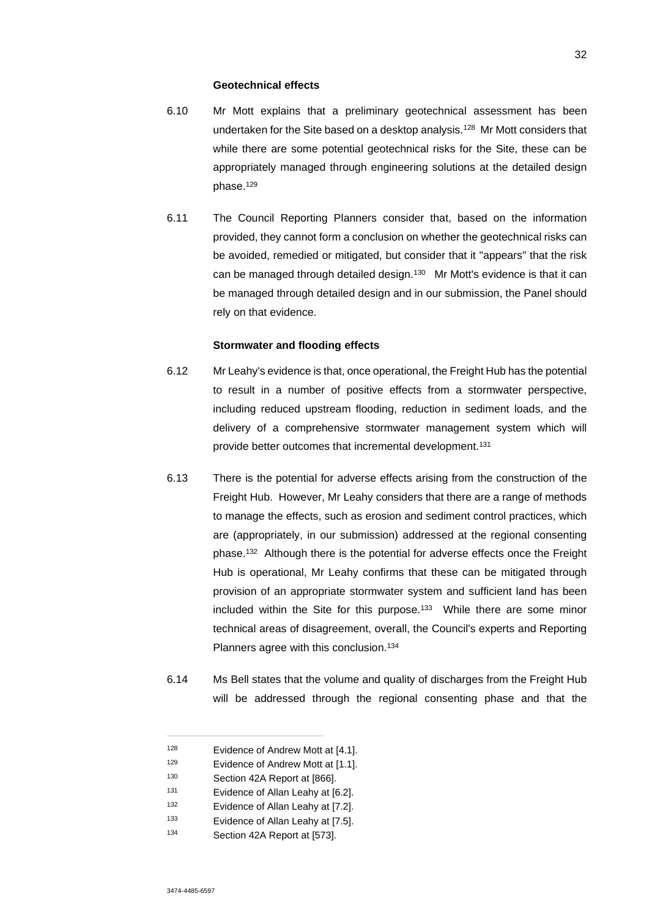**Geotechnical effects**

6.10 Mr Mott explains that a preliminary geotechnical assessment has been undertaken for the Site based on a desktop analysis.[128] Mr Mott considers that while there are some potential geotechnical risks for the Site, these can be appropriately managed through engineering solutions at the detailed design phase.[129]

6.11 The Council Reporting Planners consider that, based on the information provided, they cannot form a conclusion on whether the geotechnical risks can be avoided, remedied or mitigated, but consider that it "appears" that the risk can be managed through detailed design.[130] Mr Mott's evidence is that it can be managed through detailed design and in our submission, the Panel should rely on that evidence.

**Stormwater and flooding effects**

6.12 Mr Leahy's evidence is that, once operational, the Freight Hub has the potential to result in a number of positive effects from a stormwater perspective, including reduced upstream flooding, reduction in sediment loads, and the delivery of a comprehensive stormwater management system which will provide better outcomes that incremental development.[131]

6.13 There is the potential for adverse effects arising from the construction of the Freight Hub. However, Mr Leahy considers that there are a range of methods to manage the effects, such as erosion and sediment control practices, which are (appropriately, in our submission) addressed at the regional consenting phase.[132] Although there is the potential for adverse effects once the Freight Hub is operational, Mr Leahy confirms that these can be mitigated through provision of an appropriate stormwater system and sufficient land has been included within the Site for this purpose.[133] While there are some minor technical areas of disagreement, overall, the Council's experts and Reporting Planners agree with this conclusion.[134]

6.14 Ms Bell states that the volume and quality of discharges from the Freight Hub will be addressed through the regional consenting phase and that the

---

128 Evidence of Andrew Mott at [4.1].

129 Evidence of Andrew Mott at [1.1].

130 Section 42A Report at [866].

131 Evidence of Allan Leahy at [6.2].

132 Evidence of Allan Leahy at [7.2].

133 Evidence of Allan Leahy at [7.5].

134 Section 42A Report at [573].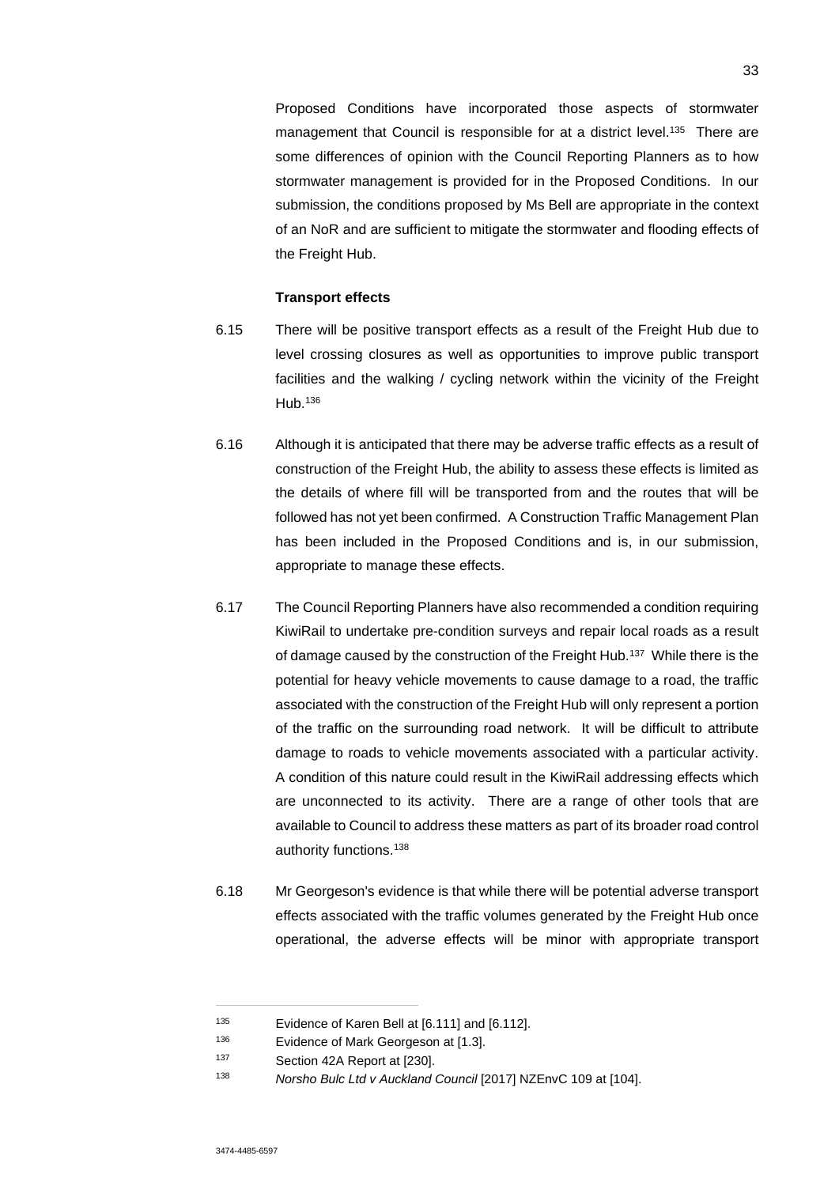Proposed Conditions have incorporated those aspects of stormwater management that Council is responsible for at a district level.[135] There are some differences of opinion with the Council Reporting Planners as to how stormwater management is provided for in the Proposed Conditions. In our submission, the conditions proposed by Ms Bell are appropriate in the context of an NoR and are sufficient to mitigate the stormwater and flooding effects of the Freight Hub.

**Transport effects**

6.15 There will be positive transport effects as a result of the Freight Hub due to level crossing closures as well as opportunities to improve public transport facilities and the walking / cycling network within the vicinity of the Freight Hub.[136]

6.16 Although it is anticipated that there may be adverse traffic effects as a result of construction of the Freight Hub, the ability to assess these effects is limited as the details of where fill will be transported from and the routes that will be followed has not yet been confirmed. A Construction Traffic Management Plan has been included in the Proposed Conditions and is, in our submission, appropriate to manage these effects.

6.17 The Council Reporting Planners have also recommended a condition requiring KiwiRail to undertake pre-condition surveys and repair local roads as a result of damage caused by the construction of the Freight Hub.[137] While there is the potential for heavy vehicle movements to cause damage to a road, the traffic associated with the construction of the Freight Hub will only represent a portion of the traffic on the surrounding road network. It will be difficult to attribute damage to roads to vehicle movements associated with a particular activity. A condition of this nature could result in the KiwiRail addressing effects which are unconnected to its activity. There are a range of other tools that are available to Council to address these matters as part of its broader road control authority functions.[138]

6.18 Mr Georgeson's evidence is that while there will be potential adverse transport effects associated with the traffic volumes generated by the Freight Hub once operational, the adverse effects will be minor with appropriate transport

---

[135] Evidence of Karen Bell at [6.111] and [6.112].

[136] Evidence of Mark Georgeson at [1.3].

[137] Section 42A Report at [230].

[138] *Norsho Bulc Ltd v Auckland Council* [2017] NZEnvC 109 at [104].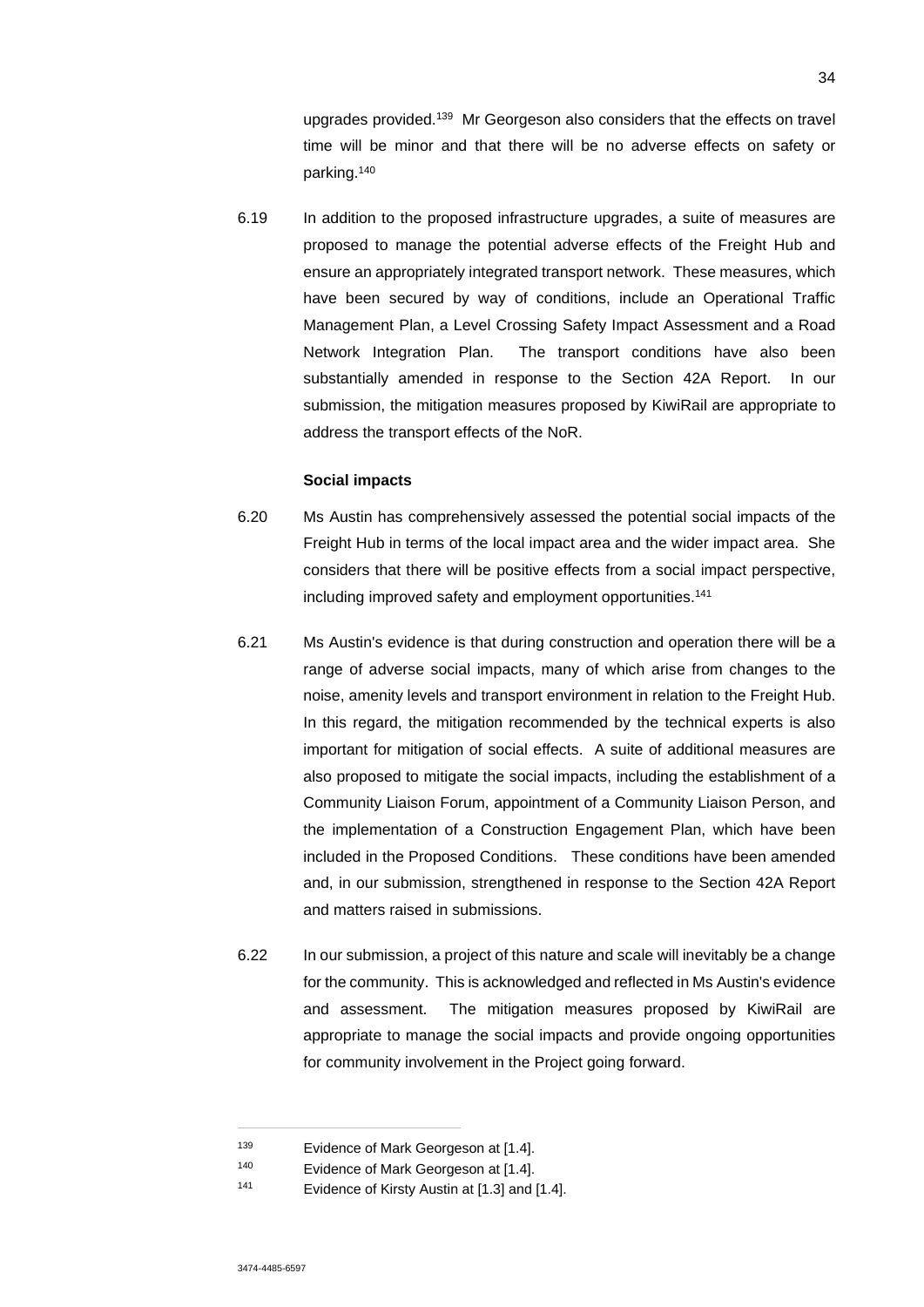upgrades provided.[139] Mr Georgeson also considers that the effects on travel time will be minor and that there will be no adverse effects on safety or parking.[140]

6.19 In addition to the proposed infrastructure upgrades, a suite of measures are proposed to manage the potential adverse effects of the Freight Hub and ensure an appropriately integrated transport network. These measures, which have been secured by way of conditions, include an Operational Traffic Management Plan, a Level Crossing Safety Impact Assessment and a Road Network Integration Plan. The transport conditions have also been substantially amended in response to the Section 42A Report. In our submission, the mitigation measures proposed by KiwiRail are appropriate to address the transport effects of the NoR.

**Social impacts**

6.20 Ms Austin has comprehensively assessed the potential social impacts of the Freight Hub in terms of the local impact area and the wider impact area. She considers that there will be positive effects from a social impact perspective, including improved safety and employment opportunities.[141]

6.21 Ms Austin's evidence is that during construction and operation there will be a range of adverse social impacts, many of which arise from changes to the noise, amenity levels and transport environment in relation to the Freight Hub. In this regard, the mitigation recommended by the technical experts is also important for mitigation of social effects. A suite of additional measures are also proposed to mitigate the social impacts, including the establishment of a Community Liaison Forum, appointment of a Community Liaison Person, and the implementation of a Construction Engagement Plan, which have been included in the Proposed Conditions. These conditions have been amended and, in our submission, strengthened in response to the Section 42A Report and matters raised in submissions.

6.22 In our submission, a project of this nature and scale will inevitably be a change for the community. This is acknowledged and reflected in Ms Austin's evidence and assessment. The mitigation measures proposed by KiwiRail are appropriate to manage the social impacts and provide ongoing opportunities for community involvement in the Project going forward.

---

139 Evidence of Mark Georgeson at [1.4].

140 Evidence of Mark Georgeson at [1.4].

141 Evidence of Kirsty Austin at [1.3] and [1.4].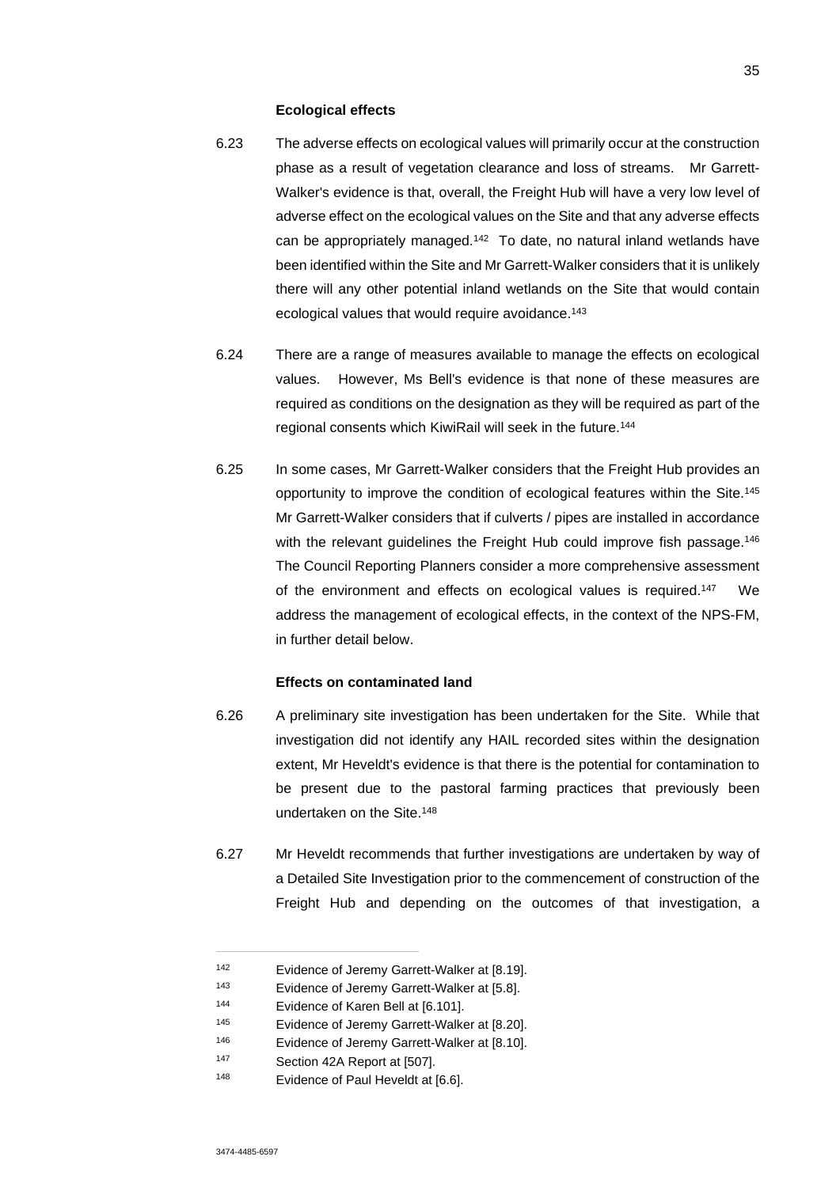**Ecological effects**

6.23 The adverse effects on ecological values will primarily occur at the construction phase as a result of vegetation clearance and loss of streams. Mr Garrett-Walker's evidence is that, overall, the Freight Hub will have a very low level of adverse effect on the ecological values on the Site and that any adverse effects can be appropriately managed.[142] To date, no natural inland wetlands have been identified within the Site and Mr Garrett-Walker considers that it is unlikely there will any other potential inland wetlands on the Site that would contain ecological values that would require avoidance.[143]

6.24 There are a range of measures available to manage the effects on ecological values. However, Ms Bell's evidence is that none of these measures are required as conditions on the designation as they will be required as part of the regional consents which KiwiRail will seek in the future.[144]

6.25 In some cases, Mr Garrett-Walker considers that the Freight Hub provides an opportunity to improve the condition of ecological features within the Site.[145] Mr Garrett-Walker considers that if culverts / pipes are installed in accordance with the relevant guidelines the Freight Hub could improve fish passage.[146] The Council Reporting Planners consider a more comprehensive assessment of the environment and effects on ecological values is required.[147] We address the management of ecological effects, in the context of the NPS-FM, in further detail below.

**Effects on contaminated land**

6.26 A preliminary site investigation has been undertaken for the Site. While that investigation did not identify any HAIL recorded sites within the designation extent, Mr Heveldt's evidence is that there is the potential for contamination to be present due to the pastoral farming practices that previously been undertaken on the Site.[148]

6.27 Mr Heveldt recommends that further investigations are undertaken by way of a Detailed Site Investigation prior to the commencement of construction of the Freight Hub and depending on the outcomes of that investigation, a

---

[142] Evidence of Jeremy Garrett-Walker at [8.19].

[143] Evidence of Jeremy Garrett-Walker at [5.8].

[144] Evidence of Karen Bell at [6.101].

[145] Evidence of Jeremy Garrett-Walker at [8.20].

[146] Evidence of Jeremy Garrett-Walker at [8.10].

[147] Section 42A Report at [507].

[148] Evidence of Paul Heveldt at [6.6].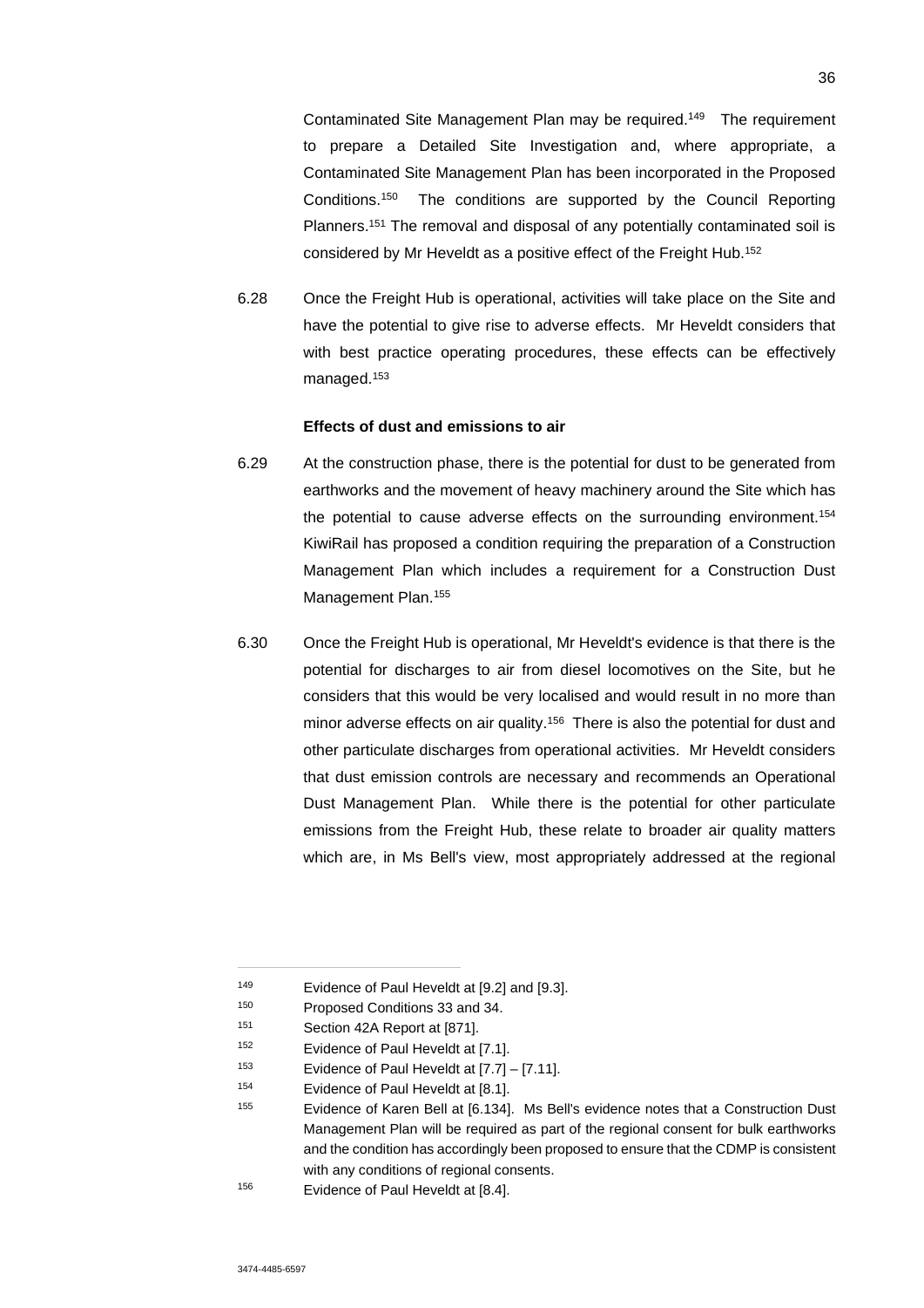Contaminated Site Management Plan may be required.[149] The requirement to prepare a Detailed Site Investigation and, where appropriate, a Contaminated Site Management Plan has been incorporated in the Proposed Conditions.[150] The conditions are supported by the Council Reporting Planners.[151] The removal and disposal of any potentially contaminated soil is considered by Mr Heveldt as a positive effect of the Freight Hub.[152]

6.28 Once the Freight Hub is operational, activities will take place on the Site and have the potential to give rise to adverse effects. Mr Heveldt considers that with best practice operating procedures, these effects can be effectively managed.[153]

**Effects of dust and emissions to air**

6.29 At the construction phase, there is the potential for dust to be generated from earthworks and the movement of heavy machinery around the Site which has the potential to cause adverse effects on the surrounding environment.[154] KiwiRail has proposed a condition requiring the preparation of a Construction Management Plan which includes a requirement for a Construction Dust Management Plan.[155]

6.30 Once the Freight Hub is operational, Mr Heveldt's evidence is that there is the potential for discharges to air from diesel locomotives on the Site, but he considers that this would be very localised and would result in no more than minor adverse effects on air quality.[156] There is also the potential for dust and other particulate discharges from operational activities. Mr Heveldt considers that dust emission controls are necessary and recommends an Operational Dust Management Plan. While there is the potential for other particulate emissions from the Freight Hub, these relate to broader air quality matters which are, in Ms Bell's view, most appropriately addressed at the regional

---

[149] Evidence of Paul Heveldt at [9.2] and [9.3].

[150] Proposed Conditions 33 and 34.

[151] Section 42A Report at [871].

[152] Evidence of Paul Heveldt at [7.1].

[153] Evidence of Paul Heveldt at [7.7] – [7.11].

[154] Evidence of Paul Heveldt at [8.1].

[155] Evidence of Karen Bell at [6.134]. Ms Bell's evidence notes that a Construction Dust Management Plan will be required as part of the regional consent for bulk earthworks and the condition has accordingly been proposed to ensure that the CDMP is consistent with any conditions of regional consents.

[156] Evidence of Paul Heveldt at [8.4].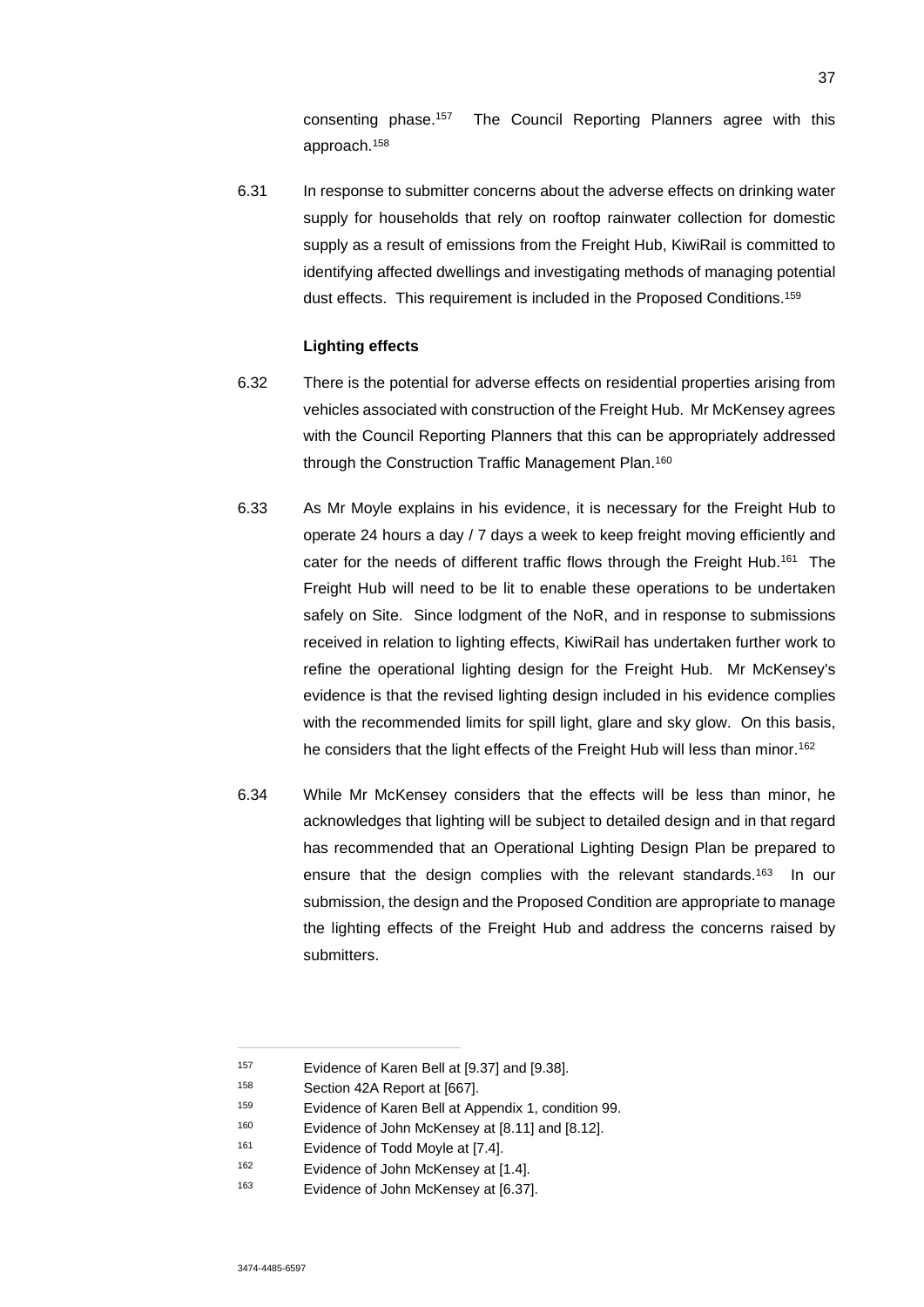consenting phase.[157] The Council Reporting Planners agree with this approach.[158]

6.31 In response to submitter concerns about the adverse effects on drinking water supply for households that rely on rooftop rainwater collection for domestic supply as a result of emissions from the Freight Hub, KiwiRail is committed to identifying affected dwellings and investigating methods of managing potential dust effects. This requirement is included in the Proposed Conditions.[159]

**Lighting effects**

6.32 There is the potential for adverse effects on residential properties arising from vehicles associated with construction of the Freight Hub. Mr McKensey agrees with the Council Reporting Planners that this can be appropriately addressed through the Construction Traffic Management Plan.[160]

6.33 As Mr Moyle explains in his evidence, it is necessary for the Freight Hub to operate 24 hours a day / 7 days a week to keep freight moving efficiently and cater for the needs of different traffic flows through the Freight Hub.[161] The Freight Hub will need to be lit to enable these operations to be undertaken safely on Site. Since lodgment of the NoR, and in response to submissions received in relation to lighting effects, KiwiRail has undertaken further work to refine the operational lighting design for the Freight Hub. Mr McKensey's evidence is that the revised lighting design included in his evidence complies with the recommended limits for spill light, glare and sky glow. On this basis, he considers that the light effects of the Freight Hub will less than minor.[162]

6.34 While Mr McKensey considers that the effects will be less than minor, he acknowledges that lighting will be subject to detailed design and in that regard has recommended that an Operational Lighting Design Plan be prepared to ensure that the design complies with the relevant standards.[163] In our submission, the design and the Proposed Condition are appropriate to manage the lighting effects of the Freight Hub and address the concerns raised by submitters.

---

[157] Evidence of Karen Bell at [9.37] and [9.38].

[158] Section 42A Report at [667].

[159] Evidence of Karen Bell at Appendix 1, condition 99.

[160] Evidence of John McKensey at [8.11] and [8.12].

[161] Evidence of Todd Moyle at [7.4].

[162] Evidence of John McKensey at [1.4].

[163] Evidence of John McKensey at [6.37].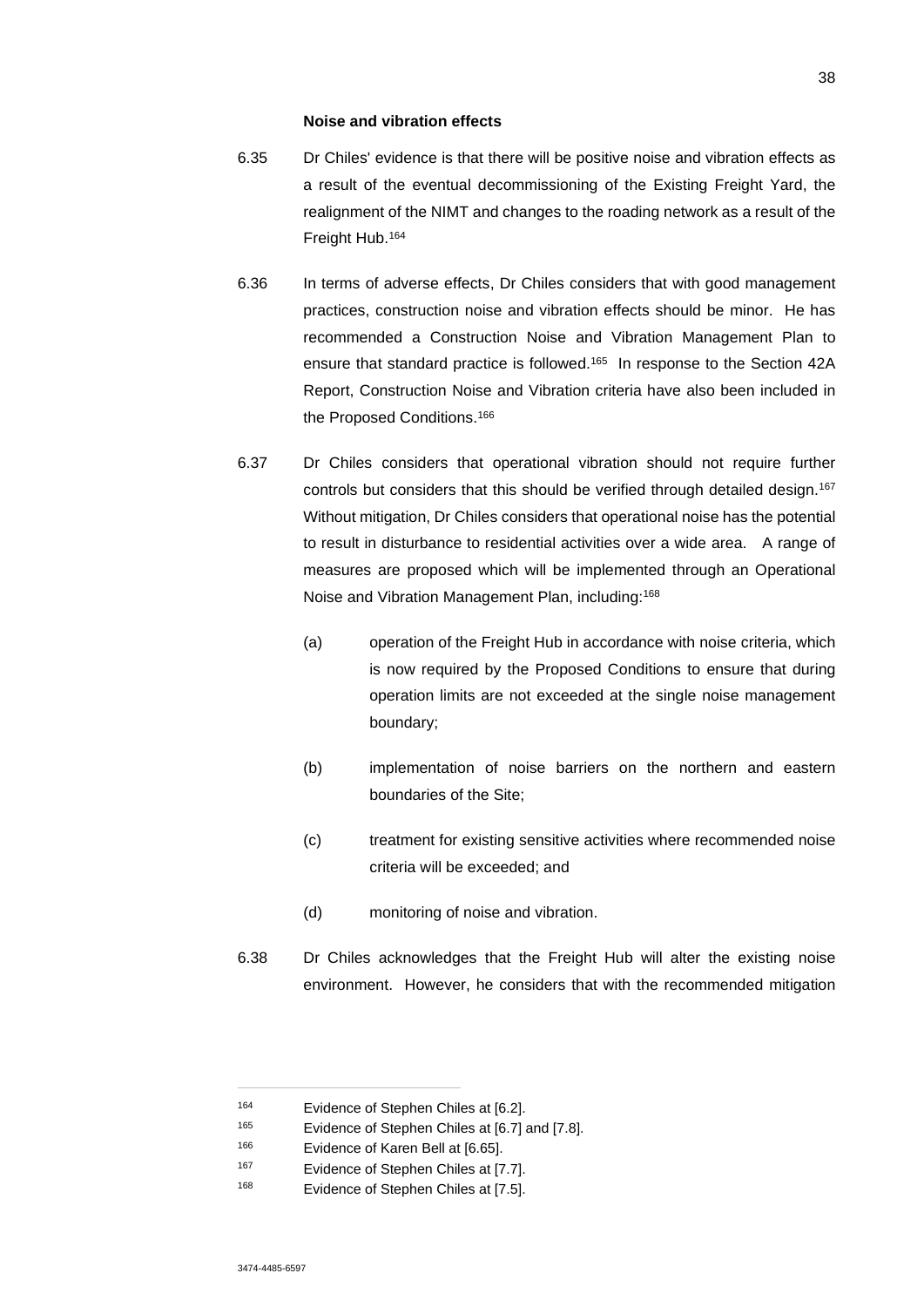**Noise and vibration effects**

6.35 Dr Chiles' evidence is that there will be positive noise and vibration effects as a result of the eventual decommissioning of the Existing Freight Yard, the realignment of the NIMT and changes to the roading network as a result of the Freight Hub.[164]

6.36 In terms of adverse effects, Dr Chiles considers that with good management practices, construction noise and vibration effects should be minor. He has recommended a Construction Noise and Vibration Management Plan to ensure that standard practice is followed.[165] In response to the Section 42A Report, Construction Noise and Vibration criteria have also been included in the Proposed Conditions.[166]

6.37 Dr Chiles considers that operational vibration should not require further controls but considers that this should be verified through detailed design.[167] Without mitigation, Dr Chiles considers that operational noise has the potential to result in disturbance to residential activities over a wide area. A range of measures are proposed which will be implemented through an Operational Noise and Vibration Management Plan, including:[168]

(a) operation of the Freight Hub in accordance with noise criteria, which is now required by the Proposed Conditions to ensure that during operation limits are not exceeded at the single noise management boundary;

(b) implementation of noise barriers on the northern and eastern boundaries of the Site;

(c) treatment for existing sensitive activities where recommended noise criteria will be exceeded; and

(d) monitoring of noise and vibration.

6.38 Dr Chiles acknowledges that the Freight Hub will alter the existing noise environment. However, he considers that with the recommended mitigation

---

164 Evidence of Stephen Chiles at [6.2].

165 Evidence of Stephen Chiles at [6.7] and [7.8].

166 Evidence of Karen Bell at [6.65].

167 Evidence of Stephen Chiles at [7.7].

168 Evidence of Stephen Chiles at [7.5].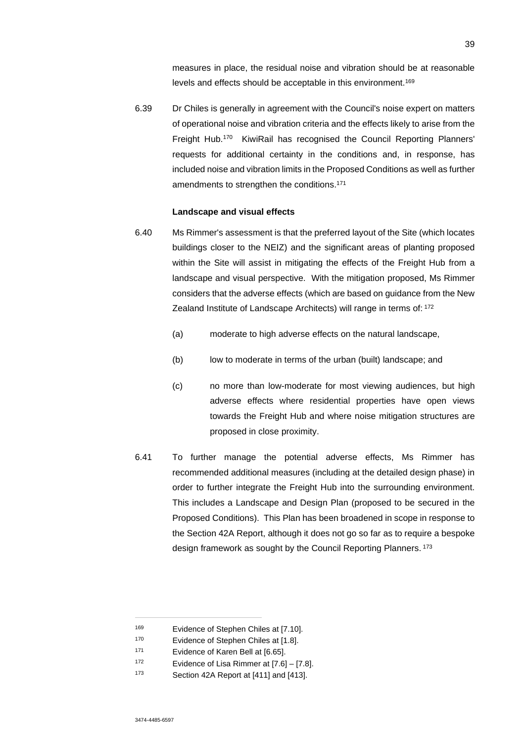measures in place, the residual noise and vibration should be at reasonable levels and effects should be acceptable in this environment.[169]

6.39 Dr Chiles is generally in agreement with the Council's noise expert on matters of operational noise and vibration criteria and the effects likely to arise from the Freight Hub.[170] KiwiRail has recognised the Council Reporting Planners' requests for additional certainty in the conditions and, in response, has included noise and vibration limits in the Proposed Conditions as well as further amendments to strengthen the conditions.[171]

**Landscape and visual effects**

6.40 Ms Rimmer's assessment is that the preferred layout of the Site (which locates buildings closer to the NEIZ) and the significant areas of planting proposed within the Site will assist in mitigating the effects of the Freight Hub from a landscape and visual perspective. With the mitigation proposed, Ms Rimmer considers that the adverse effects (which are based on guidance from the New Zealand Institute of Landscape Architects) will range in terms of: [172]

(a) moderate to high adverse effects on the natural landscape,

(b) low to moderate in terms of the urban (built) landscape; and

(c) no more than low-moderate for most viewing audiences, but high adverse effects where residential properties have open views towards the Freight Hub and where noise mitigation structures are proposed in close proximity.

6.41 To further manage the potential adverse effects, Ms Rimmer has recommended additional measures (including at the detailed design phase) in order to further integrate the Freight Hub into the surrounding environment. This includes a Landscape and Design Plan (proposed to be secured in the Proposed Conditions). This Plan has been broadened in scope in response to the Section 42A Report, although it does not go so far as to require a bespoke design framework as sought by the Council Reporting Planners. [173]

---

[169] Evidence of Stephen Chiles at [7.10].

[170] Evidence of Stephen Chiles at [1.8].

[171] Evidence of Karen Bell at [6.65].

[172] Evidence of Lisa Rimmer at [7.6] – [7.8].

[173] Section 42A Report at [411] and [413].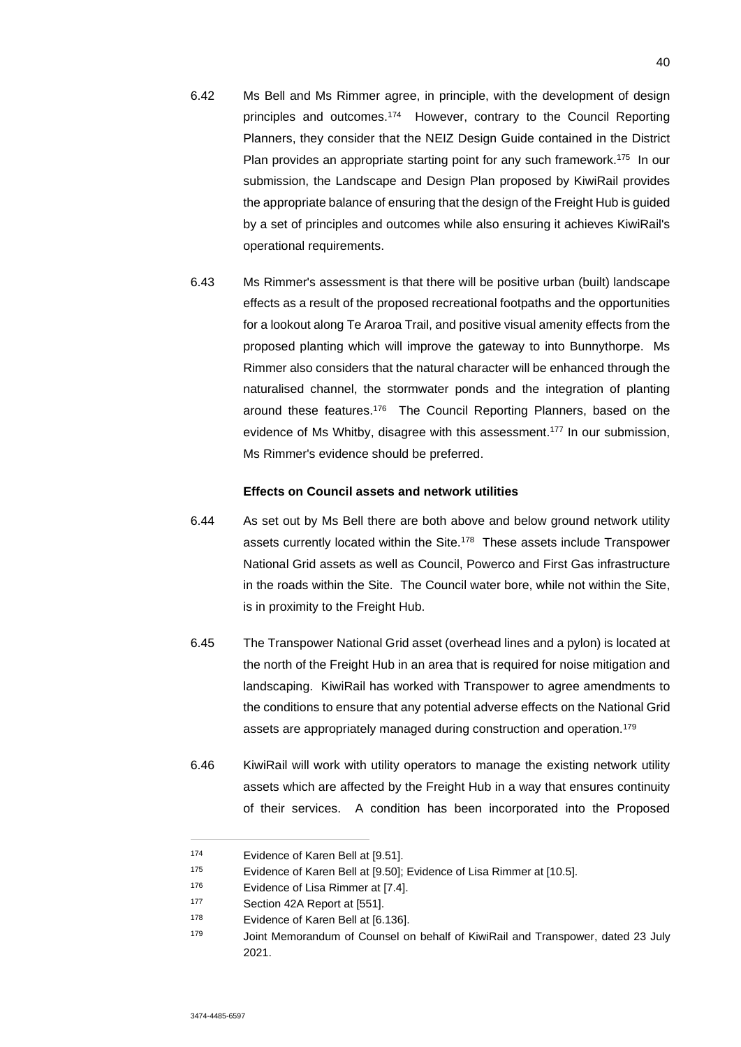6.42 Ms Bell and Ms Rimmer agree, in principle, with the development of design principles and outcomes.[174] However, contrary to the Council Reporting Planners, they consider that the NEIZ Design Guide contained in the District Plan provides an appropriate starting point for any such framework.[175] In our submission, the Landscape and Design Plan proposed by KiwiRail provides the appropriate balance of ensuring that the design of the Freight Hub is guided by a set of principles and outcomes while also ensuring it achieves KiwiRail's operational requirements.

6.43 Ms Rimmer's assessment is that there will be positive urban (built) landscape effects as a result of the proposed recreational footpaths and the opportunities for a lookout along Te Araroa Trail, and positive visual amenity effects from the proposed planting which will improve the gateway to into Bunnythorpe. Ms Rimmer also considers that the natural character will be enhanced through the naturalised channel, the stormwater ponds and the integration of planting around these features.[176] The Council Reporting Planners, based on the evidence of Ms Whitby, disagree with this assessment.[177] In our submission, Ms Rimmer's evidence should be preferred.

**Effects on Council assets and network utilities**

6.44 As set out by Ms Bell there are both above and below ground network utility assets currently located within the Site.[178] These assets include Transpower National Grid assets as well as Council, Powerco and First Gas infrastructure in the roads within the Site. The Council water bore, while not within the Site, is in proximity to the Freight Hub.

6.45 The Transpower National Grid asset (overhead lines and a pylon) is located at the north of the Freight Hub in an area that is required for noise mitigation and landscaping. KiwiRail has worked with Transpower to agree amendments to the conditions to ensure that any potential adverse effects on the National Grid assets are appropriately managed during construction and operation.[179]

6.46 KiwiRail will work with utility operators to manage the existing network utility assets which are affected by the Freight Hub in a way that ensures continuity of their services. A condition has been incorporated into the Proposed

---

174 Evidence of Karen Bell at [9.51].

175 Evidence of Karen Bell at [9.50]; Evidence of Lisa Rimmer at [10.5].

176 Evidence of Lisa Rimmer at [7.4].

177 Section 42A Report at [551].

178 Evidence of Karen Bell at [6.136].

179 Joint Memorandum of Counsel on behalf of KiwiRail and Transpower, dated 23 July 2021.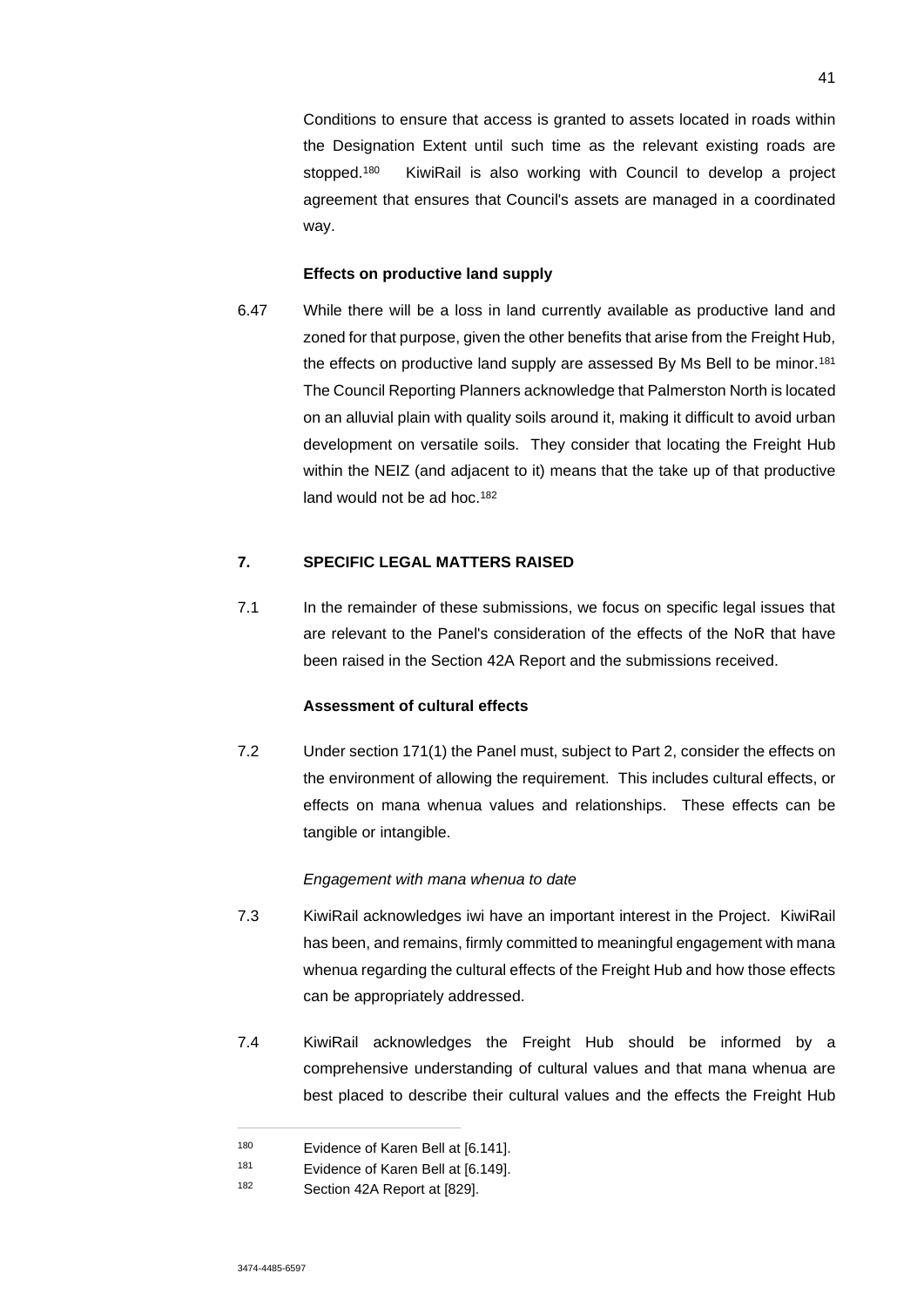Conditions to ensure that access is granted to assets located in roads within the Designation Extent until such time as the relevant existing roads are stopped.[180] KiwiRail is also working with Council to develop a project agreement that ensures that Council's assets are managed in a coordinated way.

**Effects on productive land supply**

6.47 While there will be a loss in land currently available as productive land and zoned for that purpose, given the other benefits that arise from the Freight Hub, the effects on productive land supply are assessed By Ms Bell to be minor.[181] The Council Reporting Planners acknowledge that Palmerston North is located on an alluvial plain with quality soils around it, making it difficult to avoid urban development on versatile soils. They consider that locating the Freight Hub within the NEIZ (and adjacent to it) means that the take up of that productive land would not be ad hoc.[182]

## 7. SPECIFIC LEGAL MATTERS RAISED

7.1 In the remainder of these submissions, we focus on specific legal issues that are relevant to the Panel's consideration of the effects of the NoR that have been raised in the Section 42A Report and the submissions received.

**Assessment of cultural effects**

7.2 Under section 171(1) the Panel must, subject to Part 2, consider the effects on the environment of allowing the requirement. This includes cultural effects, or effects on mana whenua values and relationships. These effects can be tangible or intangible.

*Engagement with mana whenua to date*

7.3 KiwiRail acknowledges iwi have an important interest in the Project. KiwiRail has been, and remains, firmly committed to meaningful engagement with mana whenua regarding the cultural effects of the Freight Hub and how those effects can be appropriately addressed.

7.4 KiwiRail acknowledges the Freight Hub should be informed by a comprehensive understanding of cultural values and that mana whenua are best placed to describe their cultural values and the effects the Freight Hub

---

[180] Evidence of Karen Bell at [6.141].

[181] Evidence of Karen Bell at [6.149].

[182] Section 42A Report at [829].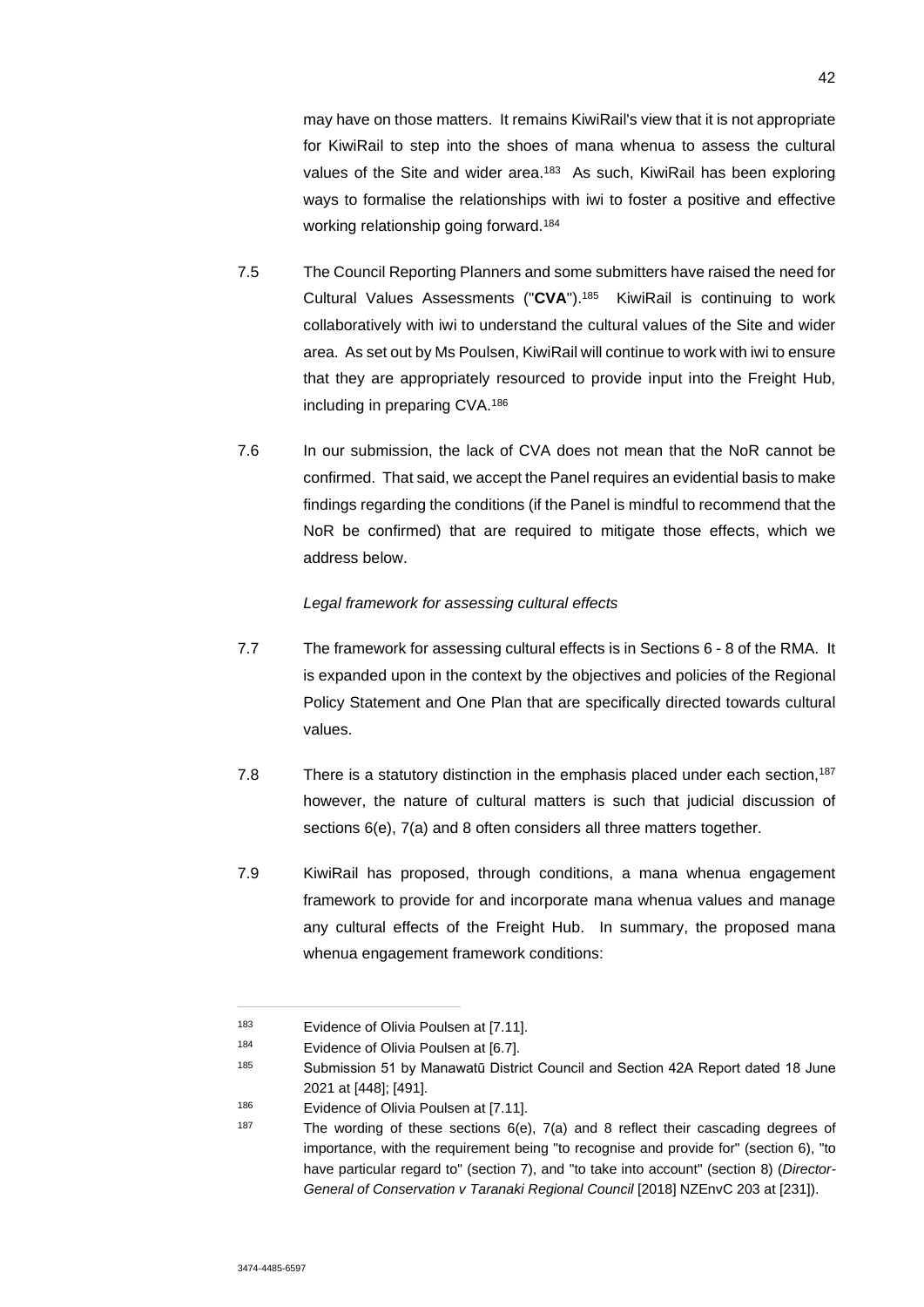may have on those matters. It remains KiwiRail's view that it is not appropriate for KiwiRail to step into the shoes of mana whenua to assess the cultural values of the Site and wider area.[183] As such, KiwiRail has been exploring ways to formalise the relationships with iwi to foster a positive and effective working relationship going forward.[184]

7.5 The Council Reporting Planners and some submitters have raised the need for Cultural Values Assessments ("**CVA**").[185] KiwiRail is continuing to work collaboratively with iwi to understand the cultural values of the Site and wider area. As set out by Ms Poulsen, KiwiRail will continue to work with iwi to ensure that they are appropriately resourced to provide input into the Freight Hub, including in preparing CVA.[186]

7.6 In our submission, the lack of CVA does not mean that the NoR cannot be confirmed. That said, we accept the Panel requires an evidential basis to make findings regarding the conditions (if the Panel is mindful to recommend that the NoR be confirmed) that are required to mitigate those effects, which we address below.

*Legal framework for assessing cultural effects*

7.7 The framework for assessing cultural effects is in Sections 6 - 8 of the RMA. It is expanded upon in the context by the objectives and policies of the Regional Policy Statement and One Plan that are specifically directed towards cultural values.

7.8 There is a statutory distinction in the emphasis placed under each section,[187] however, the nature of cultural matters is such that judicial discussion of sections 6(e), 7(a) and 8 often considers all three matters together.

7.9 KiwiRail has proposed, through conditions, a mana whenua engagement framework to provide for and incorporate mana whenua values and manage any cultural effects of the Freight Hub. In summary, the proposed mana whenua engagement framework conditions:

---

183 Evidence of Olivia Poulsen at [7.11].

184 Evidence of Olivia Poulsen at [6.7].

185 Submission 51 by Manawatū District Council and Section 42A Report dated 18 June 2021 at [448]; [491].

186 Evidence of Olivia Poulsen at [7.11].

187 The wording of these sections 6(e), 7(a) and 8 reflect their cascading degrees of importance, with the requirement being "to recognise and provide for" (section 6), "to have particular regard to" (section 7), and "to take into account" (section 8) (*Director-General of Conservation v Taranaki Regional Council* [2018] NZEnvC 203 at [231]).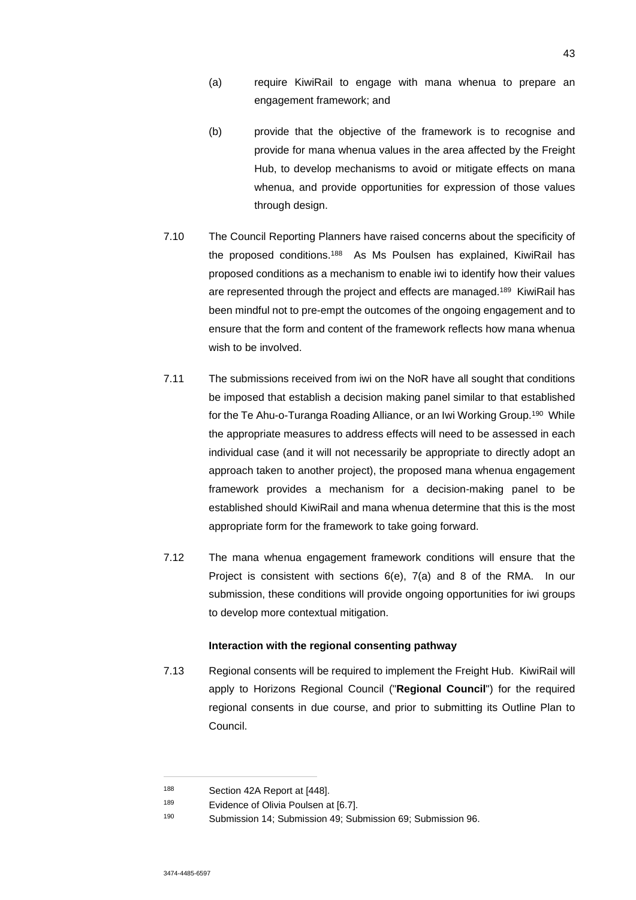(a) require KiwiRail to engage with mana whenua to prepare an engagement framework; and

(b) provide that the objective of the framework is to recognise and provide for mana whenua values in the area affected by the Freight Hub, to develop mechanisms to avoid or mitigate effects on mana whenua, and provide opportunities for expression of those values through design.

7.10 The Council Reporting Planners have raised concerns about the specificity of the proposed conditions.[188] As Ms Poulsen has explained, KiwiRail has proposed conditions as a mechanism to enable iwi to identify how their values are represented through the project and effects are managed.[189] KiwiRail has been mindful not to pre-empt the outcomes of the ongoing engagement and to ensure that the form and content of the framework reflects how mana whenua wish to be involved.

7.11 The submissions received from iwi on the NoR have all sought that conditions be imposed that establish a decision making panel similar to that established for the Te Ahu-o-Turanga Roading Alliance, or an Iwi Working Group.[190] While the appropriate measures to address effects will need to be assessed in each individual case (and it will not necessarily be appropriate to directly adopt an approach taken to another project), the proposed mana whenua engagement framework provides a mechanism for a decision-making panel to be established should KiwiRail and mana whenua determine that this is the most appropriate form for the framework to take going forward.

7.12 The mana whenua engagement framework conditions will ensure that the Project is consistent with sections 6(e), 7(a) and 8 of the RMA. In our submission, these conditions will provide ongoing opportunities for iwi groups to develop more contextual mitigation.

**Interaction with the regional consenting pathway**

7.13 Regional consents will be required to implement the Freight Hub. KiwiRail will apply to Horizons Regional Council ("**Regional Council**") for the required regional consents in due course, and prior to submitting its Outline Plan to Council.

---

188 Section 42A Report at [448].

189 Evidence of Olivia Poulsen at [6.7].

190 Submission 14; Submission 49; Submission 69; Submission 96.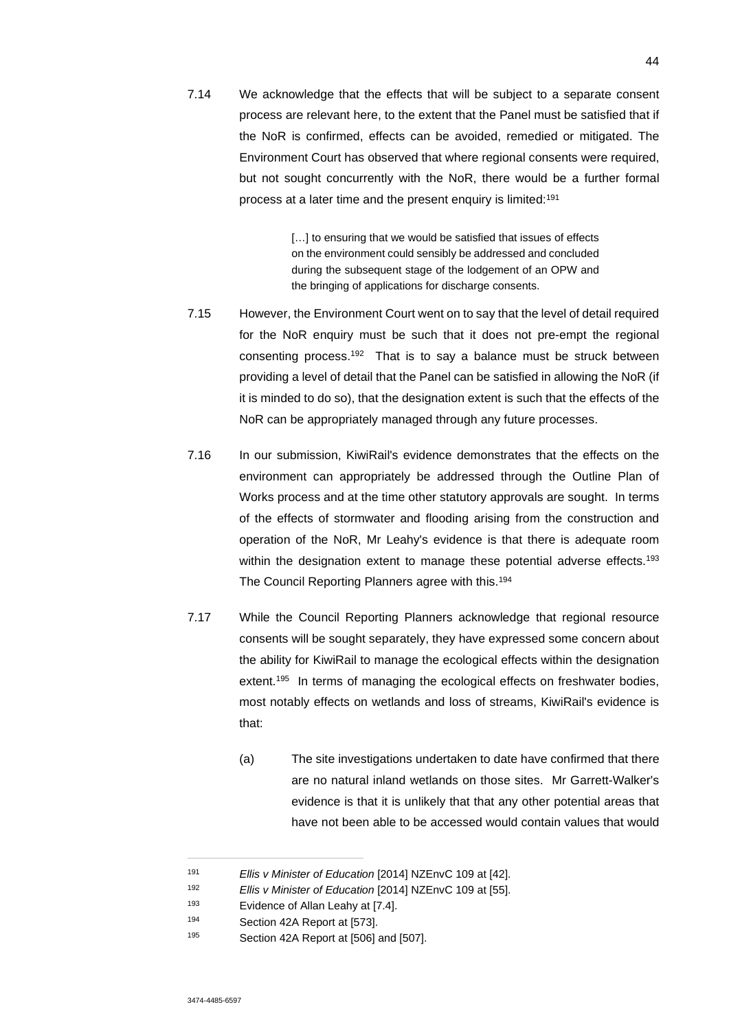7.14 We acknowledge that the effects that will be subject to a separate consent process are relevant here, to the extent that the Panel must be satisfied that if the NoR is confirmed, effects can be avoided, remedied or mitigated. The Environment Court has observed that where regional consents were required, but not sought concurrently with the NoR, there would be a further formal process at a later time and the present enquiry is limited:[191]

> […] to ensuring that we would be satisfied that issues of effects on the environment could sensibly be addressed and concluded during the subsequent stage of the lodgement of an OPW and the bringing of applications for discharge consents.

7.15 However, the Environment Court went on to say that the level of detail required for the NoR enquiry must be such that it does not pre-empt the regional consenting process.[192] That is to say a balance must be struck between providing a level of detail that the Panel can be satisfied in allowing the NoR (if it is minded to do so), that the designation extent is such that the effects of the NoR can be appropriately managed through any future processes.

7.16 In our submission, KiwiRail's evidence demonstrates that the effects on the environment can appropriately be addressed through the Outline Plan of Works process and at the time other statutory approvals are sought. In terms of the effects of stormwater and flooding arising from the construction and operation of the NoR, Mr Leahy's evidence is that there is adequate room within the designation extent to manage these potential adverse effects.[193] The Council Reporting Planners agree with this.[194]

7.17 While the Council Reporting Planners acknowledge that regional resource consents will be sought separately, they have expressed some concern about the ability for KiwiRail to manage the ecological effects within the designation extent.[195] In terms of managing the ecological effects on freshwater bodies, most notably effects on wetlands and loss of streams, KiwiRail's evidence is that:

(a) The site investigations undertaken to date have confirmed that there are no natural inland wetlands on those sites. Mr Garrett-Walker's evidence is that it is unlikely that that any other potential areas that have not been able to be accessed would contain values that would

---

[191] *Ellis v Minister of Education* [2014] NZEnvC 109 at [42].

[192] *Ellis v Minister of Education* [2014] NZEnvC 109 at [55].

[193] Evidence of Allan Leahy at [7.4].

[194] Section 42A Report at [573].

[195] Section 42A Report at [506] and [507].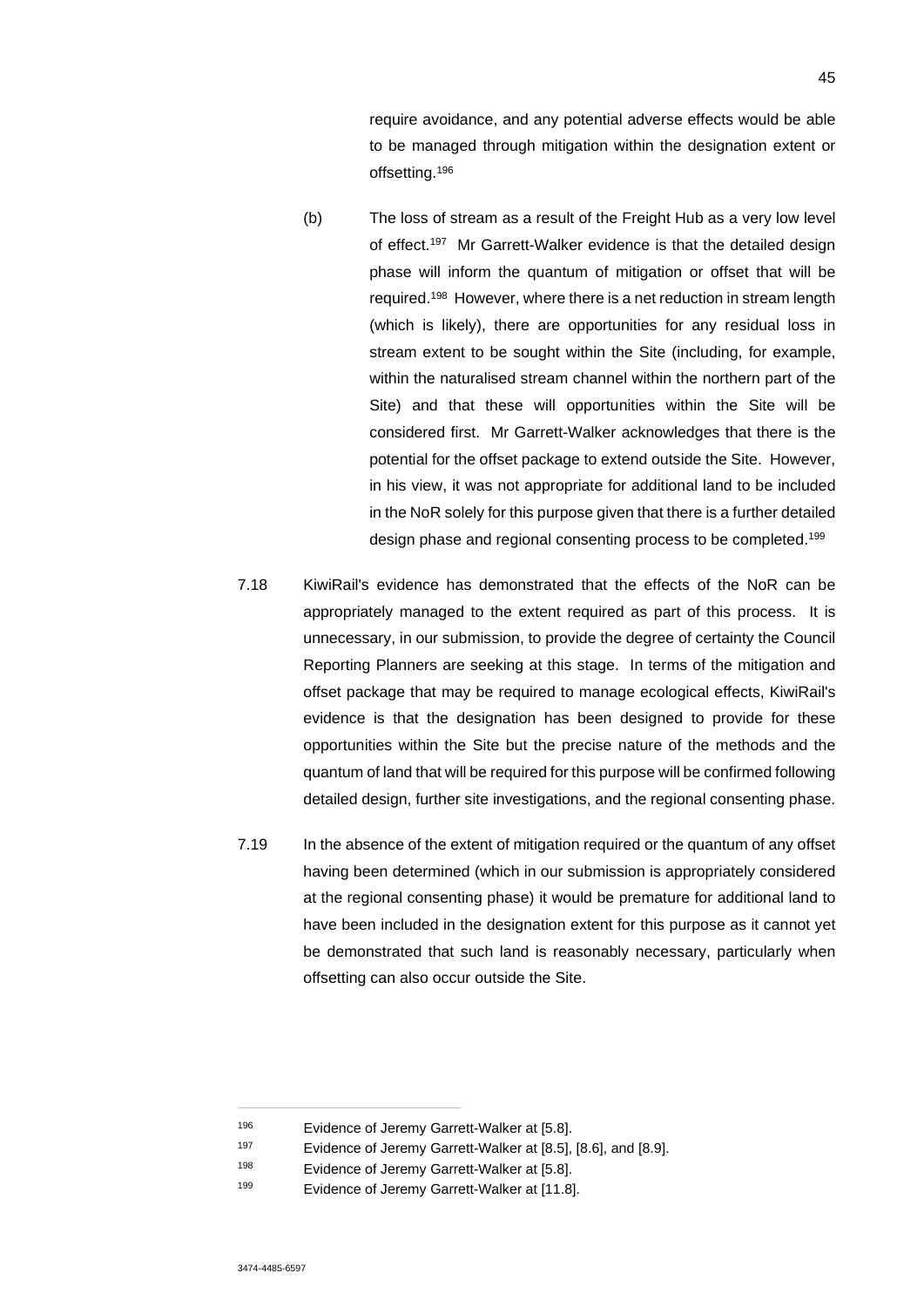require avoidance, and any potential adverse effects would be able to be managed through mitigation within the designation extent or offsetting.[196]

(b) The loss of stream as a result of the Freight Hub as a very low level of effect.[197] Mr Garrett-Walker evidence is that the detailed design phase will inform the quantum of mitigation or offset that will be required.[198] However, where there is a net reduction in stream length (which is likely), there are opportunities for any residual loss in stream extent to be sought within the Site (including, for example, within the naturalised stream channel within the northern part of the Site) and that these will opportunities within the Site will be considered first. Mr Garrett-Walker acknowledges that there is the potential for the offset package to extend outside the Site. However, in his view, it was not appropriate for additional land to be included in the NoR solely for this purpose given that there is a further detailed design phase and regional consenting process to be completed.[199]

7.18 KiwiRail's evidence has demonstrated that the effects of the NoR can be appropriately managed to the extent required as part of this process. It is unnecessary, in our submission, to provide the degree of certainty the Council Reporting Planners are seeking at this stage. In terms of the mitigation and offset package that may be required to manage ecological effects, KiwiRail's evidence is that the designation has been designed to provide for these opportunities within the Site but the precise nature of the methods and the quantum of land that will be required for this purpose will be confirmed following detailed design, further site investigations, and the regional consenting phase.

7.19 In the absence of the extent of mitigation required or the quantum of any offset having been determined (which in our submission is appropriately considered at the regional consenting phase) it would be premature for additional land to have been included in the designation extent for this purpose as it cannot yet be demonstrated that such land is reasonably necessary, particularly when offsetting can also occur outside the Site.

---

[196] Evidence of Jeremy Garrett-Walker at [5.8].

[197] Evidence of Jeremy Garrett-Walker at [8.5], [8.6], and [8.9].

[198] Evidence of Jeremy Garrett-Walker at [5.8].

[199] Evidence of Jeremy Garrett-Walker at [11.8].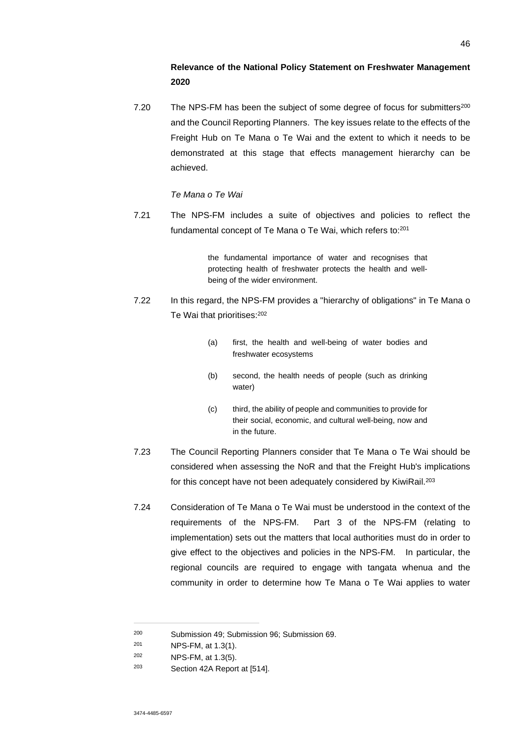**Relevance of the National Policy Statement on Freshwater Management 2020**

7.20 The NPS-FM has been the subject of some degree of focus for submitters[200] and the Council Reporting Planners. The key issues relate to the effects of the Freight Hub on Te Mana o Te Wai and the extent to which it needs to be demonstrated at this stage that effects management hierarchy can be achieved.

*Te Mana o Te Wai*

7.21 The NPS-FM includes a suite of objectives and policies to reflect the fundamental concept of Te Mana o Te Wai, which refers to:[201]

> the fundamental importance of water and recognises that protecting health of freshwater protects the health and well-being of the wider environment.

7.22 In this regard, the NPS-FM provides a "hierarchy of obligations" in Te Mana o Te Wai that prioritises:[202]

> (a) first, the health and well-being of water bodies and freshwater ecosystems
>
> (b) second, the health needs of people (such as drinking water)
>
> (c) third, the ability of people and communities to provide for their social, economic, and cultural well-being, now and in the future.

7.23 The Council Reporting Planners consider that Te Mana o Te Wai should be considered when assessing the NoR and that the Freight Hub's implications for this concept have not been adequately considered by KiwiRail.[203]

7.24 Consideration of Te Mana o Te Wai must be understood in the context of the requirements of the NPS-FM. Part 3 of the NPS-FM (relating to implementation) sets out the matters that local authorities must do in order to give effect to the objectives and policies in the NPS-FM. In particular, the regional councils are required to engage with tangata whenua and the community in order to determine how Te Mana o Te Wai applies to water

---

[200] Submission 49; Submission 96; Submission 69.

[201] NPS-FM, at 1.3(1).

[202] NPS-FM, at 1.3(5).

[203] Section 42A Report at [514].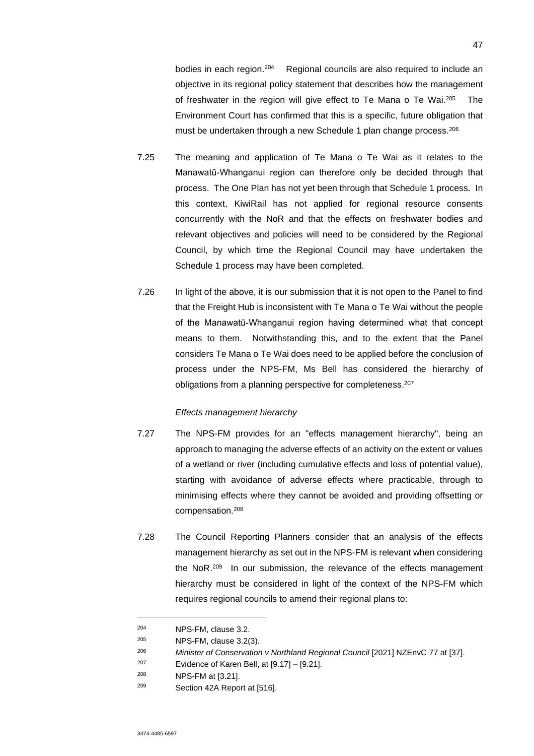bodies in each region.[204] Regional councils are also required to include an objective in its regional policy statement that describes how the management of freshwater in the region will give effect to Te Mana o Te Wai.[205] The Environment Court has confirmed that this is a specific, future obligation that must be undertaken through a new Schedule 1 plan change process.[206]

7.25 The meaning and application of Te Mana o Te Wai as it relates to the Manawatū-Whanganui region can therefore only be decided through that process. The One Plan has not yet been through that Schedule 1 process. In this context, KiwiRail has not applied for regional resource consents concurrently with the NoR and that the effects on freshwater bodies and relevant objectives and policies will need to be considered by the Regional Council, by which time the Regional Council may have undertaken the Schedule 1 process may have been completed.

7.26 In light of the above, it is our submission that it is not open to the Panel to find that the Freight Hub is inconsistent with Te Mana o Te Wai without the people of the Manawatū-Whanganui region having determined what that concept means to them. Notwithstanding this, and to the extent that the Panel considers Te Mana o Te Wai does need to be applied before the conclusion of process under the NPS-FM, Ms Bell has considered the hierarchy of obligations from a planning perspective for completeness.[207]

*Effects management hierarchy*

7.27 The NPS-FM provides for an "effects management hierarchy", being an approach to managing the adverse effects of an activity on the extent or values of a wetland or river (including cumulative effects and loss of potential value), starting with avoidance of adverse effects where practicable, through to minimising effects where they cannot be avoided and providing offsetting or compensation.[208]

7.28 The Council Reporting Planners consider that an analysis of the effects management hierarchy as set out in the NPS-FM is relevant when considering the NoR.[209] In our submission, the relevance of the effects management hierarchy must be considered in light of the context of the NPS-FM which requires regional councils to amend their regional plans to:

---

[204] NPS-FM, clause 3.2.

[205] NPS-FM, clause 3.2(3).

[206] *Minister of Conservation v Northland Regional Council* [2021] NZEnvC 77 at [37].

[207] Evidence of Karen Bell, at [9.17] – [9.21].

[208] NPS-FM at [3.21].

[209] Section 42A Report at [516].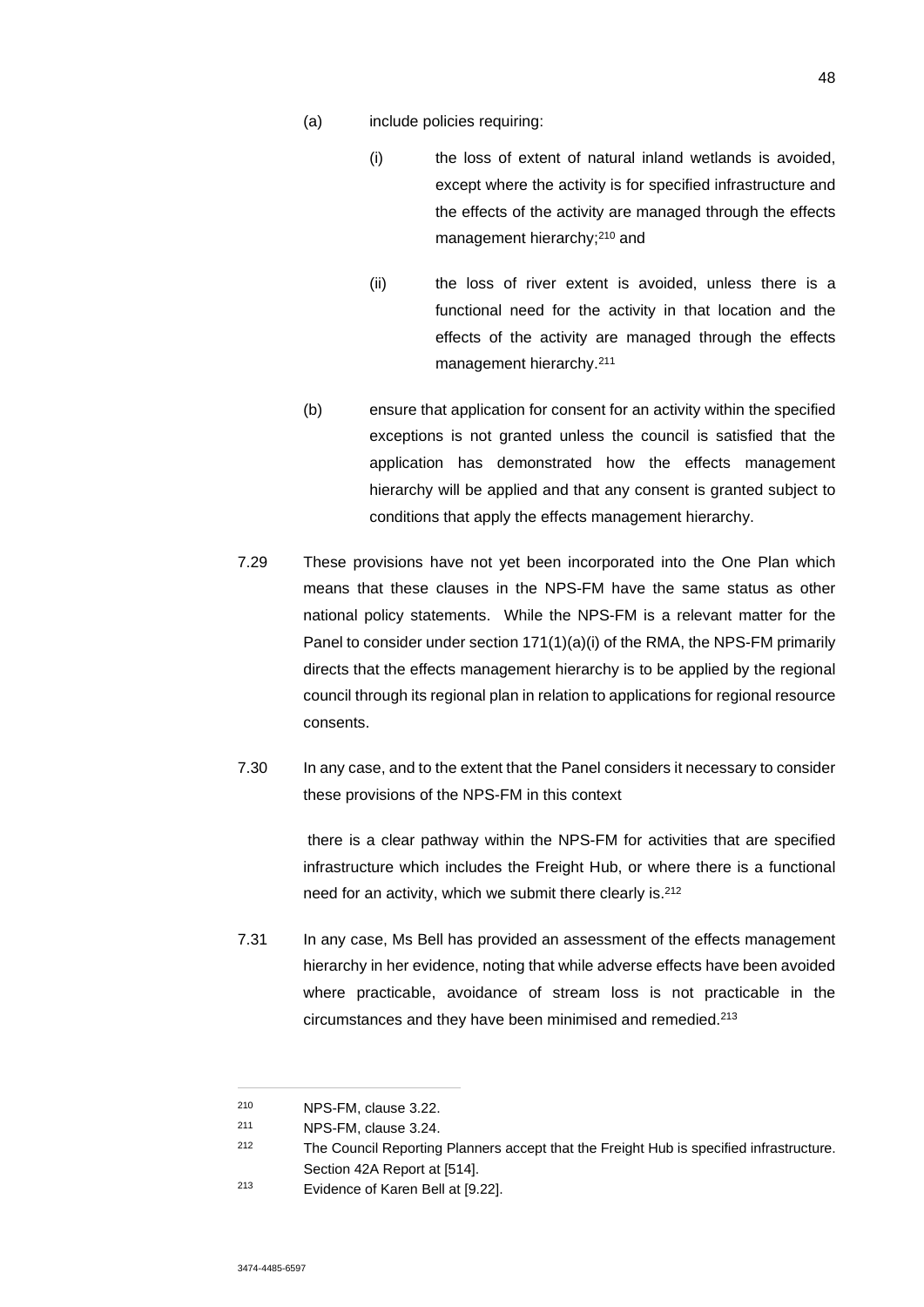(a) include policies requiring:

   (i) the loss of extent of natural inland wetlands is avoided, except where the activity is for specified infrastructure and the effects of the activity are managed through the effects management hierarchy;[210] and

   (ii) the loss of river extent is avoided, unless there is a functional need for the activity in that location and the effects of the activity are managed through the effects management hierarchy.[211]

(b) ensure that application for consent for an activity within the specified exceptions is not granted unless the council is satisfied that the application has demonstrated how the effects management hierarchy will be applied and that any consent is granted subject to conditions that apply the effects management hierarchy.

7.29 These provisions have not yet been incorporated into the One Plan which means that these clauses in the NPS-FM have the same status as other national policy statements. While the NPS-FM is a relevant matter for the Panel to consider under section 171(1)(a)(i) of the RMA, the NPS-FM primarily directs that the effects management hierarchy is to be applied by the regional council through its regional plan in relation to applications for regional resource consents.

7.30 In any case, and to the extent that the Panel considers it necessary to consider these provisions of the NPS-FM in this context

there is a clear pathway within the NPS-FM for activities that are specified infrastructure which includes the Freight Hub, or where there is a functional need for an activity, which we submit there clearly is.[212]

7.31 In any case, Ms Bell has provided an assessment of the effects management hierarchy in her evidence, noting that while adverse effects have been avoided where practicable, avoidance of stream loss is not practicable in the circumstances and they have been minimised and remedied.[213]

---

[210] NPS-FM, clause 3.22.

[211] NPS-FM, clause 3.24.

[212] The Council Reporting Planners accept that the Freight Hub is specified infrastructure. Section 42A Report at [514].

[213] Evidence of Karen Bell at [9.22].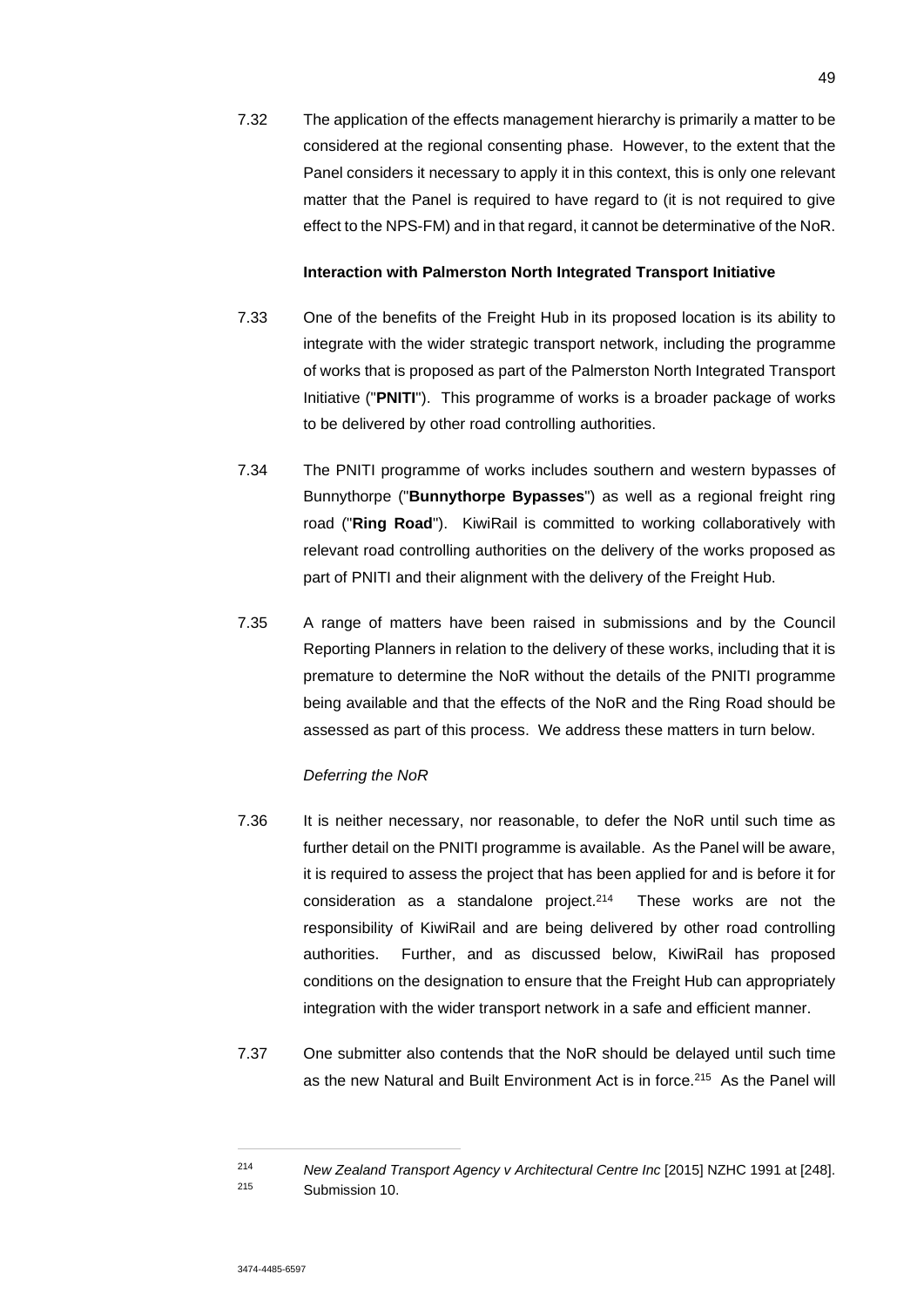7.32 The application of the effects management hierarchy is primarily a matter to be considered at the regional consenting phase. However, to the extent that the Panel considers it necessary to apply it in this context, this is only one relevant matter that the Panel is required to have regard to (it is not required to give effect to the NPS-FM) and in that regard, it cannot be determinative of the NoR.

**Interaction with Palmerston North Integrated Transport Initiative**

7.33 One of the benefits of the Freight Hub in its proposed location is its ability to integrate with the wider strategic transport network, including the programme of works that is proposed as part of the Palmerston North Integrated Transport Initiative ("**PNITI**"). This programme of works is a broader package of works to be delivered by other road controlling authorities.

7.34 The PNITI programme of works includes southern and western bypasses of Bunnythorpe ("**Bunnythorpe Bypasses**") as well as a regional freight ring road ("**Ring Road**"). KiwiRail is committed to working collaboratively with relevant road controlling authorities on the delivery of the works proposed as part of PNITI and their alignment with the delivery of the Freight Hub.

7.35 A range of matters have been raised in submissions and by the Council Reporting Planners in relation to the delivery of these works, including that it is premature to determine the NoR without the details of the PNITI programme being available and that the effects of the NoR and the Ring Road should be assessed as part of this process. We address these matters in turn below.

*Deferring the NoR*

7.36 It is neither necessary, nor reasonable, to defer the NoR until such time as further detail on the PNITI programme is available. As the Panel will be aware, it is required to assess the project that has been applied for and is before it for consideration as a standalone project.[214] These works are not the responsibility of KiwiRail and are being delivered by other road controlling authorities. Further, and as discussed below, KiwiRail has proposed conditions on the designation to ensure that the Freight Hub can appropriately integration with the wider transport network in a safe and efficient manner.

7.37 One submitter also contends that the NoR should be delayed until such time as the new Natural and Built Environment Act is in force.[215] As the Panel will

---

[214] *New Zealand Transport Agency v Architectural Centre Inc* [2015] NZHC 1991 at [248].

[215] Submission 10.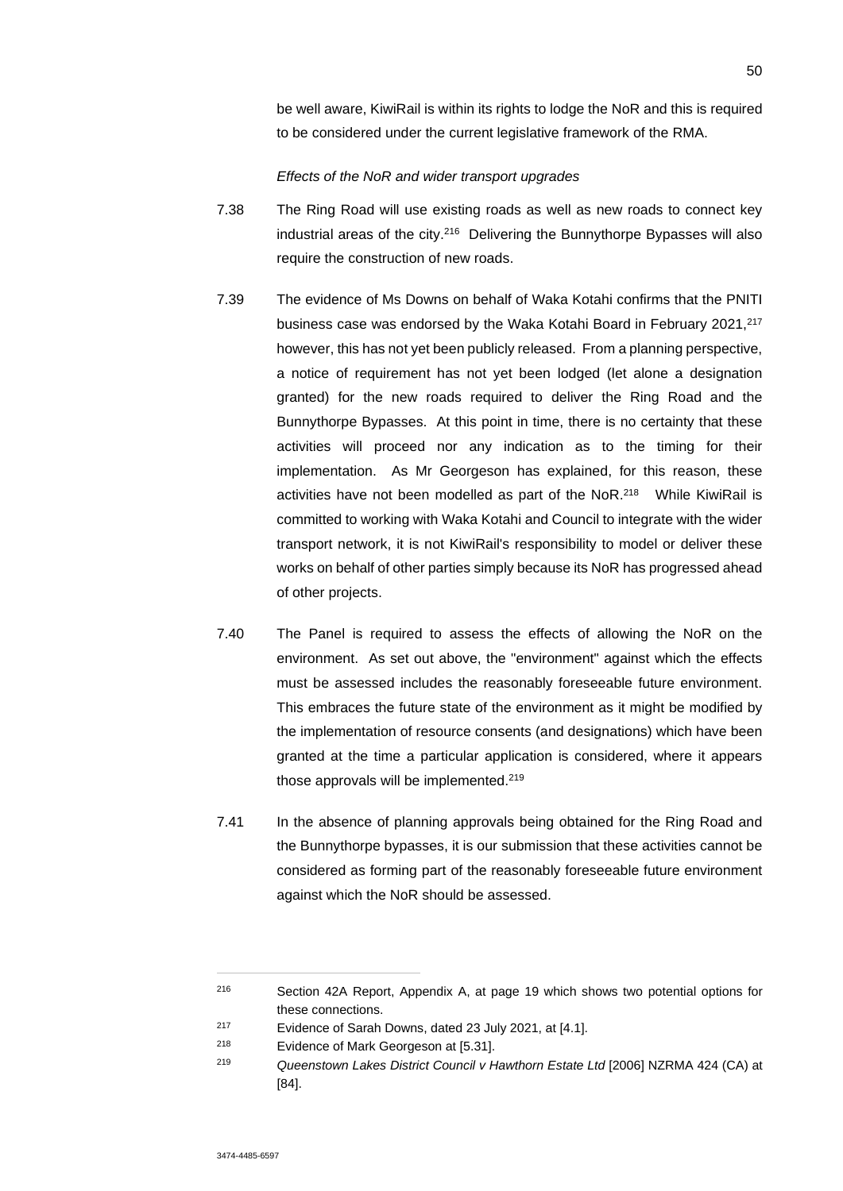be well aware, KiwiRail is within its rights to lodge the NoR and this is required to be considered under the current legislative framework of the RMA.

*Effects of the NoR and wider transport upgrades*

7.38 The Ring Road will use existing roads as well as new roads to connect key industrial areas of the city.[216] Delivering the Bunnythorpe Bypasses will also require the construction of new roads.

7.39 The evidence of Ms Downs on behalf of Waka Kotahi confirms that the PNITI business case was endorsed by the Waka Kotahi Board in February 2021,[217] however, this has not yet been publicly released. From a planning perspective, a notice of requirement has not yet been lodged (let alone a designation granted) for the new roads required to deliver the Ring Road and the Bunnythorpe Bypasses. At this point in time, there is no certainty that these activities will proceed nor any indication as to the timing for their implementation. As Mr Georgeson has explained, for this reason, these activities have not been modelled as part of the NoR.[218] While KiwiRail is committed to working with Waka Kotahi and Council to integrate with the wider transport network, it is not KiwiRail's responsibility to model or deliver these works on behalf of other parties simply because its NoR has progressed ahead of other projects.

7.40 The Panel is required to assess the effects of allowing the NoR on the environment. As set out above, the "environment" against which the effects must be assessed includes the reasonably foreseeable future environment. This embraces the future state of the environment as it might be modified by the implementation of resource consents (and designations) which have been granted at the time a particular application is considered, where it appears those approvals will be implemented.[219]

7.41 In the absence of planning approvals being obtained for the Ring Road and the Bunnythorpe bypasses, it is our submission that these activities cannot be considered as forming part of the reasonably foreseeable future environment against which the NoR should be assessed.

---

[216] Section 42A Report, Appendix A, at page 19 which shows two potential options for these connections.

[217] Evidence of Sarah Downs, dated 23 July 2021, at [4.1].

[218] Evidence of Mark Georgeson at [5.31].

[219] *Queenstown Lakes District Council v Hawthorn Estate Ltd* [2006] NZRMA 424 (CA) at [84].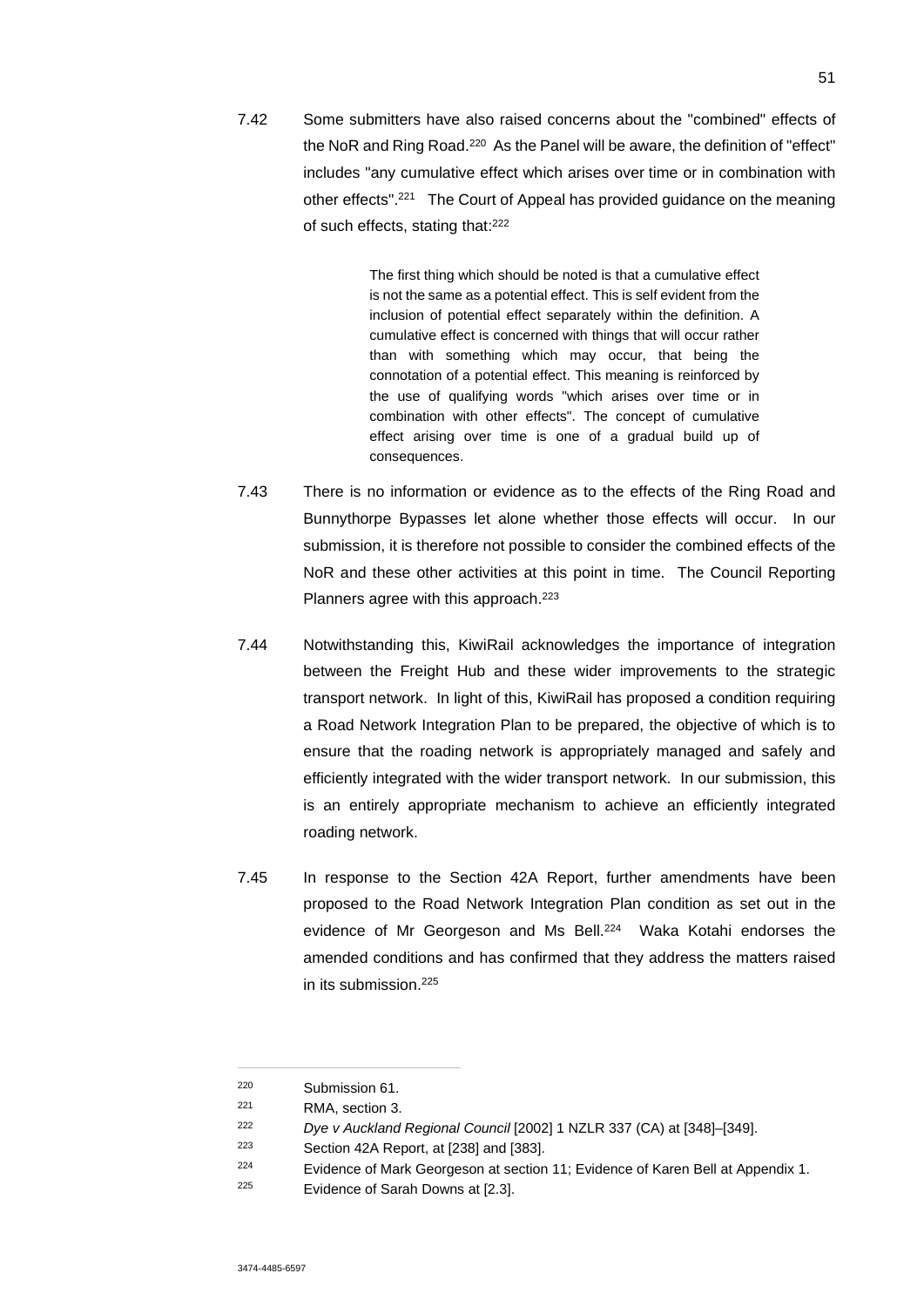7.42 Some submitters have also raised concerns about the "combined" effects of the NoR and Ring Road.[220] As the Panel will be aware, the definition of "effect" includes "any cumulative effect which arises over time or in combination with other effects".[221] The Court of Appeal has provided guidance on the meaning of such effects, stating that:[222]

> The first thing which should be noted is that a cumulative effect is not the same as a potential effect. This is self evident from the inclusion of potential effect separately within the definition. A cumulative effect is concerned with things that will occur rather than with something which may occur, that being the connotation of a potential effect. This meaning is reinforced by the use of qualifying words "which arises over time or in combination with other effects". The concept of cumulative effect arising over time is one of a gradual build up of consequences.

7.43 There is no information or evidence as to the effects of the Ring Road and Bunnythorpe Bypasses let alone whether those effects will occur. In our submission, it is therefore not possible to consider the combined effects of the NoR and these other activities at this point in time. The Council Reporting Planners agree with this approach.[223]

7.44 Notwithstanding this, KiwiRail acknowledges the importance of integration between the Freight Hub and these wider improvements to the strategic transport network. In light of this, KiwiRail has proposed a condition requiring a Road Network Integration Plan to be prepared, the objective of which is to ensure that the roading network is appropriately managed and safely and efficiently integrated with the wider transport network. In our submission, this is an entirely appropriate mechanism to achieve an efficiently integrated roading network.

7.45 In response to the Section 42A Report, further amendments have been proposed to the Road Network Integration Plan condition as set out in the evidence of Mr Georgeson and Ms Bell.[224] Waka Kotahi endorses the amended conditions and has confirmed that they address the matters raised in its submission.[225]

---

220 Submission 61.

221 RMA, section 3.

222 *Dye v Auckland Regional Council* [2002] 1 NZLR 337 (CA) at [348]–[349].

223 Section 42A Report, at [238] and [383].

224 Evidence of Mark Georgeson at section 11; Evidence of Karen Bell at Appendix 1.

225 Evidence of Sarah Downs at [2.3].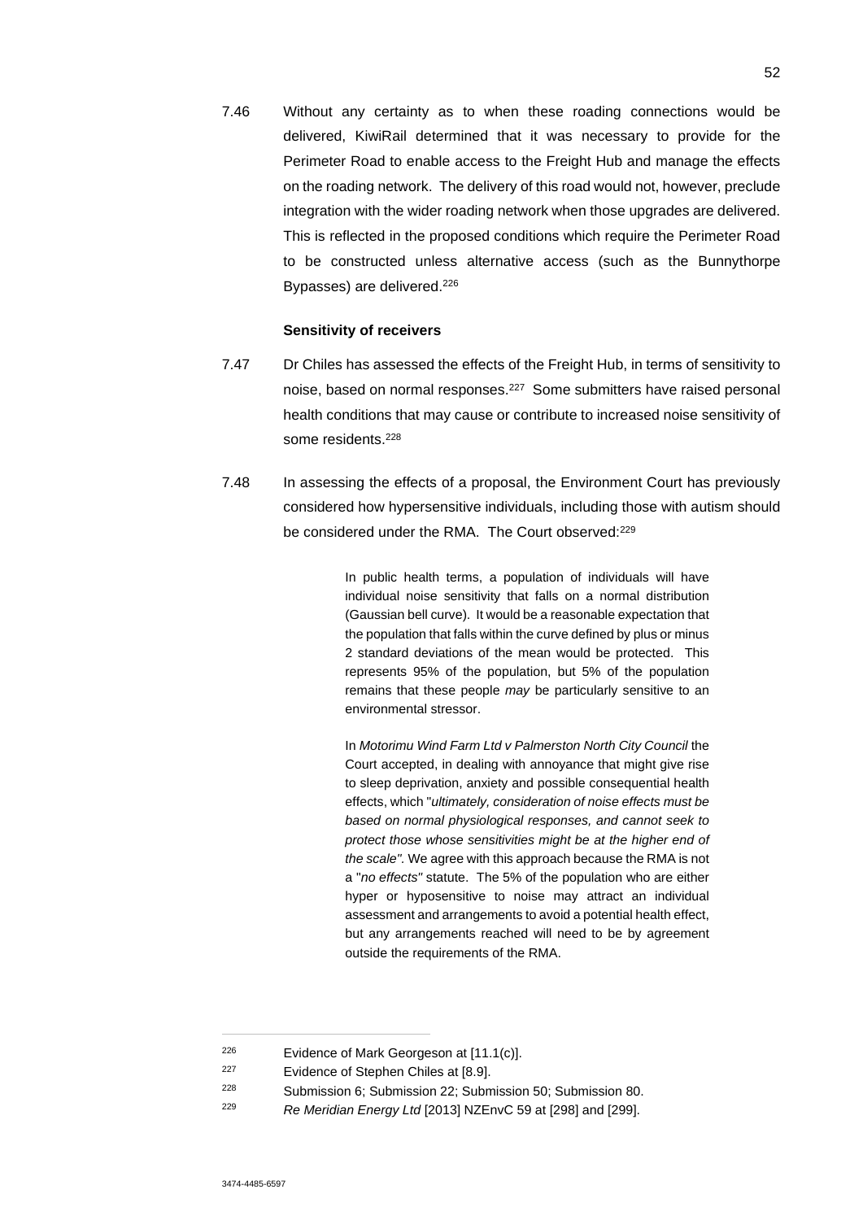7.46 Without any certainty as to when these roading connections would be delivered, KiwiRail determined that it was necessary to provide for the Perimeter Road to enable access to the Freight Hub and manage the effects on the roading network. The delivery of this road would not, however, preclude integration with the wider roading network when those upgrades are delivered. This is reflected in the proposed conditions which require the Perimeter Road to be constructed unless alternative access (such as the Bunnythorpe Bypasses) are delivered.[226]

**Sensitivity of receivers**

7.47 Dr Chiles has assessed the effects of the Freight Hub, in terms of sensitivity to noise, based on normal responses.[227] Some submitters have raised personal health conditions that may cause or contribute to increased noise sensitivity of some residents.[228]

7.48 In assessing the effects of a proposal, the Environment Court has previously considered how hypersensitive individuals, including those with autism should be considered under the RMA. The Court observed:[229]

> In public health terms, a population of individuals will have individual noise sensitivity that falls on a normal distribution (Gaussian bell curve). It would be a reasonable expectation that the population that falls within the curve defined by plus or minus 2 standard deviations of the mean would be protected. This represents 95% of the population, but 5% of the population remains that these people *may* be particularly sensitive to an environmental stressor.
>
> In *Motorimu Wind Farm Ltd v Palmerston North City Council* the Court accepted, in dealing with annoyance that might give rise to sleep deprivation, anxiety and possible consequential health effects, which "*ultimately, consideration of noise effects must be based on normal physiological responses, and cannot seek to protect those whose sensitivities might be at the higher end of the scale".* We agree with this approach because the RMA is not a "*no effects"* statute. The 5% of the population who are either hyper or hyposensitive to noise may attract an individual assessment and arrangements to avoid a potential health effect, but any arrangements reached will need to be by agreement outside the requirements of the RMA.

---

226 Evidence of Mark Georgeson at [11.1(c)].

227 Evidence of Stephen Chiles at [8.9].

228 Submission 6; Submission 22; Submission 50; Submission 80.

229 *Re Meridian Energy Ltd* [2013] NZEnvC 59 at [298] and [299].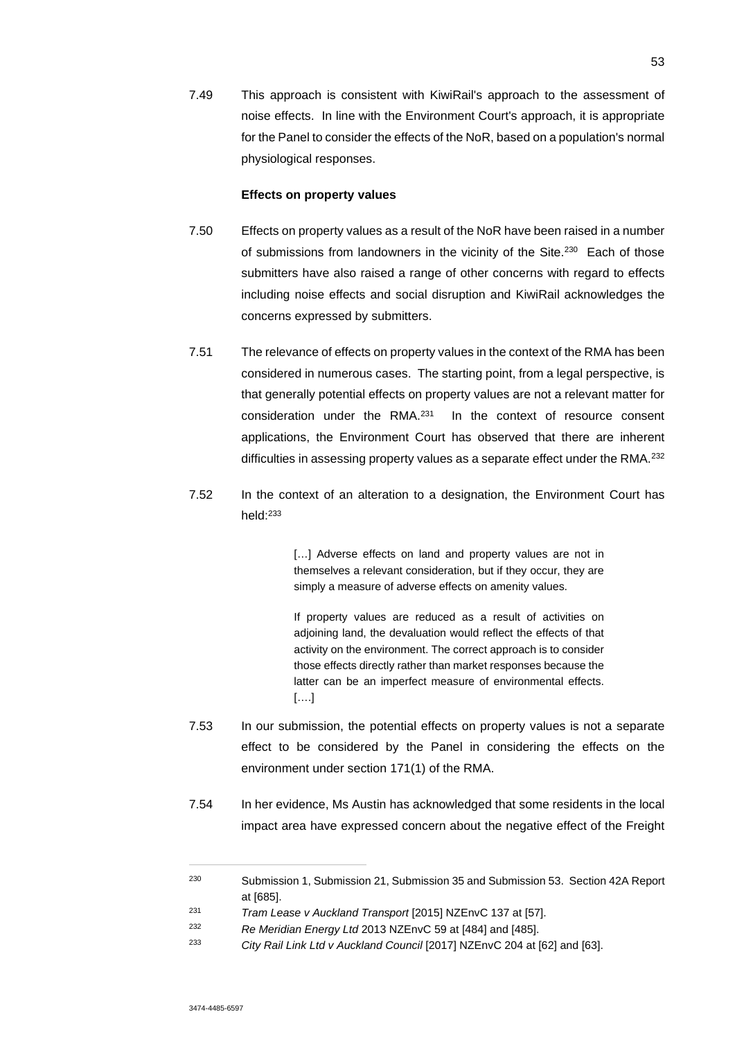7.49 This approach is consistent with KiwiRail's approach to the assessment of noise effects. In line with the Environment Court's approach, it is appropriate for the Panel to consider the effects of the NoR, based on a population's normal physiological responses.

**Effects on property values**

7.50 Effects on property values as a result of the NoR have been raised in a number of submissions from landowners in the vicinity of the Site.[230] Each of those submitters have also raised a range of other concerns with regard to effects including noise effects and social disruption and KiwiRail acknowledges the concerns expressed by submitters.

7.51 The relevance of effects on property values in the context of the RMA has been considered in numerous cases. The starting point, from a legal perspective, is that generally potential effects on property values are not a relevant matter for consideration under the RMA.[231] In the context of resource consent applications, the Environment Court has observed that there are inherent difficulties in assessing property values as a separate effect under the RMA.[232]

7.52 In the context of an alteration to a designation, the Environment Court has held:[233]

> […] Adverse effects on land and property values are not in themselves a relevant consideration, but if they occur, they are simply a measure of adverse effects on amenity values.
>
> If property values are reduced as a result of activities on adjoining land, the devaluation would reflect the effects of that activity on the environment. The correct approach is to consider those effects directly rather than market responses because the latter can be an imperfect measure of environmental effects. [….]

7.53 In our submission, the potential effects on property values is not a separate effect to be considered by the Panel in considering the effects on the environment under section 171(1) of the RMA.

7.54 In her evidence, Ms Austin has acknowledged that some residents in the local impact area have expressed concern about the negative effect of the Freight

---

230 Submission 1, Submission 21, Submission 35 and Submission 53. Section 42A Report at [685].

231 *Tram Lease v Auckland Transport* [2015] NZEnvC 137 at [57].

232 *Re Meridian Energy Ltd* 2013 NZEnvC 59 at [484] and [485].

233 *City Rail Link Ltd v Auckland Council* [2017] NZEnvC 204 at [62] and [63].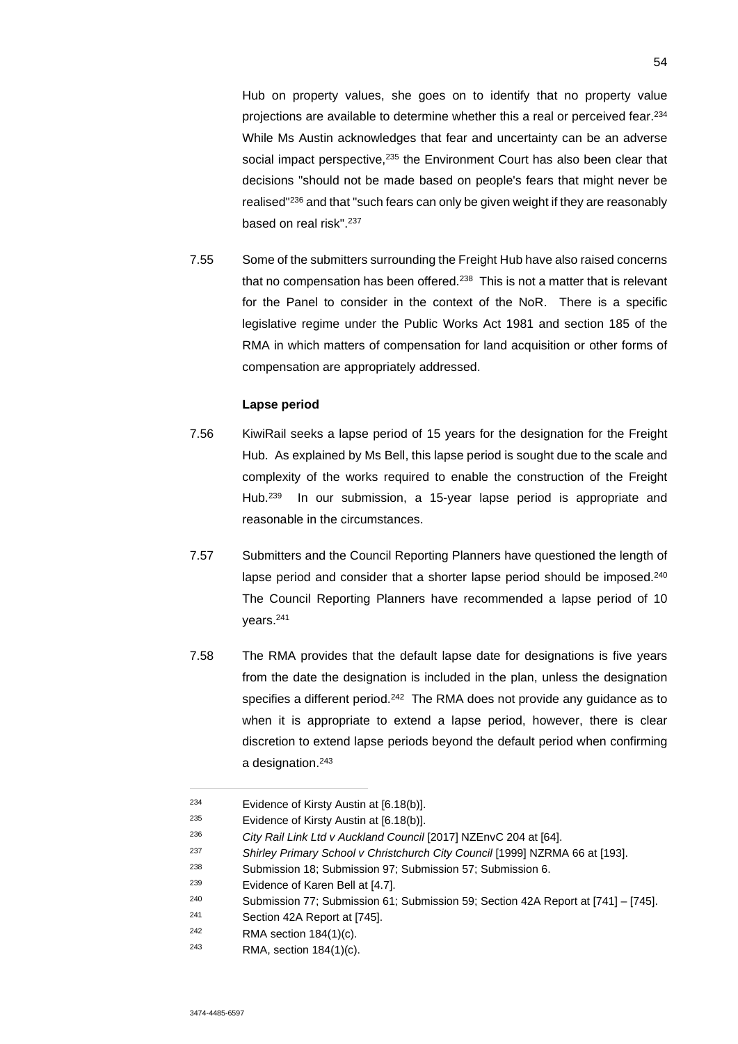Hub on property values, she goes on to identify that no property value projections are available to determine whether this a real or perceived fear.[234] While Ms Austin acknowledges that fear and uncertainty can be an adverse social impact perspective,[235] the Environment Court has also been clear that decisions "should not be made based on people's fears that might never be realised"[236] and that "such fears can only be given weight if they are reasonably based on real risk".[237]

7.55 Some of the submitters surrounding the Freight Hub have also raised concerns that no compensation has been offered.[238] This is not a matter that is relevant for the Panel to consider in the context of the NoR. There is a specific legislative regime under the Public Works Act 1981 and section 185 of the RMA in which matters of compensation for land acquisition or other forms of compensation are appropriately addressed.

**Lapse period**

7.56 KiwiRail seeks a lapse period of 15 years for the designation for the Freight Hub. As explained by Ms Bell, this lapse period is sought due to the scale and complexity of the works required to enable the construction of the Freight Hub.[239] In our submission, a 15-year lapse period is appropriate and reasonable in the circumstances.

7.57 Submitters and the Council Reporting Planners have questioned the length of lapse period and consider that a shorter lapse period should be imposed.[240] The Council Reporting Planners have recommended a lapse period of 10 years.[241]

7.58 The RMA provides that the default lapse date for designations is five years from the date the designation is included in the plan, unless the designation specifies a different period.[242] The RMA does not provide any guidance as to when it is appropriate to extend a lapse period, however, there is clear discretion to extend lapse periods beyond the default period when confirming a designation.[243]

---

234 Evidence of Kirsty Austin at [6.18(b)].

235 Evidence of Kirsty Austin at [6.18(b)].

236 *City Rail Link Ltd v Auckland Council* [2017] NZEnvC 204 at [64].

237 *Shirley Primary School v Christchurch City Council* [1999] NZRMA 66 at [193].

238 Submission 18; Submission 97; Submission 57; Submission 6.

239 Evidence of Karen Bell at [4.7].

240 Submission 77; Submission 61; Submission 59; Section 42A Report at [741] – [745].

241 Section 42A Report at [745].

242 RMA section 184(1)(c).

243 RMA, section 184(1)(c).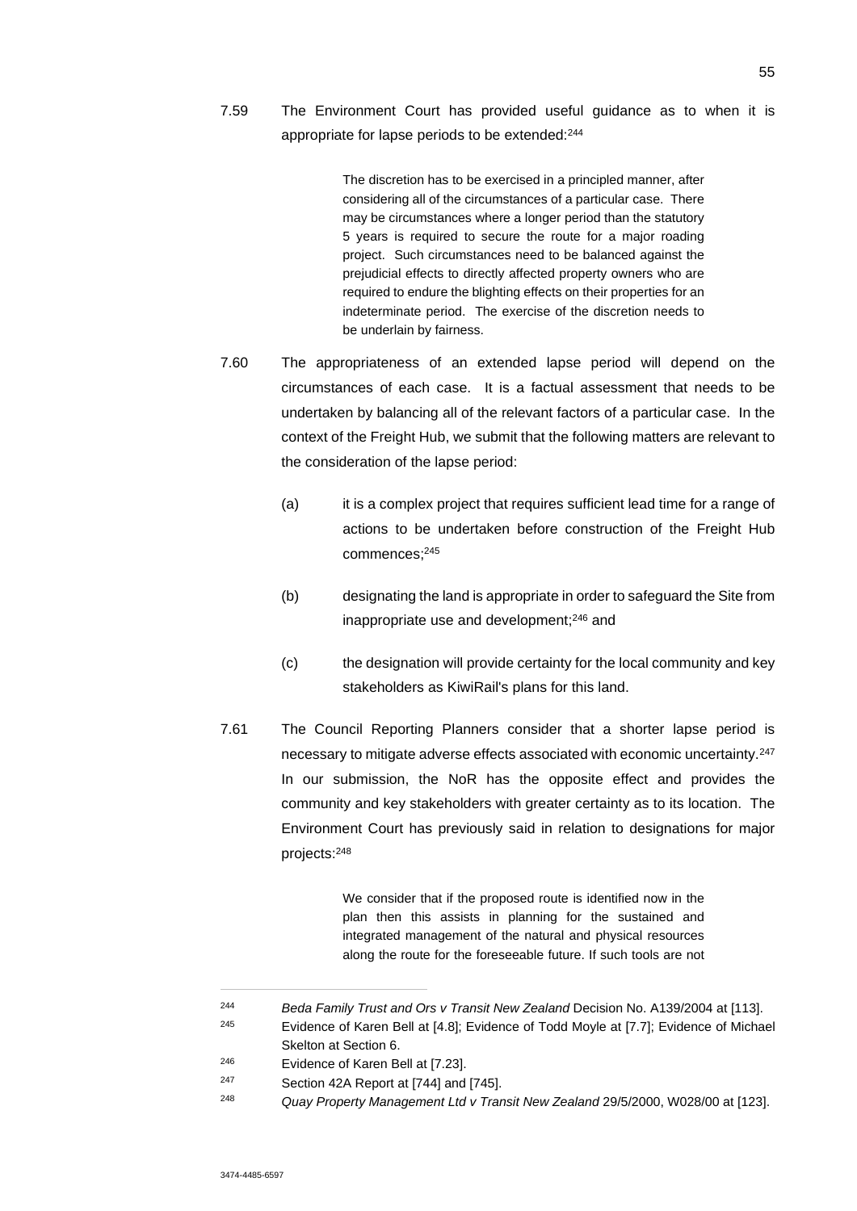7.59 The Environment Court has provided useful guidance as to when it is appropriate for lapse periods to be extended:[244]

> The discretion has to be exercised in a principled manner, after considering all of the circumstances of a particular case. There may be circumstances where a longer period than the statutory 5 years is required to secure the route for a major roading project. Such circumstances need to be balanced against the prejudicial effects to directly affected property owners who are required to endure the blighting effects on their properties for an indeterminate period. The exercise of the discretion needs to be underlain by fairness.

7.60 The appropriateness of an extended lapse period will depend on the circumstances of each case. It is a factual assessment that needs to be undertaken by balancing all of the relevant factors of a particular case. In the context of the Freight Hub, we submit that the following matters are relevant to the consideration of the lapse period:

(a) it is a complex project that requires sufficient lead time for a range of actions to be undertaken before construction of the Freight Hub commences;[245]

(b) designating the land is appropriate in order to safeguard the Site from inappropriate use and development;[246] and

(c) the designation will provide certainty for the local community and key stakeholders as KiwiRail's plans for this land.

7.61 The Council Reporting Planners consider that a shorter lapse period is necessary to mitigate adverse effects associated with economic uncertainty.[247] In our submission, the NoR has the opposite effect and provides the community and key stakeholders with greater certainty as to its location. The Environment Court has previously said in relation to designations for major projects:[248]

> We consider that if the proposed route is identified now in the plan then this assists in planning for the sustained and integrated management of the natural and physical resources along the route for the foreseeable future. If such tools are not

---

[244] *Beda Family Trust and Ors v Transit New Zealand* Decision No. A139/2004 at [113].

[245] Evidence of Karen Bell at [4.8]; Evidence of Todd Moyle at [7.7]; Evidence of Michael Skelton at Section 6.

[246] Evidence of Karen Bell at [7.23].

[247] Section 42A Report at [744] and [745].

[248] *Quay Property Management Ltd v Transit New Zealand* 29/5/2000, W028/00 at [123].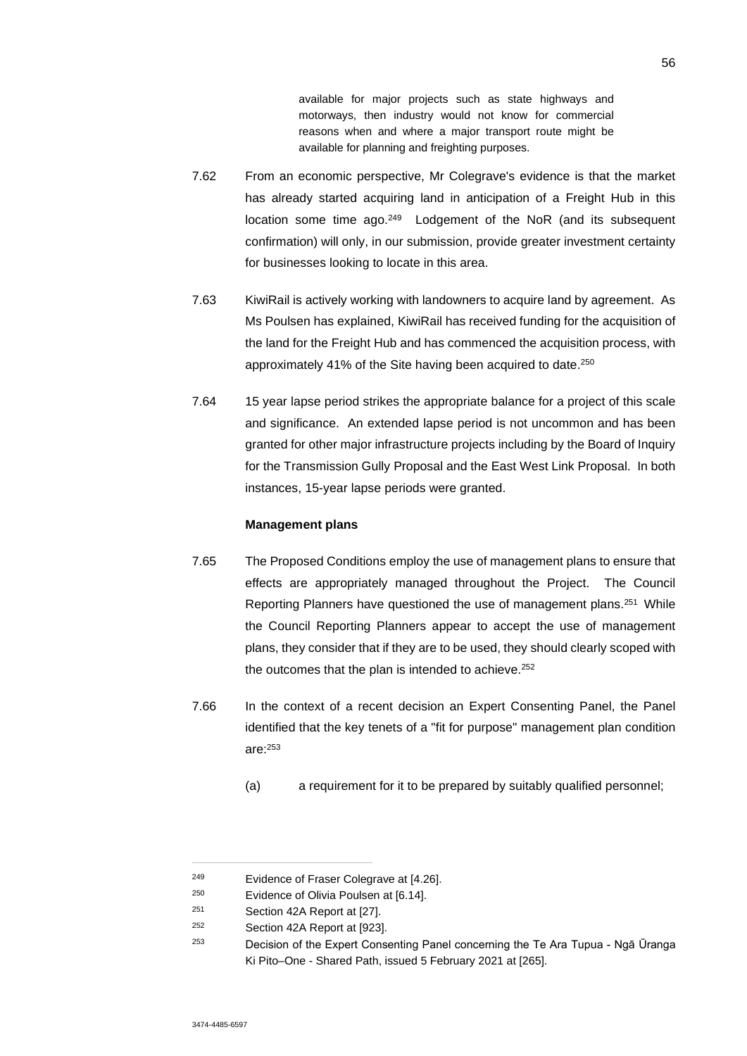> available for major projects such as state highways and motorways, then industry would not know for commercial reasons when and where a major transport route might be available for planning and freighting purposes.

7.62 From an economic perspective, Mr Colegrave's evidence is that the market has already started acquiring land in anticipation of a Freight Hub in this location some time ago.[249] Lodgement of the NoR (and its subsequent confirmation) will only, in our submission, provide greater investment certainty for businesses looking to locate in this area.

7.63 KiwiRail is actively working with landowners to acquire land by agreement. As Ms Poulsen has explained, KiwiRail has received funding for the acquisition of the land for the Freight Hub and has commenced the acquisition process, with approximately 41% of the Site having been acquired to date.[250]

7.64 15 year lapse period strikes the appropriate balance for a project of this scale and significance. An extended lapse period is not uncommon and has been granted for other major infrastructure projects including by the Board of Inquiry for the Transmission Gully Proposal and the East West Link Proposal. In both instances, 15-year lapse periods were granted.

**Management plans**

7.65 The Proposed Conditions employ the use of management plans to ensure that effects are appropriately managed throughout the Project. The Council Reporting Planners have questioned the use of management plans.[251] While the Council Reporting Planners appear to accept the use of management plans, they consider that if they are to be used, they should clearly scoped with the outcomes that the plan is intended to achieve.[252]

7.66 In the context of a recent decision an Expert Consenting Panel, the Panel identified that the key tenets of a "fit for purpose" management plan condition are:[253]

(a) a requirement for it to be prepared by suitably qualified personnel;

---

[249] Evidence of Fraser Colegrave at [4.26].

[250] Evidence of Olivia Poulsen at [6.14].

[251] Section 42A Report at [27].

[252] Section 42A Report at [923].

[253] Decision of the Expert Consenting Panel concerning the Te Ara Tupua - Ngā Ūranga Ki Pito–One - Shared Path, issued 5 February 2021 at [265].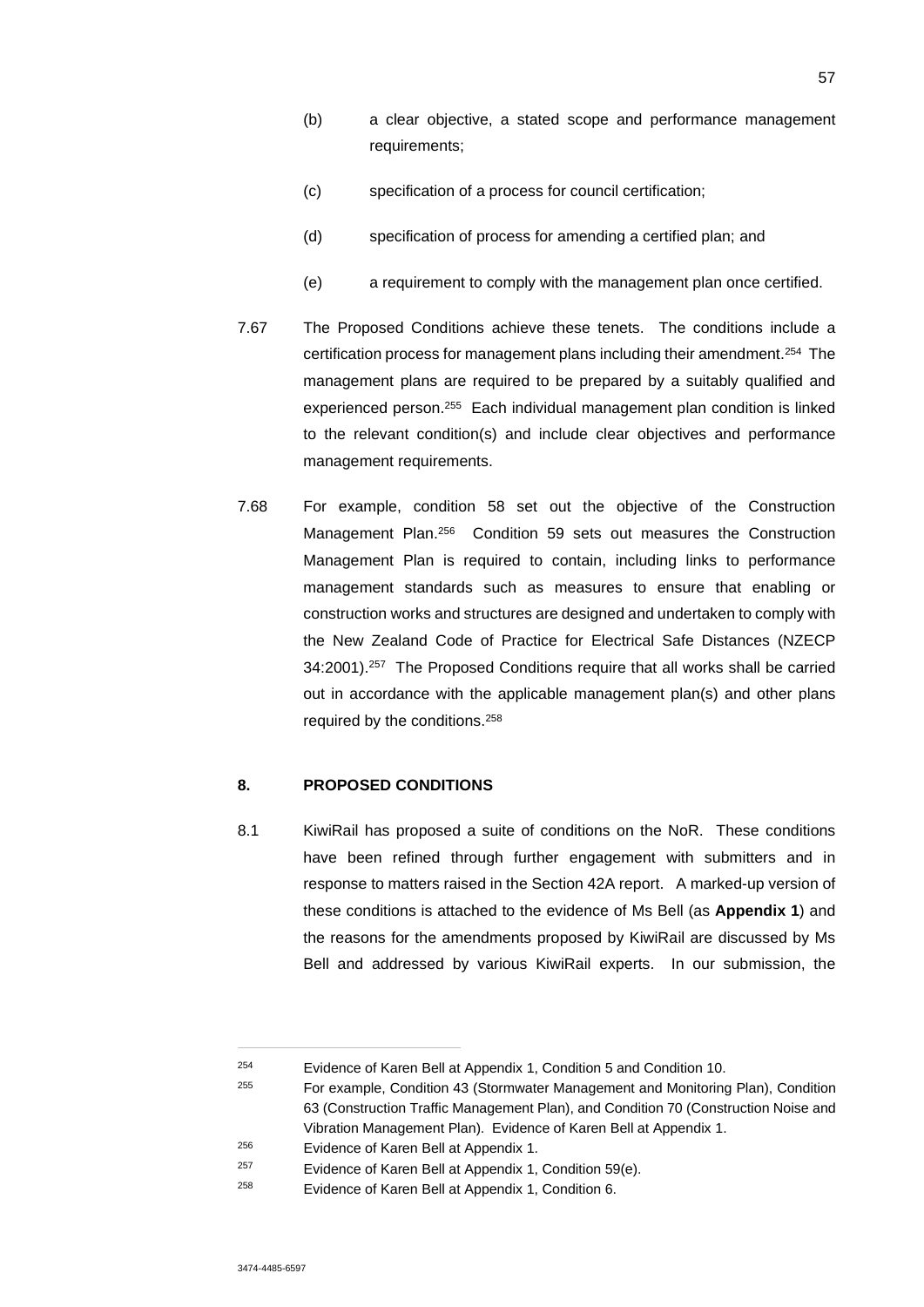(b) a clear objective, a stated scope and performance management requirements;

(c) specification of a process for council certification;

(d) specification of process for amending a certified plan; and

(e) a requirement to comply with the management plan once certified.

7.67 The Proposed Conditions achieve these tenets. The conditions include a certification process for management plans including their amendment.[254] The management plans are required to be prepared by a suitably qualified and experienced person.[255] Each individual management plan condition is linked to the relevant condition(s) and include clear objectives and performance management requirements.

7.68 For example, condition 58 set out the objective of the Construction Management Plan.[256] Condition 59 sets out measures the Construction Management Plan is required to contain, including links to performance management standards such as measures to ensure that enabling or construction works and structures are designed and undertaken to comply with the New Zealand Code of Practice for Electrical Safe Distances (NZECP 34:2001).[257] The Proposed Conditions require that all works shall be carried out in accordance with the applicable management plan(s) and other plans required by the conditions.[258]

## 8. PROPOSED CONDITIONS

8.1 KiwiRail has proposed a suite of conditions on the NoR. These conditions have been refined through further engagement with submitters and in response to matters raised in the Section 42A report. A marked-up version of these conditions is attached to the evidence of Ms Bell (as **Appendix 1**) and the reasons for the amendments proposed by KiwiRail are discussed by Ms Bell and addressed by various KiwiRail experts. In our submission, the

---

[254] Evidence of Karen Bell at Appendix 1, Condition 5 and Condition 10.

[255] For example, Condition 43 (Stormwater Management and Monitoring Plan), Condition 63 (Construction Traffic Management Plan), and Condition 70 (Construction Noise and Vibration Management Plan). Evidence of Karen Bell at Appendix 1.

[256] Evidence of Karen Bell at Appendix 1.

[257] Evidence of Karen Bell at Appendix 1, Condition 59(e).

[258] Evidence of Karen Bell at Appendix 1, Condition 6.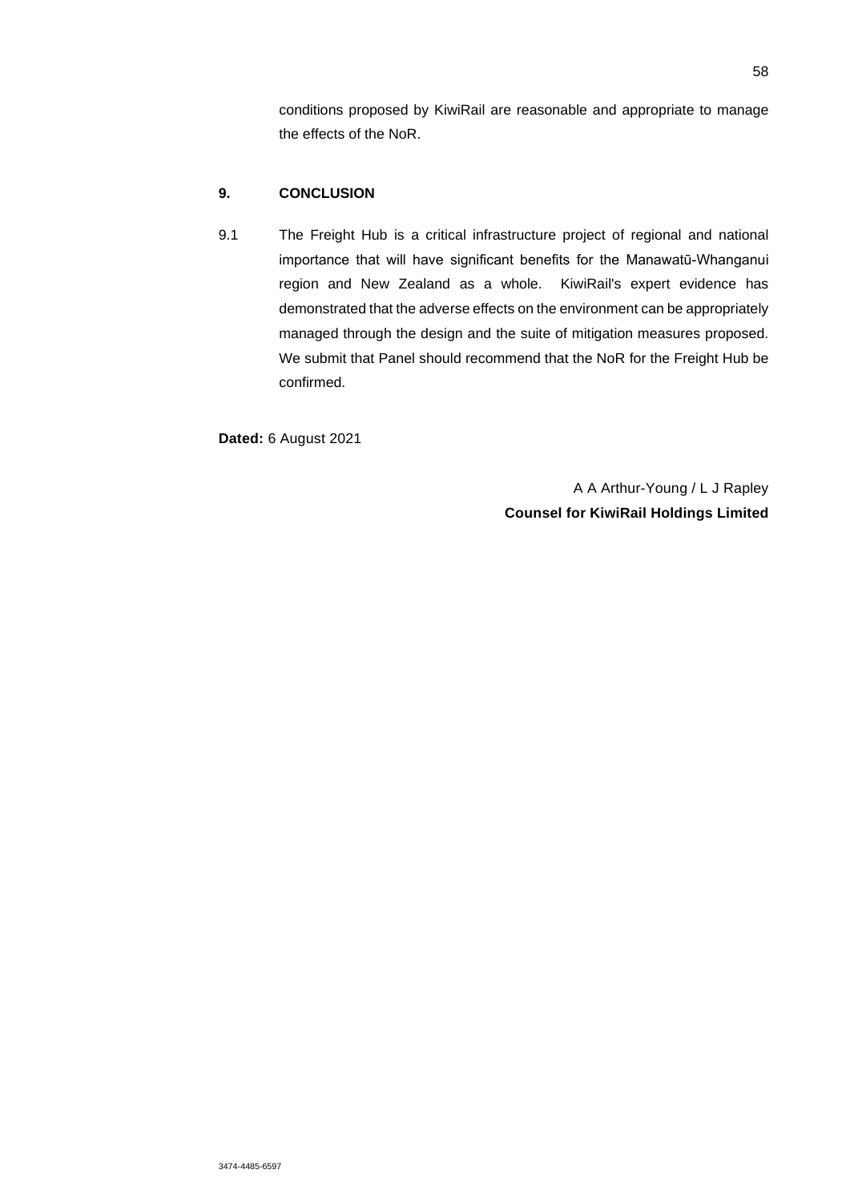conditions proposed by KiwiRail are reasonable and appropriate to manage the effects of the NoR.

## 9. CONCLUSION

9.1 The Freight Hub is a critical infrastructure project of regional and national importance that will have significant benefits for the Manawatū-Whanganui region and New Zealand as a whole. KiwiRail's expert evidence has demonstrated that the adverse effects on the environment can be appropriately managed through the design and the suite of mitigation measures proposed. We submit that Panel should recommend that the NoR for the Freight Hub be confirmed.

**Dated:** 6 August 2021

A A Arthur-Young / L J Rapley
**Counsel for KiwiRail Holdings Limited**

3474-4485-6597